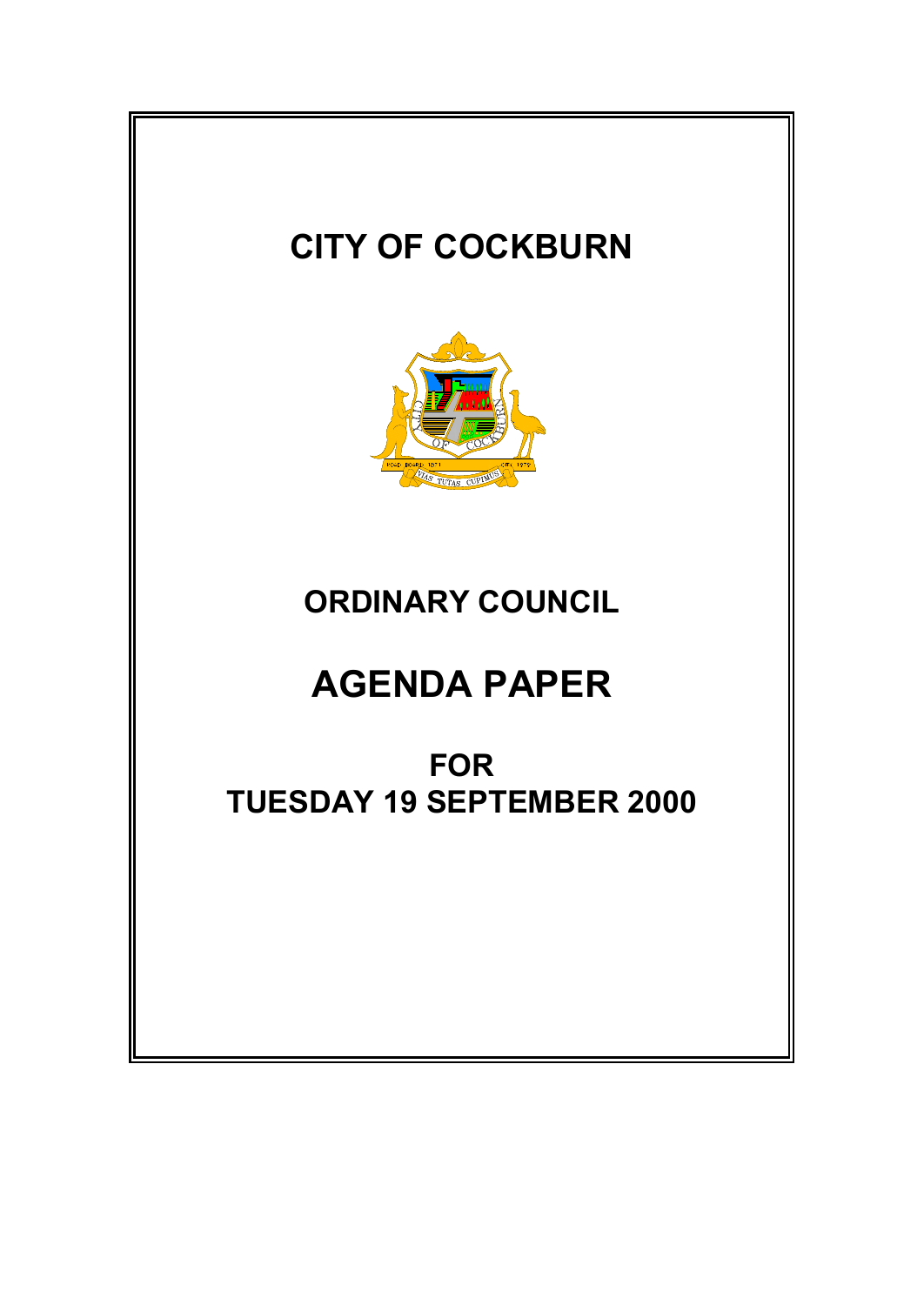# CITY OF COCKBURN

# ORDINARY COUNCIL

# AGENDA PAPER

## FOR
## TUESDAY 19 SEPTEMBER 2000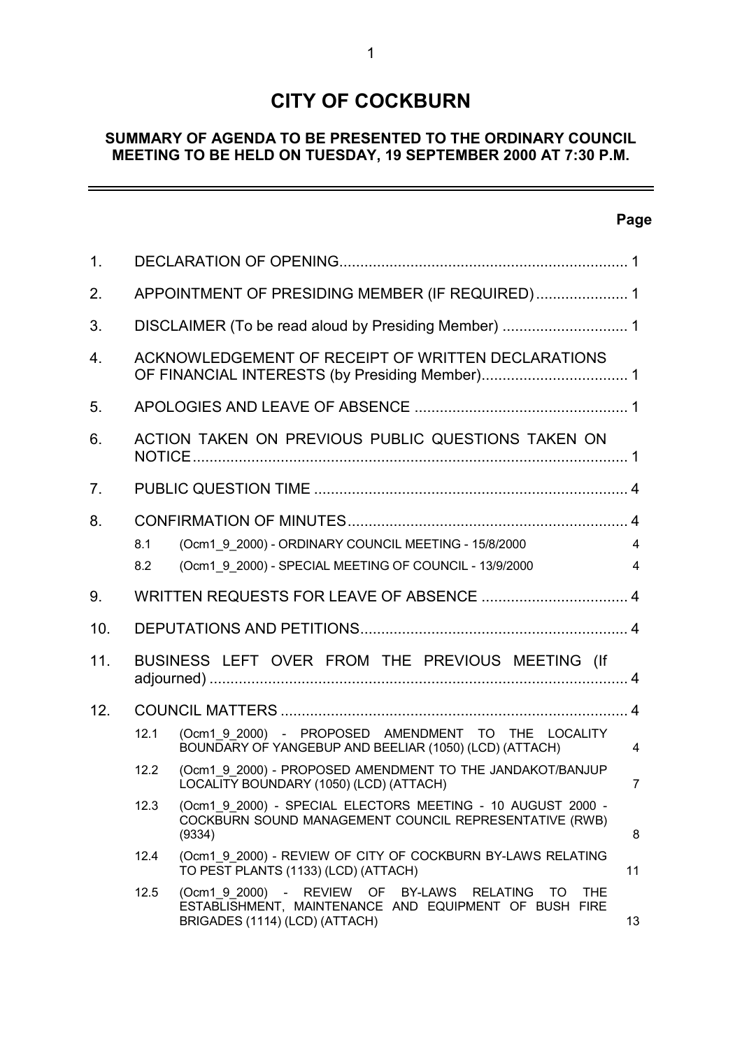# CITY OF COCKBURN

## SUMMARY OF AGENDA TO BE PRESENTED TO THE ORDINARY COUNCIL MEETING TO BE HELD ON TUESDAY, 19 SEPTEMBER 2000 AT 7:30 P.M.

| | | | Page |
|---|---|---|---|
| 1. | DECLARATION OF OPENING | | 1 |
| 2. | APPOINTMENT OF PRESIDING MEMBER (IF REQUIRED) | | 1 |
| 3. | DISCLAIMER (To be read aloud by Presiding Member) | | 1 |
| 4. | ACKNOWLEDGEMENT OF RECEIPT OF WRITTEN DECLARATIONS OF FINANCIAL INTERESTS (by Presiding Member) | | 1 |
| 5. | APOLOGIES AND LEAVE OF ABSENCE | | 1 |
| 6. | ACTION TAKEN ON PREVIOUS PUBLIC QUESTIONS TAKEN ON NOTICE | | 1 |
| 7. | PUBLIC QUESTION TIME | | 4 |
| 8. | CONFIRMATION OF MINUTES | | 4 |
| | 8.1 | (Ocm1_9_2000) - ORDINARY COUNCIL MEETING - 15/8/2000 | 4 |
| | 8.2 | (Ocm1_9_2000) - SPECIAL MEETING OF COUNCIL - 13/9/2000 | 4 |
| 9. | WRITTEN REQUESTS FOR LEAVE OF ABSENCE | | 4 |
| 10. | DEPUTATIONS AND PETITIONS | | 4 |
| 11. | BUSINESS LEFT OVER FROM THE PREVIOUS MEETING (If adjourned) | | 4 |
| 12. | COUNCIL MATTERS | | 4 |
| | 12.1 | (Ocm1_9_2000) - PROPOSED AMENDMENT TO THE LOCALITY BOUNDARY OF YANGEBUP AND BEELIAR (1050) (LCD) (ATTACH) | 4 |
| | 12.2 | (Ocm1_9_2000) - PROPOSED AMENDMENT TO THE JANDAKOT/BANJUP LOCALITY BOUNDARY (1050) (LCD) (ATTACH) | 7 |
| | 12.3 | (Ocm1_9_2000) - SPECIAL ELECTORS MEETING - 10 AUGUST 2000 - COCKBURN SOUND MANAGEMENT COUNCIL REPRESENTATIVE (RWB) (9334) | 8 |
| | 12.4 | (Ocm1_9_2000) - REVIEW OF CITY OF COCKBURN BY-LAWS RELATING TO PEST PLANTS (1133) (LCD) (ATTACH) | 11 |
| | 12.5 | (Ocm1_9_2000) - REVIEW OF BY-LAWS RELATING TO THE ESTABLISHMENT, MAINTENANCE AND EQUIPMENT OF BUSH FIRE BRIGADES (1114) (LCD) (ATTACH) | 13 |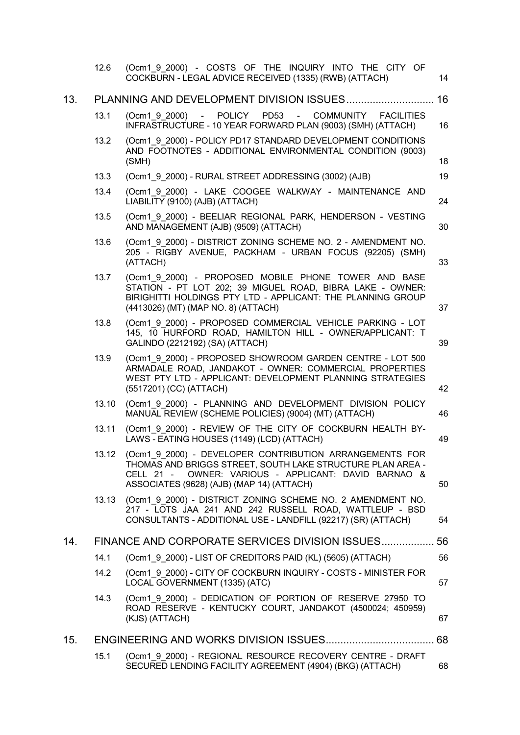| | | | |
|---|---|---|---|
| | 12.6 | (Ocm1_9_2000) - COSTS OF THE INQUIRY INTO THE CITY OF COCKBURN - LEGAL ADVICE RECEIVED (1335) (RWB) (ATTACH) | 14 |
| 13. | PLANNING AND DEVELOPMENT DIVISION ISSUES | | 16 |
| | 13.1 | (Ocm1_9_2000) - POLICY PD53 - COMMUNITY FACILITIES INFRASTRUCTURE - 10 YEAR FORWARD PLAN (9003) (SMH) (ATTACH) | 16 |
| | 13.2 | (Ocm1_9_2000) - POLICY PD17 STANDARD DEVELOPMENT CONDITIONS AND FOOTNOTES - ADDITIONAL ENVIRONMENTAL CONDITION (9003) (SMH) | 18 |
| | 13.3 | (Ocm1_9_2000) - RURAL STREET ADDRESSING (3002) (AJB) | 19 |
| | 13.4 | (Ocm1_9_2000) - LAKE COOGEE WALKWAY - MAINTENANCE AND LIABILITY (9100) (AJB) (ATTACH) | 24 |
| | 13.5 | (Ocm1_9_2000) - BEELIAR REGIONAL PARK, HENDERSON - VESTING AND MANAGEMENT (AJB) (9509) (ATTACH) | 30 |
| | 13.6 | (Ocm1_9_2000) - DISTRICT ZONING SCHEME NO. 2 - AMENDMENT NO. 205 - RIGBY AVENUE, PACKHAM - URBAN FOCUS (92205) (SMH) (ATTACH) | 33 |
| | 13.7 | (Ocm1_9_2000) - PROPOSED MOBILE PHONE TOWER AND BASE STATION - PT LOT 202; 39 MIGUEL ROAD, BIBRA LAKE - OWNER: BIRIGHITTI HOLDINGS PTY LTD - APPLICANT: THE PLANNING GROUP (4413026) (MT) (MAP NO. 8) (ATTACH) | 37 |
| | 13.8 | (Ocm1_9_2000) - PROPOSED COMMERCIAL VEHICLE PARKING - LOT 145, 10 HURFORD ROAD, HAMILTON HILL - OWNER/APPLICANT: T GALINDO (2212192) (SA) (ATTACH) | 39 |
| | 13.9 | (Ocm1_9_2000) - PROPOSED SHOWROOM GARDEN CENTRE - LOT 500 ARMADALE ROAD, JANDAKOT - OWNER: COMMERCIAL PROPERTIES WEST PTY LTD - APPLICANT: DEVELOPMENT PLANNING STRATEGIES (5517201) (CC) (ATTACH) | 42 |
| | 13.10 | (Ocm1_9_2000) - PLANNING AND DEVELOPMENT DIVISION POLICY MANUAL REVIEW (SCHEME POLICIES) (9004) (MT) (ATTACH) | 46 |
| | 13.11 | (Ocm1_9_2000) - REVIEW OF THE CITY OF COCKBURN HEALTH BY-LAWS - EATING HOUSES (1149) (LCD) (ATTACH) | 49 |
| | 13.12 | (Ocm1_9_2000) - DEVELOPER CONTRIBUTION ARRANGEMENTS FOR THOMAS AND BRIGGS STREET, SOUTH LAKE STRUCTURE PLAN AREA - CELL 21 - OWNER: VARIOUS - APPLICANT: DAVID BARNAO & ASSOCIATES (9628) (AJB) (MAP 14) (ATTACH) | 50 |
| | 13.13 | (Ocm1_9_2000) - DISTRICT ZONING SCHEME NO. 2 AMENDMENT NO. 217 - LOTS JAA 241 AND 242 RUSSELL ROAD, WATTLEUP - BSD CONSULTANTS - ADDITIONAL USE - LANDFILL (92217) (SR) (ATTACH) | 54 |
| 14. | FINANCE AND CORPORATE SERVICES DIVISION ISSUES | | 56 |
| | 14.1 | (Ocm1_9_2000) - LIST OF CREDITORS PAID (KL) (5605) (ATTACH) | 56 |
| | 14.2 | (Ocm1_9_2000) - CITY OF COCKBURN INQUIRY - COSTS - MINISTER FOR LOCAL GOVERNMENT (1335) (ATC) | 57 |
| | 14.3 | (Ocm1_9_2000) - DEDICATION OF PORTION OF RESERVE 27950 TO ROAD RESERVE - KENTUCKY COURT, JANDAKOT (4500024; 450959) (KJS) (ATTACH) | 67 |
| 15. | ENGINEERING AND WORKS DIVISION ISSUES | | 68 |
| | 15.1 | (Ocm1_9_2000) - REGIONAL RESOURCE RECOVERY CENTRE - DRAFT SECURED LENDING FACILITY AGREEMENT (4904) (BKG) (ATTACH) | 68 |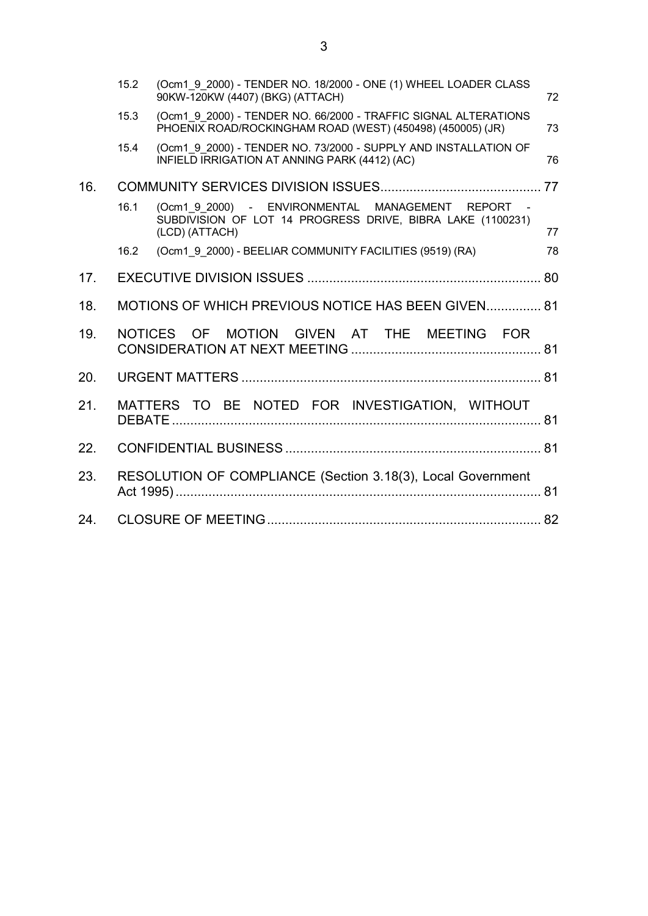| | | | |
|---|---|---|---|
| | 15.2 | (Ocm1_9_2000) - TENDER NO. 18/2000 - ONE (1) WHEEL LOADER CLASS 90KW-120KW (4407) (BKG) (ATTACH) | 72 |
| | 15.3 | (Ocm1_9_2000) - TENDER NO. 66/2000 - TRAFFIC SIGNAL ALTERATIONS PHOENIX ROAD/ROCKINGHAM ROAD (WEST) (450498) (450005) (JR) | 73 |
| | 15.4 | (Ocm1_9_2000) - TENDER NO. 73/2000 - SUPPLY AND INSTALLATION OF INFIELD IRRIGATION AT ANNING PARK (4412) (AC) | 76 |
| 16. | COMMUNITY SERVICES DIVISION ISSUES | | 77 |
| | 16.1 | (Ocm1_9_2000) - ENVIRONMENTAL MANAGEMENT REPORT - SUBDIVISION OF LOT 14 PROGRESS DRIVE, BIBRA LAKE (1100231) (LCD) (ATTACH) | 77 |
| | 16.2 | (Ocm1_9_2000) - BEELIAR COMMUNITY FACILITIES (9519) (RA) | 78 |
| 17. | EXECUTIVE DIVISION ISSUES | | 80 |
| 18. | MOTIONS OF WHICH PREVIOUS NOTICE HAS BEEN GIVEN | | 81 |
| 19. | NOTICES OF MOTION GIVEN AT THE MEETING FOR CONSIDERATION AT NEXT MEETING | | 81 |
| 20. | URGENT MATTERS | | 81 |
| 21. | MATTERS TO BE NOTED FOR INVESTIGATION, WITHOUT DEBATE | | 81 |
| 22. | CONFIDENTIAL BUSINESS | | 81 |
| 23. | RESOLUTION OF COMPLIANCE (Section 3.18(3), Local Government Act 1995) | | 81 |
| 24. | CLOSURE OF MEETING | | 82 |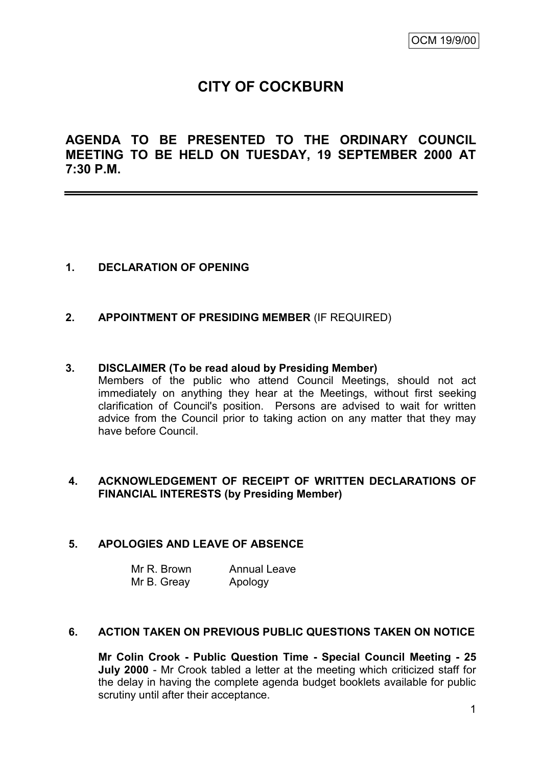OCM 19/9/00

# CITY OF COCKBURN

## AGENDA TO BE PRESENTED TO THE ORDINARY COUNCIL MEETING TO BE HELD ON TUESDAY, 19 SEPTEMBER 2000 AT 7:30 P.M.

---

**1. DECLARATION OF OPENING**

**2. APPOINTMENT OF PRESIDING MEMBER** (IF REQUIRED)

**3. DISCLAIMER (To be read aloud by Presiding Member)**

Members of the public who attend Council Meetings, should not act immediately on anything they hear at the Meetings, without first seeking clarification of Council's position. Persons are advised to wait for written advice from the Council prior to taking action on any matter that they may have before Council.

**4. ACKNOWLEDGEMENT OF RECEIPT OF WRITTEN DECLARATIONS OF FINANCIAL INTERESTS (by Presiding Member)**

**5. APOLOGIES AND LEAVE OF ABSENCE**

| | |
|---|---|
| Mr R. Brown | Annual Leave |
| Mr B. Greay | Apology |

**6. ACTION TAKEN ON PREVIOUS PUBLIC QUESTIONS TAKEN ON NOTICE**

**Mr Colin Crook - Public Question Time - Special Council Meeting - 25 July 2000** - Mr Crook tabled a letter at the meeting which criticized staff for the delay in having the complete agenda budget booklets available for public scrutiny until after their acceptance.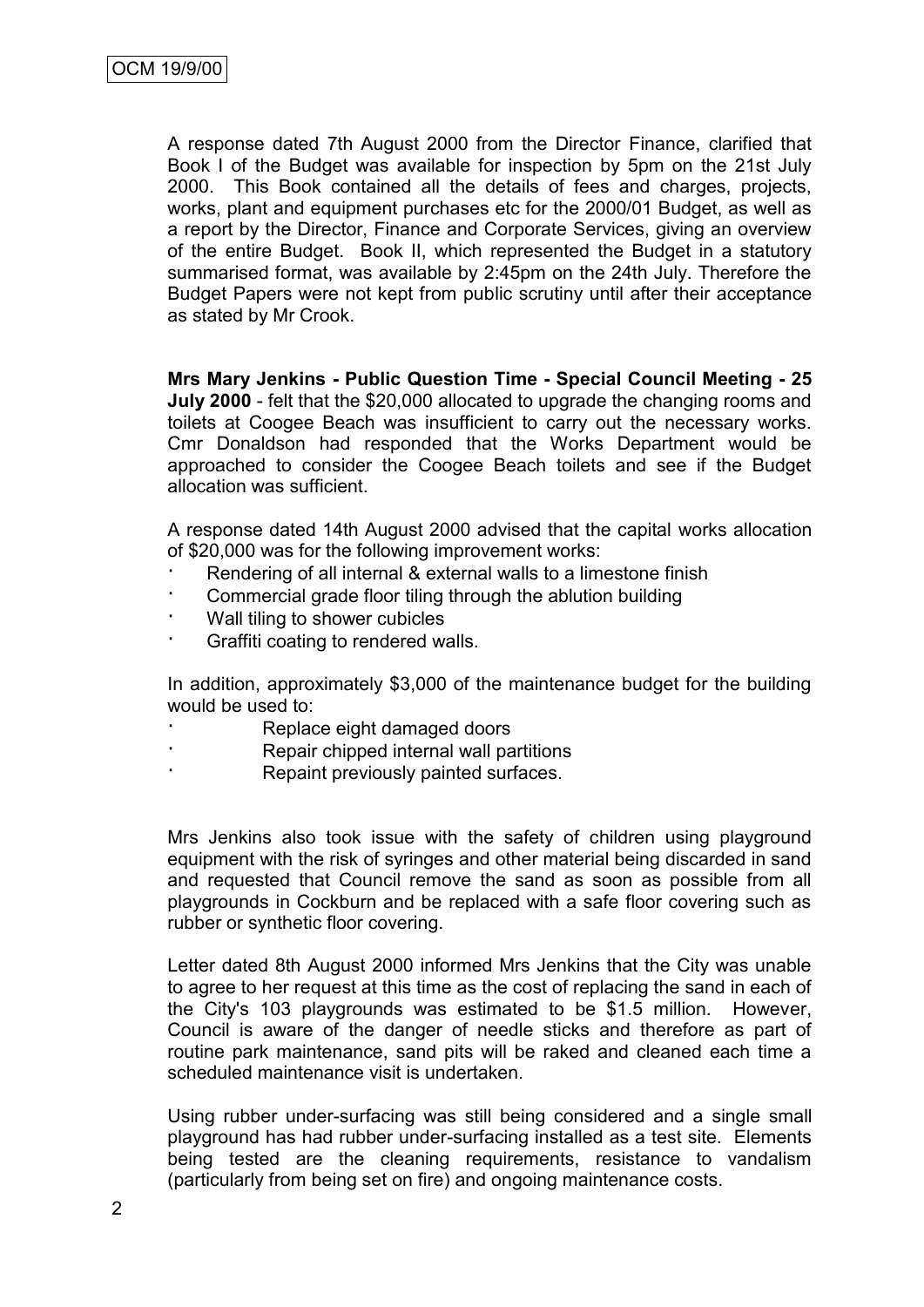A response dated 7th August 2000 from the Director Finance, clarified that Book I of the Budget was available for inspection by 5pm on the 21st July 2000. This Book contained all the details of fees and charges, projects, works, plant and equipment purchases etc for the 2000/01 Budget, as well as a report by the Director, Finance and Corporate Services, giving an overview of the entire Budget. Book II, which represented the Budget in a statutory summarised format, was available by 2:45pm on the 24th July. Therefore the Budget Papers were not kept from public scrutiny until after their acceptance as stated by Mr Crook.

**Mrs Mary Jenkins - Public Question Time - Special Council Meeting - 25 July 2000** - felt that the $20,000 allocated to upgrade the changing rooms and toilets at Coogee Beach was insufficient to carry out the necessary works. Cmr Donaldson had responded that the Works Department would be approached to consider the Coogee Beach toilets and see if the Budget allocation was sufficient.

A response dated 14th August 2000 advised that the capital works allocation of $20,000 was for the following improvement works:

- Rendering of all internal & external walls to a limestone finish
- Commercial grade floor tiling through the ablution building
- Wall tiling to shower cubicles
- Graffiti coating to rendered walls.

In addition, approximately $3,000 of the maintenance budget for the building would be used to:

- Replace eight damaged doors
- Repair chipped internal wall partitions
- Repaint previously painted surfaces.

Mrs Jenkins also took issue with the safety of children using playground equipment with the risk of syringes and other material being discarded in sand and requested that Council remove the sand as soon as possible from all playgrounds in Cockburn and be replaced with a safe floor covering such as rubber or synthetic floor covering.

Letter dated 8th August 2000 informed Mrs Jenkins that the City was unable to agree to her request at this time as the cost of replacing the sand in each of the City's 103 playgrounds was estimated to be $1.5 million. However, Council is aware of the danger of needle sticks and therefore as part of routine park maintenance, sand pits will be raked and cleaned each time a scheduled maintenance visit is undertaken.

Using rubber under-surfacing was still being considered and a single small playground has had rubber under-surfacing installed as a test site. Elements being tested are the cleaning requirements, resistance to vandalism (particularly from being set on fire) and ongoing maintenance costs.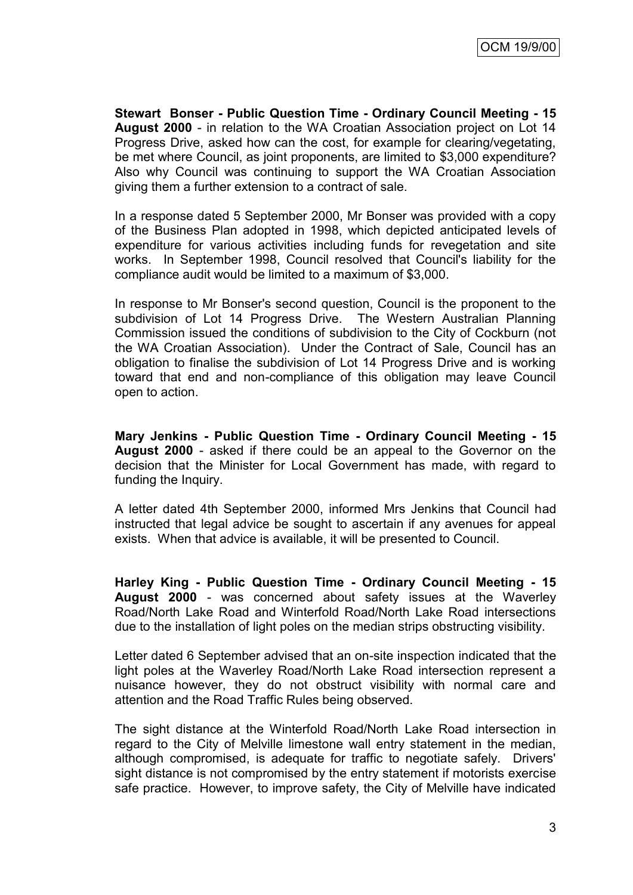**Stewart Bonser - Public Question Time - Ordinary Council Meeting - 15 August 2000** - in relation to the WA Croatian Association project on Lot 14 Progress Drive, asked how can the cost, for example for clearing/vegetating, be met where Council, as joint proponents, are limited to $3,000 expenditure? Also why Council was continuing to support the WA Croatian Association giving them a further extension to a contract of sale.

In a response dated 5 September 2000, Mr Bonser was provided with a copy of the Business Plan adopted in 1998, which depicted anticipated levels of expenditure for various activities including funds for revegetation and site works. In September 1998, Council resolved that Council's liability for the compliance audit would be limited to a maximum of $3,000.

In response to Mr Bonser's second question, Council is the proponent to the subdivision of Lot 14 Progress Drive. The Western Australian Planning Commission issued the conditions of subdivision to the City of Cockburn (not the WA Croatian Association). Under the Contract of Sale, Council has an obligation to finalise the subdivision of Lot 14 Progress Drive and is working toward that end and non-compliance of this obligation may leave Council open to action.

**Mary Jenkins - Public Question Time - Ordinary Council Meeting - 15 August 2000** - asked if there could be an appeal to the Governor on the decision that the Minister for Local Government has made, with regard to funding the Inquiry.

A letter dated 4th September 2000, informed Mrs Jenkins that Council had instructed that legal advice be sought to ascertain if any avenues for appeal exists. When that advice is available, it will be presented to Council.

**Harley King - Public Question Time - Ordinary Council Meeting - 15 August 2000** - was concerned about safety issues at the Waverley Road/North Lake Road and Winterfold Road/North Lake Road intersections due to the installation of light poles on the median strips obstructing visibility.

Letter dated 6 September advised that an on-site inspection indicated that the light poles at the Waverley Road/North Lake Road intersection represent a nuisance however, they do not obstruct visibility with normal care and attention and the Road Traffic Rules being observed.

The sight distance at the Winterfold Road/North Lake Road intersection in regard to the City of Melville limestone wall entry statement in the median, although compromised, is adequate for traffic to negotiate safely. Drivers' sight distance is not compromised by the entry statement if motorists exercise safe practice. However, to improve safety, the City of Melville have indicated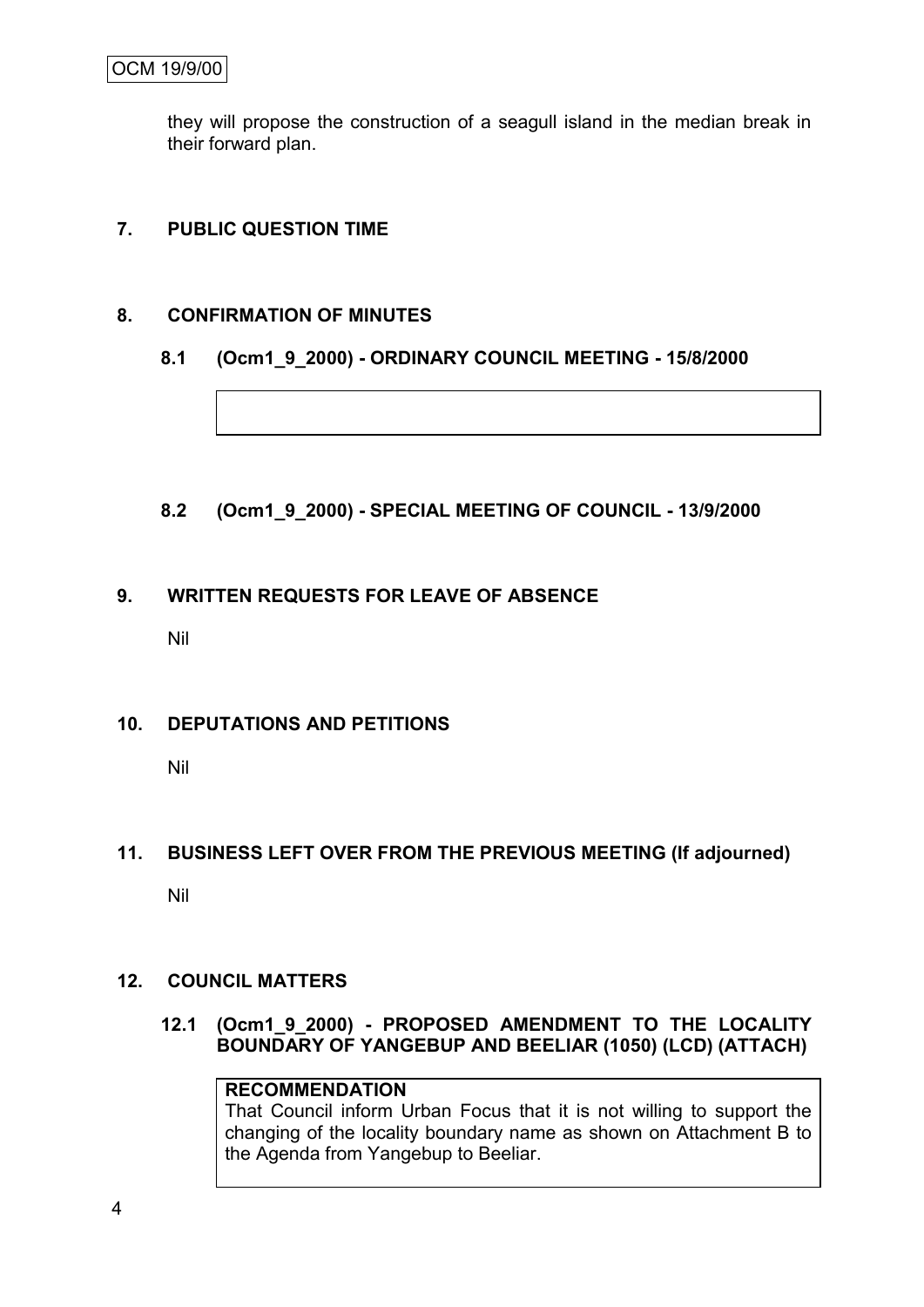they will propose the construction of a seagull island in the median break in their forward plan.

## 7. PUBLIC QUESTION TIME

## 8. CONFIRMATION OF MINUTES

### 8.1 (Ocm1_9_2000) - ORDINARY COUNCIL MEETING - 15/8/2000

### 8.2 (Ocm1_9_2000) - SPECIAL MEETING OF COUNCIL - 13/9/2000

## 9. WRITTEN REQUESTS FOR LEAVE OF ABSENCE

Nil

## 10. DEPUTATIONS AND PETITIONS

Nil

## 11. BUSINESS LEFT OVER FROM THE PREVIOUS MEETING (If adjourned)

Nil

## 12. COUNCIL MATTERS

### 12.1 (Ocm1_9_2000) - PROPOSED AMENDMENT TO THE LOCALITY BOUNDARY OF YANGEBUP AND BEELIAR (1050) (LCD) (ATTACH)

**RECOMMENDATION**

That Council inform Urban Focus that it is not willing to support the changing of the locality boundary name as shown on Attachment B to the Agenda from Yangebup to Beeliar.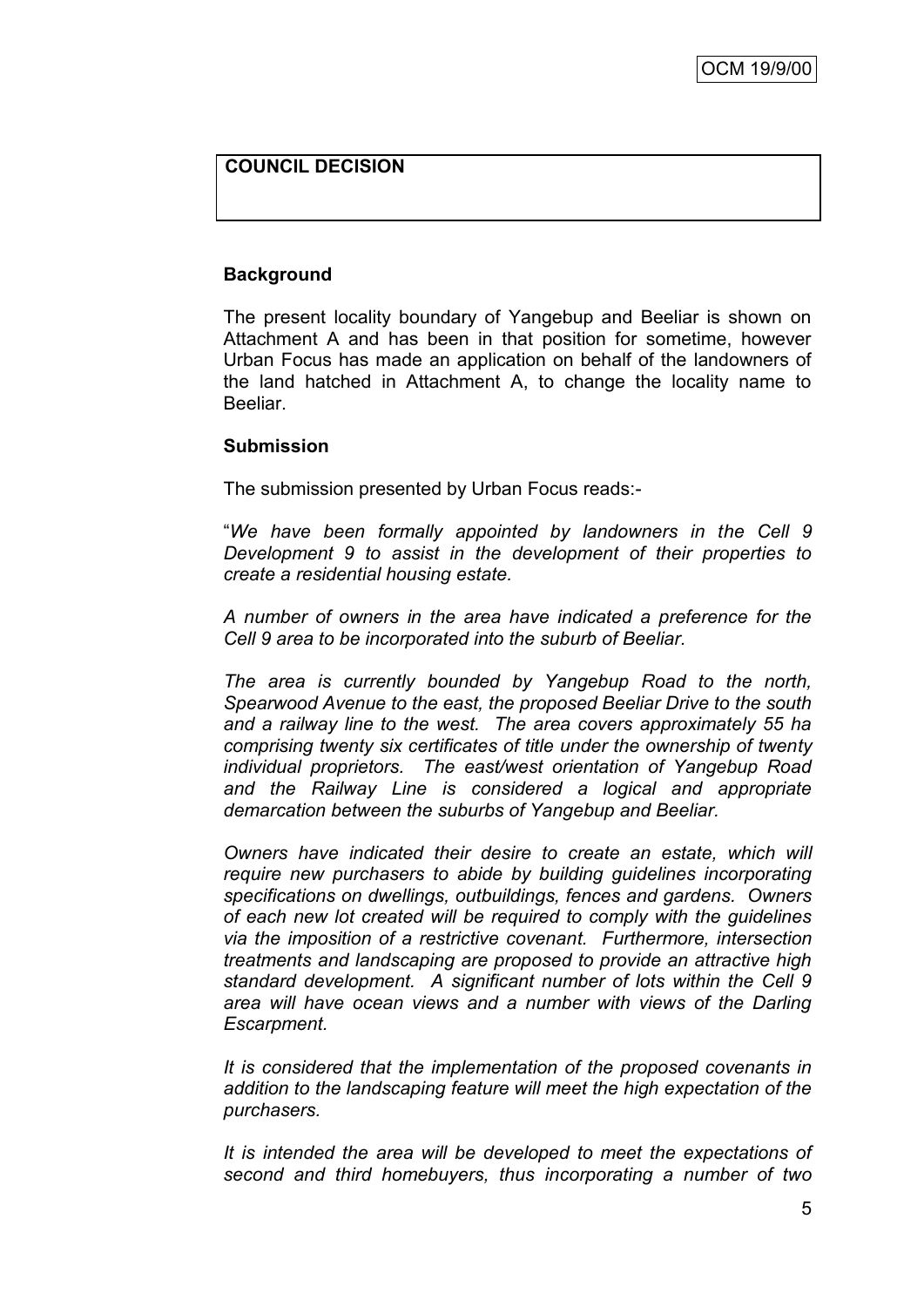**COUNCIL DECISION**

**Background**

The present locality boundary of Yangebup and Beeliar is shown on Attachment A and has been in that position for sometime, however Urban Focus has made an application on behalf of the landowners of the land hatched in Attachment A, to change the locality name to Beeliar.

**Submission**

The submission presented by Urban Focus reads:-

"*We have been formally appointed by landowners in the Cell 9 Development 9 to assist in the development of their properties to create a residential housing estate.*

*A number of owners in the area have indicated a preference for the Cell 9 area to be incorporated into the suburb of Beeliar.*

*The area is currently bounded by Yangebup Road to the north, Spearwood Avenue to the east, the proposed Beeliar Drive to the south and a railway line to the west. The area covers approximately 55 ha comprising twenty six certificates of title under the ownership of twenty individual proprietors. The east/west orientation of Yangebup Road and the Railway Line is considered a logical and appropriate demarcation between the suburbs of Yangebup and Beeliar.*

*Owners have indicated their desire to create an estate, which will require new purchasers to abide by building guidelines incorporating specifications on dwellings, outbuildings, fences and gardens. Owners of each new lot created will be required to comply with the guidelines via the imposition of a restrictive covenant. Furthermore, intersection treatments and landscaping are proposed to provide an attractive high standard development. A significant number of lots within the Cell 9 area will have ocean views and a number with views of the Darling Escarpment.*

*It is considered that the implementation of the proposed covenants in addition to the landscaping feature will meet the high expectation of the purchasers.*

*It is intended the area will be developed to meet the expectations of second and third homebuyers, thus incorporating a number of two*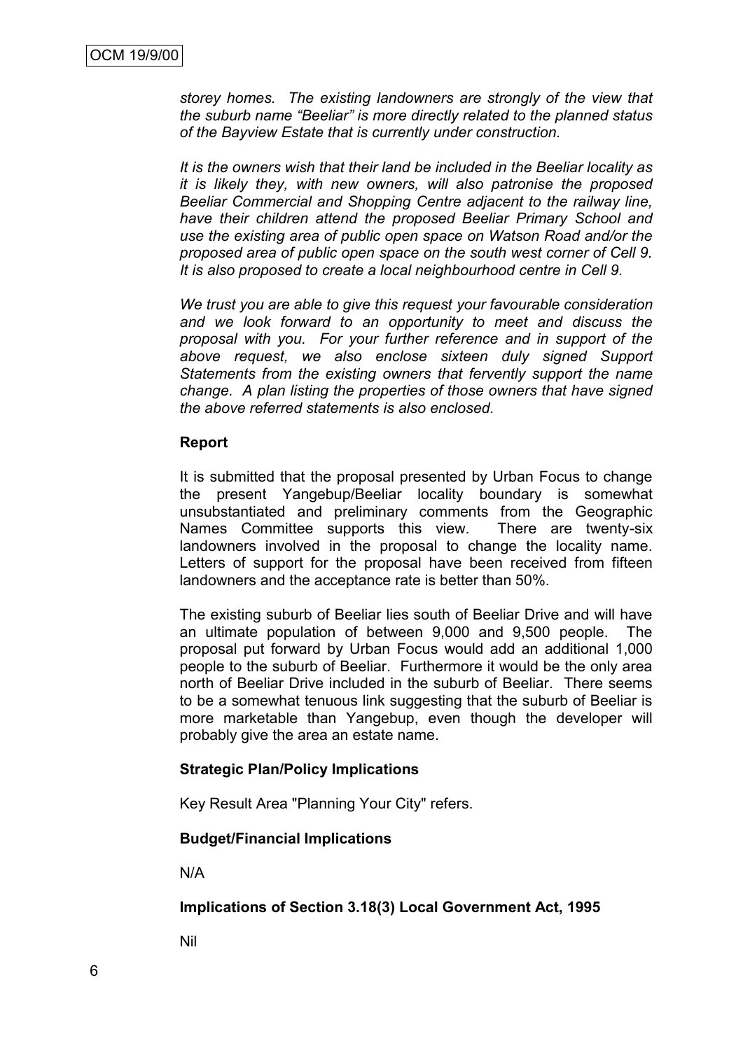*storey homes. The existing landowners are strongly of the view that the suburb name "Beeliar" is more directly related to the planned status of the Bayview Estate that is currently under construction.*

*It is the owners wish that their land be included in the Beeliar locality as it is likely they, with new owners, will also patronise the proposed Beeliar Commercial and Shopping Centre adjacent to the railway line, have their children attend the proposed Beeliar Primary School and use the existing area of public open space on Watson Road and/or the proposed area of public open space on the south west corner of Cell 9. It is also proposed to create a local neighbourhood centre in Cell 9.*

*We trust you are able to give this request your favourable consideration and we look forward to an opportunity to meet and discuss the proposal with you. For your further reference and in support of the above request, we also enclose sixteen duly signed Support Statements from the existing owners that fervently support the name change. A plan listing the properties of those owners that have signed the above referred statements is also enclosed.*

**Report**

It is submitted that the proposal presented by Urban Focus to change the present Yangebup/Beeliar locality boundary is somewhat unsubstantiated and preliminary comments from the Geographic Names Committee supports this view. There are twenty-six landowners involved in the proposal to change the locality name. Letters of support for the proposal have been received from fifteen landowners and the acceptance rate is better than 50%.

The existing suburb of Beeliar lies south of Beeliar Drive and will have an ultimate population of between 9,000 and 9,500 people. The proposal put forward by Urban Focus would add an additional 1,000 people to the suburb of Beeliar. Furthermore it would be the only area north of Beeliar Drive included in the suburb of Beeliar. There seems to be a somewhat tenuous link suggesting that the suburb of Beeliar is more marketable than Yangebup, even though the developer will probably give the area an estate name.

**Strategic Plan/Policy Implications**

Key Result Area "Planning Your City" refers.

**Budget/Financial Implications**

N/A

**Implications of Section 3.18(3) Local Government Act, 1995**

Nil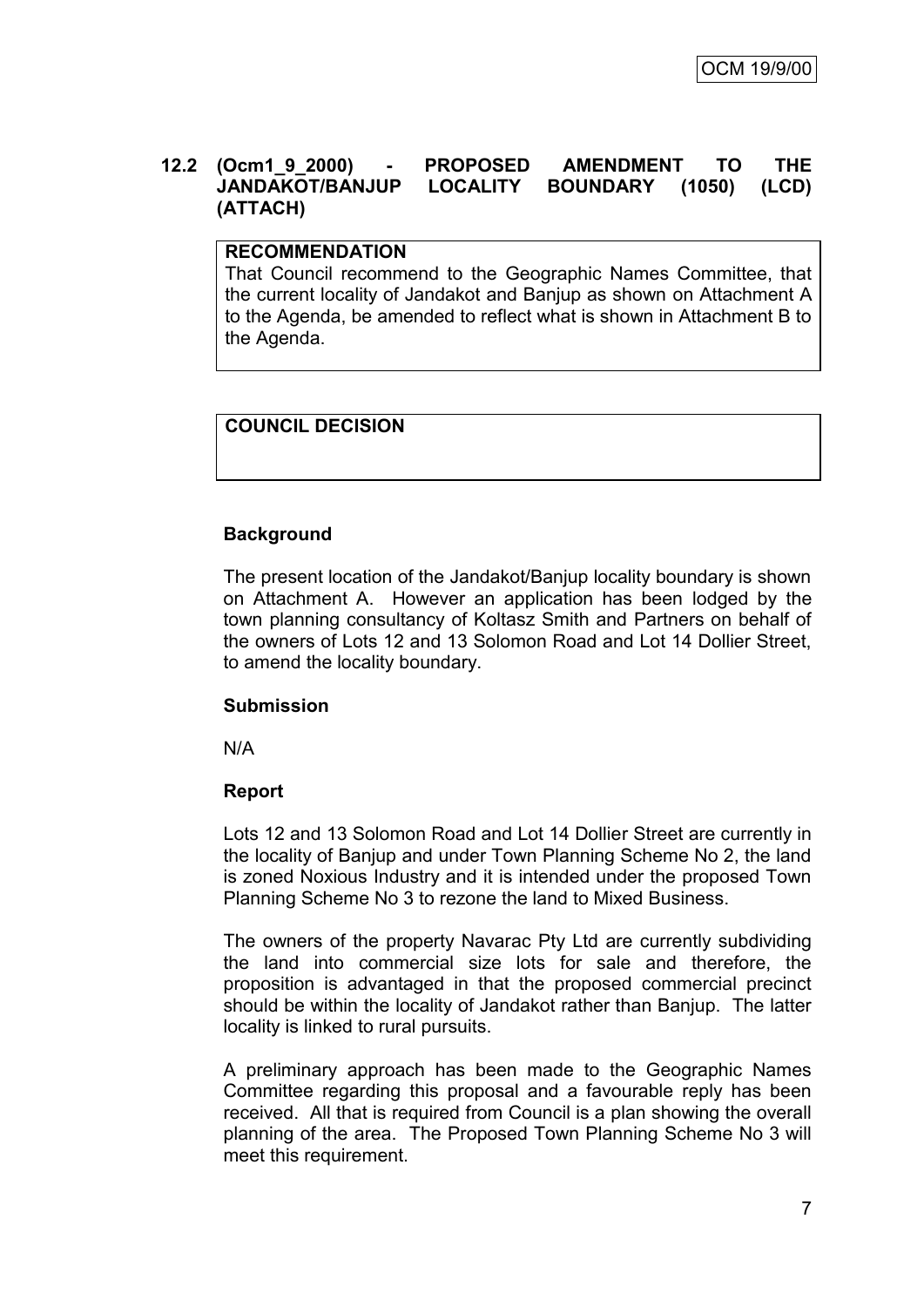## 12.2 (Ocm1_9_2000) - PROPOSED AMENDMENT TO THE JANDAKOT/BANJUP LOCALITY BOUNDARY (1050) (LCD) (ATTACH)

**RECOMMENDATION**

That Council recommend to the Geographic Names Committee, that the current locality of Jandakot and Banjup as shown on Attachment A to the Agenda, be amended to reflect what is shown in Attachment B to the Agenda.

**COUNCIL DECISION**

### Background

The present location of the Jandakot/Banjup locality boundary is shown on Attachment A. However an application has been lodged by the town planning consultancy of Koltasz Smith and Partners on behalf of the owners of Lots 12 and 13 Solomon Road and Lot 14 Dollier Street, to amend the locality boundary.

### Submission

N/A

### Report

Lots 12 and 13 Solomon Road and Lot 14 Dollier Street are currently in the locality of Banjup and under Town Planning Scheme No 2, the land is zoned Noxious Industry and it is intended under the proposed Town Planning Scheme No 3 to rezone the land to Mixed Business.

The owners of the property Navarac Pty Ltd are currently subdividing the land into commercial size lots for sale and therefore, the proposition is advantaged in that the proposed commercial precinct should be within the locality of Jandakot rather than Banjup. The latter locality is linked to rural pursuits.

A preliminary approach has been made to the Geographic Names Committee regarding this proposal and a favourable reply has been received. All that is required from Council is a plan showing the overall planning of the area. The Proposed Town Planning Scheme No 3 will meet this requirement.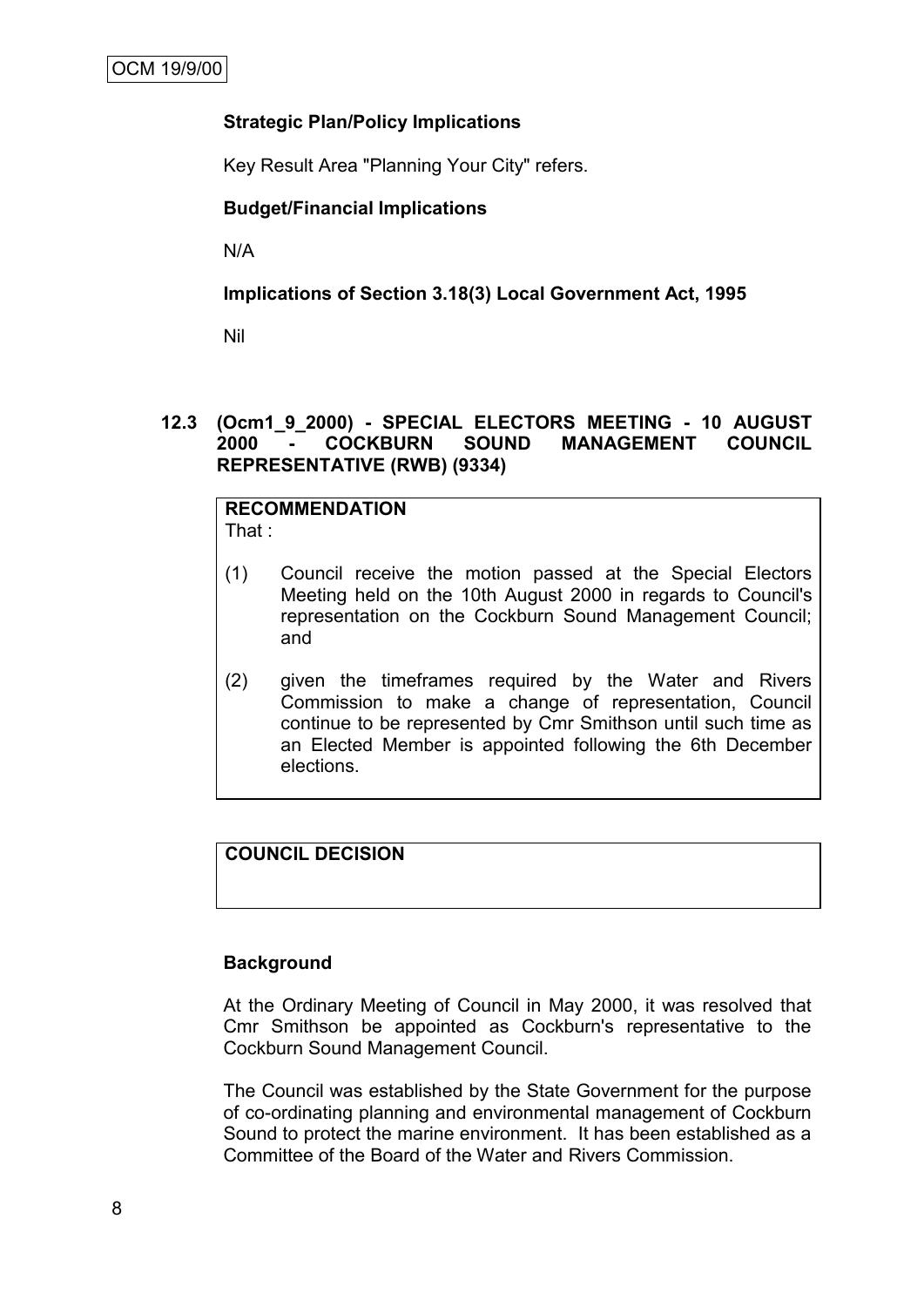**Strategic Plan/Policy Implications**

Key Result Area "Planning Your City" refers.

**Budget/Financial Implications**

N/A

**Implications of Section 3.18(3) Local Government Act, 1995**

Nil

## 12.3 (Ocm1_9_2000) - SPECIAL ELECTORS MEETING - 10 AUGUST 2000 - COCKBURN SOUND MANAGEMENT COUNCIL REPRESENTATIVE (RWB) (9334)

**RECOMMENDATION**

That :

(1) Council receive the motion passed at the Special Electors Meeting held on the 10th August 2000 in regards to Council's representation on the Cockburn Sound Management Council; and

(2) given the timeframes required by the Water and Rivers Commission to make a change of representation, Council continue to be represented by Cmr Smithson until such time as an Elected Member is appointed following the 6th December elections.

**COUNCIL DECISION**

**Background**

At the Ordinary Meeting of Council in May 2000, it was resolved that Cmr Smithson be appointed as Cockburn's representative to the Cockburn Sound Management Council.

The Council was established by the State Government for the purpose of co-ordinating planning and environmental management of Cockburn Sound to protect the marine environment. It has been established as a Committee of the Board of the Water and Rivers Commission.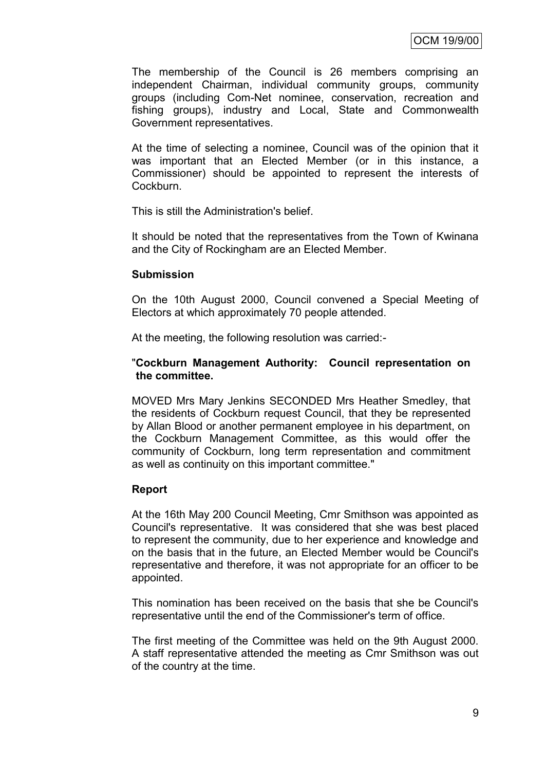The membership of the Council is 26 members comprising an independent Chairman, individual community groups, community groups (including Com-Net nominee, conservation, recreation and fishing groups), industry and Local, State and Commonwealth Government representatives.

At the time of selecting a nominee, Council was of the opinion that it was important that an Elected Member (or in this instance, a Commissioner) should be appointed to represent the interests of Cockburn.

This is still the Administration's belief.

It should be noted that the representatives from the Town of Kwinana and the City of Rockingham are an Elected Member.

**Submission**

On the 10th August 2000, Council convened a Special Meeting of Electors at which approximately 70 people attended.

At the meeting, the following resolution was carried:-

"**Cockburn Management Authority: Council representation on the committee.**

MOVED Mrs Mary Jenkins SECONDED Mrs Heather Smedley, that the residents of Cockburn request Council, that they be represented by Allan Blood or another permanent employee in his department, on the Cockburn Management Committee, as this would offer the community of Cockburn, long term representation and commitment as well as continuity on this important committee."

**Report**

At the 16th May 200 Council Meeting, Cmr Smithson was appointed as Council's representative. It was considered that she was best placed to represent the community, due to her experience and knowledge and on the basis that in the future, an Elected Member would be Council's representative and therefore, it was not appropriate for an officer to be appointed.

This nomination has been received on the basis that she be Council's representative until the end of the Commissioner's term of office.

The first meeting of the Committee was held on the 9th August 2000. A staff representative attended the meeting as Cmr Smithson was out of the country at the time.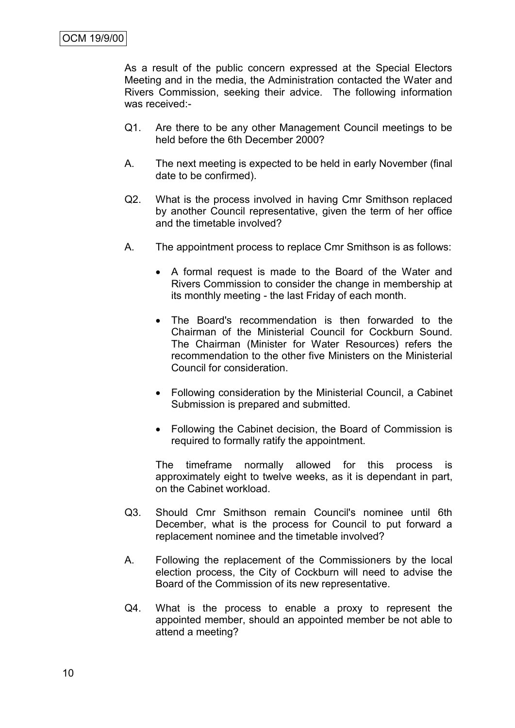As a result of the public concern expressed at the Special Electors Meeting and in the media, the Administration contacted the Water and Rivers Commission, seeking their advice. The following information was received:-

Q1. Are there to be any other Management Council meetings to be held before the 6th December 2000?

A. The next meeting is expected to be held in early November (final date to be confirmed).

Q2. What is the process involved in having Cmr Smithson replaced by another Council representative, given the term of her office and the timetable involved?

A. The appointment process to replace Cmr Smithson is as follows:

- A formal request is made to the Board of the Water and Rivers Commission to consider the change in membership at its monthly meeting - the last Friday of each month.
- The Board's recommendation is then forwarded to the Chairman of the Ministerial Council for Cockburn Sound. The Chairman (Minister for Water Resources) refers the recommendation to the other five Ministers on the Ministerial Council for consideration.
- Following consideration by the Ministerial Council, a Cabinet Submission is prepared and submitted.
- Following the Cabinet decision, the Board of Commission is required to formally ratify the appointment.

The timeframe normally allowed for this process is approximately eight to twelve weeks, as it is dependant in part, on the Cabinet workload.

Q3. Should Cmr Smithson remain Council's nominee until 6th December, what is the process for Council to put forward a replacement nominee and the timetable involved?

A. Following the replacement of the Commissioners by the local election process, the City of Cockburn will need to advise the Board of the Commission of its new representative.

Q4. What is the process to enable a proxy to represent the appointed member, should an appointed member be not able to attend a meeting?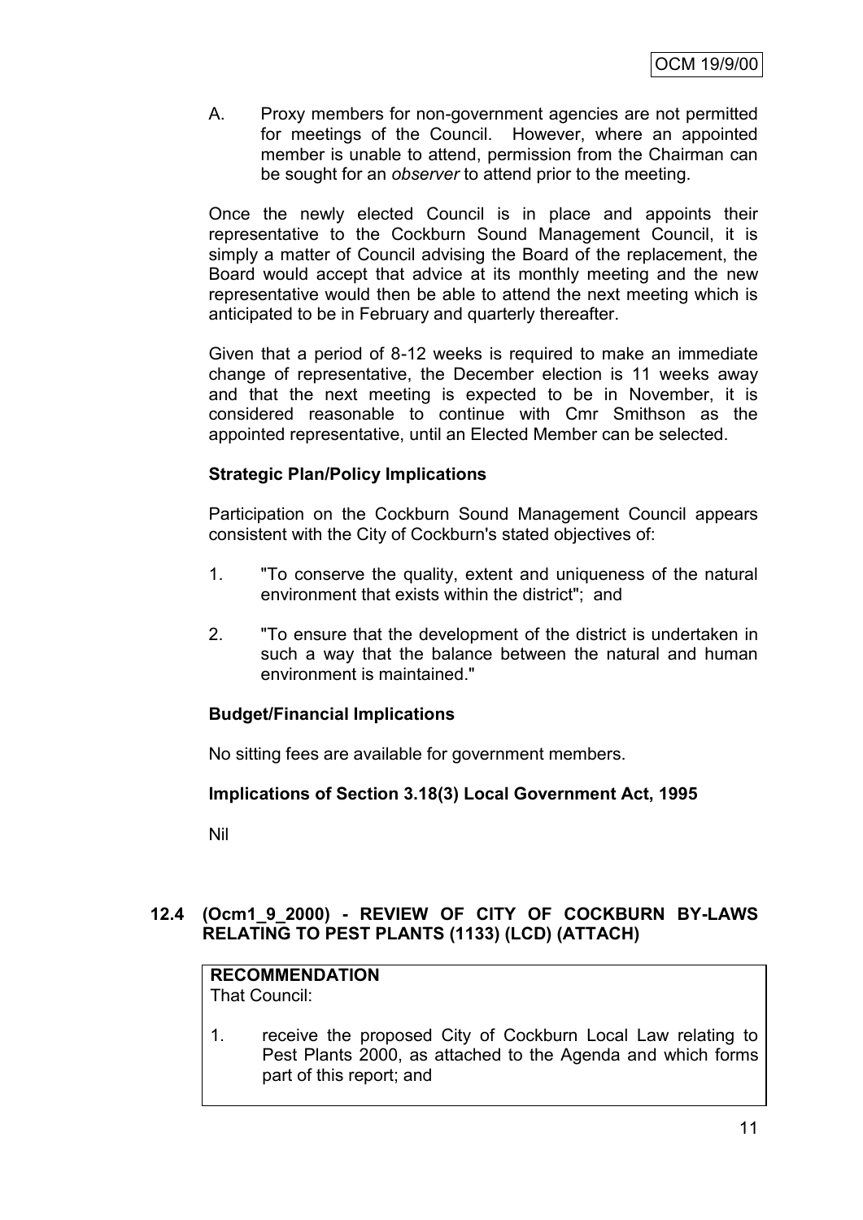A. Proxy members for non-government agencies are not permitted for meetings of the Council. However, where an appointed member is unable to attend, permission from the Chairman can be sought for an *observer* to attend prior to the meeting.

Once the newly elected Council is in place and appoints their representative to the Cockburn Sound Management Council, it is simply a matter of Council advising the Board of the replacement, the Board would accept that advice at its monthly meeting and the new representative would then be able to attend the next meeting which is anticipated to be in February and quarterly thereafter.

Given that a period of 8-12 weeks is required to make an immediate change of representative, the December election is 11 weeks away and that the next meeting is expected to be in November, it is considered reasonable to continue with Cmr Smithson as the appointed representative, until an Elected Member can be selected.

**Strategic Plan/Policy Implications**

Participation on the Cockburn Sound Management Council appears consistent with the City of Cockburn's stated objectives of:

1. "To conserve the quality, extent and uniqueness of the natural environment that exists within the district"; and
2. "To ensure that the development of the district is undertaken in such a way that the balance between the natural and human environment is maintained."

**Budget/Financial Implications**

No sitting fees are available for government members.

**Implications of Section 3.18(3) Local Government Act, 1995**

Nil

## 12.4 (Ocm1_9_2000) - REVIEW OF CITY OF COCKBURN BY-LAWS RELATING TO PEST PLANTS (1133) (LCD) (ATTACH)

**RECOMMENDATION**
That Council:

1. receive the proposed City of Cockburn Local Law relating to Pest Plants 2000, as attached to the Agenda and which forms part of this report; and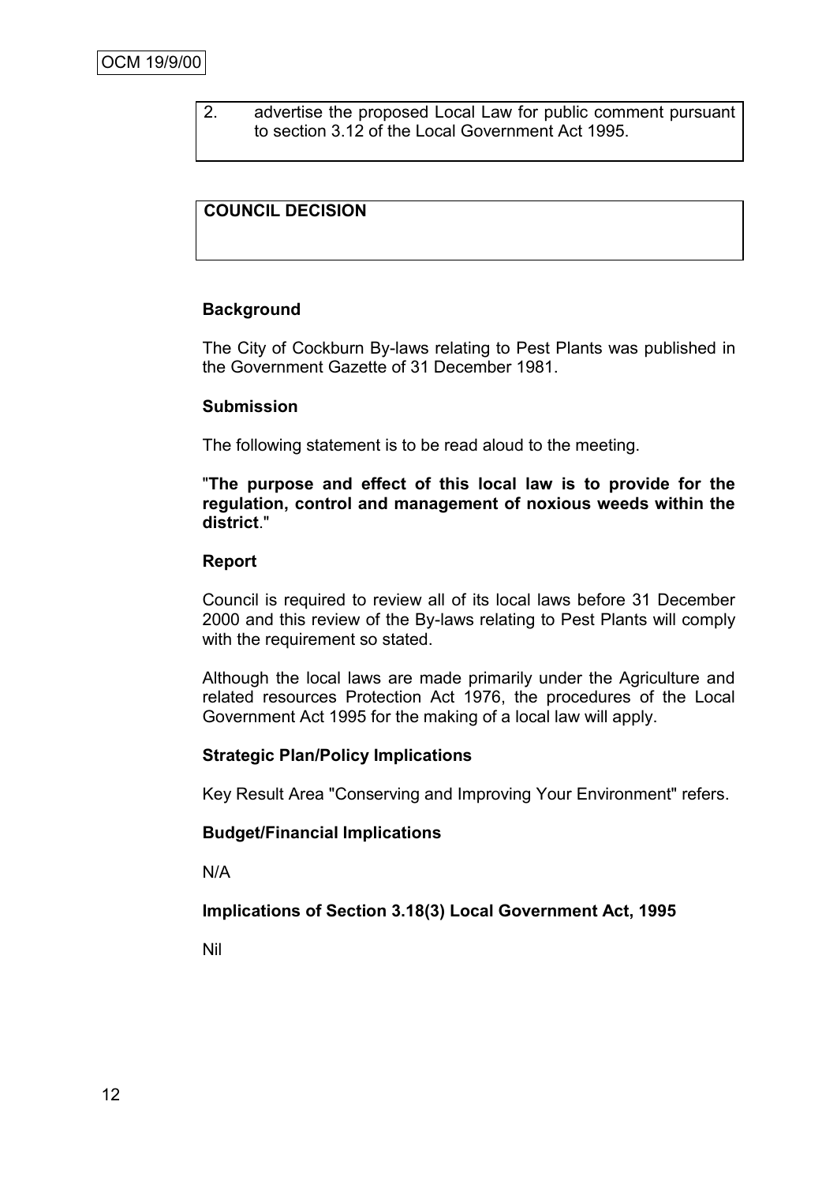2. advertise the proposed Local Law for public comment pursuant to section 3.12 of the Local Government Act 1995.

**COUNCIL DECISION**

**Background**

The City of Cockburn By-laws relating to Pest Plants was published in the Government Gazette of 31 December 1981.

**Submission**

The following statement is to be read aloud to the meeting.

"**The purpose and effect of this local law is to provide for the regulation, control and management of noxious weeds within the district**."

**Report**

Council is required to review all of its local laws before 31 December 2000 and this review of the By-laws relating to Pest Plants will comply with the requirement so stated.

Although the local laws are made primarily under the Agriculture and related resources Protection Act 1976, the procedures of the Local Government Act 1995 for the making of a local law will apply.

**Strategic Plan/Policy Implications**

Key Result Area "Conserving and Improving Your Environment" refers.

**Budget/Financial Implications**

N/A

**Implications of Section 3.18(3) Local Government Act, 1995**

Nil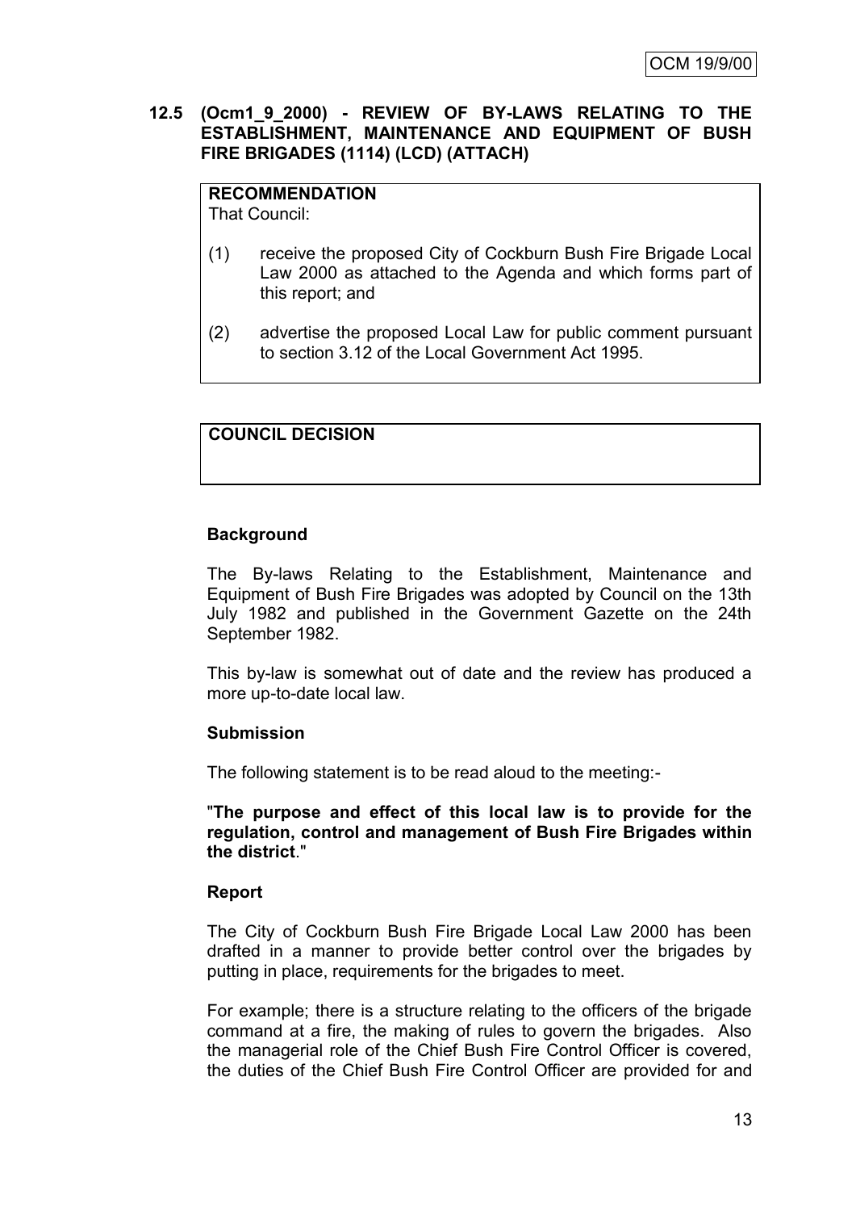**12.5 (Ocm1_9_2000) - REVIEW OF BY-LAWS RELATING TO THE ESTABLISHMENT, MAINTENANCE AND EQUIPMENT OF BUSH FIRE BRIGADES (1114) (LCD) (ATTACH)**

**RECOMMENDATION**
That Council:

(1) receive the proposed City of Cockburn Bush Fire Brigade Local Law 2000 as attached to the Agenda and which forms part of this report; and

(2) advertise the proposed Local Law for public comment pursuant to section 3.12 of the Local Government Act 1995.

**COUNCIL DECISION**

**Background**

The By-laws Relating to the Establishment, Maintenance and Equipment of Bush Fire Brigades was adopted by Council on the 13th July 1982 and published in the Government Gazette on the 24th September 1982.

This by-law is somewhat out of date and the review has produced a more up-to-date local law.

**Submission**

The following statement is to be read aloud to the meeting:-

"**The purpose and effect of this local law is to provide for the regulation, control and management of Bush Fire Brigades within the district**."

**Report**

The City of Cockburn Bush Fire Brigade Local Law 2000 has been drafted in a manner to provide better control over the brigades by putting in place, requirements for the brigades to meet.

For example; there is a structure relating to the officers of the brigade command at a fire, the making of rules to govern the brigades. Also the managerial role of the Chief Bush Fire Control Officer is covered, the duties of the Chief Bush Fire Control Officer are provided for and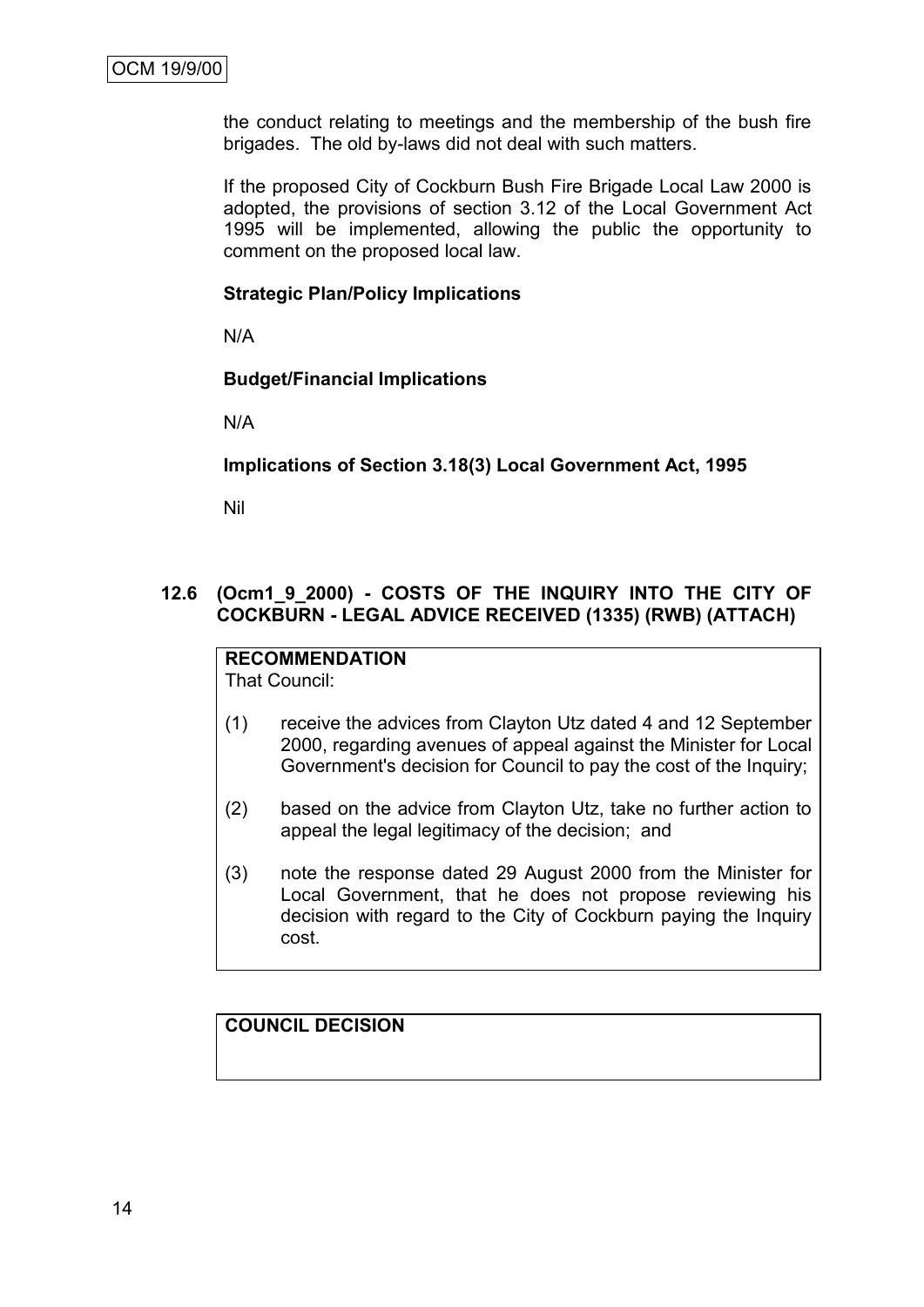the conduct relating to meetings and the membership of the bush fire brigades. The old by-laws did not deal with such matters.

If the proposed City of Cockburn Bush Fire Brigade Local Law 2000 is adopted, the provisions of section 3.12 of the Local Government Act 1995 will be implemented, allowing the public the opportunity to comment on the proposed local law.

**Strategic Plan/Policy Implications**

N/A

**Budget/Financial Implications**

N/A

**Implications of Section 3.18(3) Local Government Act, 1995**

Nil

### 12.6 (Ocm1_9_2000) - COSTS OF THE INQUIRY INTO THE CITY OF COCKBURN - LEGAL ADVICE RECEIVED (1335) (RWB) (ATTACH)

**RECOMMENDATION**
That Council:

(1) receive the advices from Clayton Utz dated 4 and 12 September 2000, regarding avenues of appeal against the Minister for Local Government's decision for Council to pay the cost of the Inquiry;

(2) based on the advice from Clayton Utz, take no further action to appeal the legal legitimacy of the decision; and

(3) note the response dated 29 August 2000 from the Minister for Local Government, that he does not propose reviewing his decision with regard to the City of Cockburn paying the Inquiry cost.

**COUNCIL DECISION**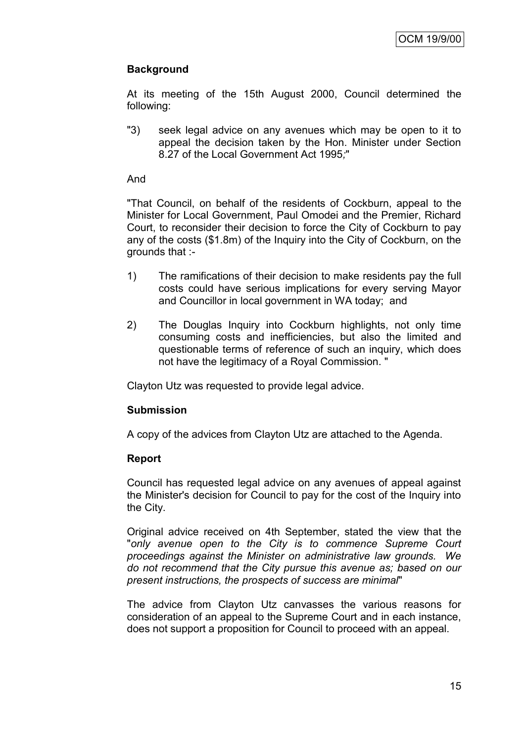**Background**

At its meeting of the 15th August 2000, Council determined the following:

"3) seek legal advice on any avenues which may be open to it to appeal the decision taken by the Hon. Minister under Section 8.27 of the Local Government Act 1995;"

And

"That Council, on behalf of the residents of Cockburn, appeal to the Minister for Local Government, Paul Omodei and the Premier, Richard Court, to reconsider their decision to force the City of Cockburn to pay any of the costs ($1.8m) of the Inquiry into the City of Cockburn, on the grounds that :-

1) The ramifications of their decision to make residents pay the full costs could have serious implications for every serving Mayor and Councillor in local government in WA today; and

2) The Douglas Inquiry into Cockburn highlights, not only time consuming costs and inefficiencies, but also the limited and questionable terms of reference of such an inquiry, which does not have the legitimacy of a Royal Commission. "

Clayton Utz was requested to provide legal advice.

**Submission**

A copy of the advices from Clayton Utz are attached to the Agenda.

**Report**

Council has requested legal advice on any avenues of appeal against the Minister's decision for Council to pay for the cost of the Inquiry into the City.

Original advice received on 4th September, stated the view that the "*only avenue open to the City is to commence Supreme Court proceedings against the Minister on administrative law grounds. We do not recommend that the City pursue this avenue as; based on our present instructions, the prospects of success are minimal*"

The advice from Clayton Utz canvasses the various reasons for consideration of an appeal to the Supreme Court and in each instance, does not support a proposition for Council to proceed with an appeal.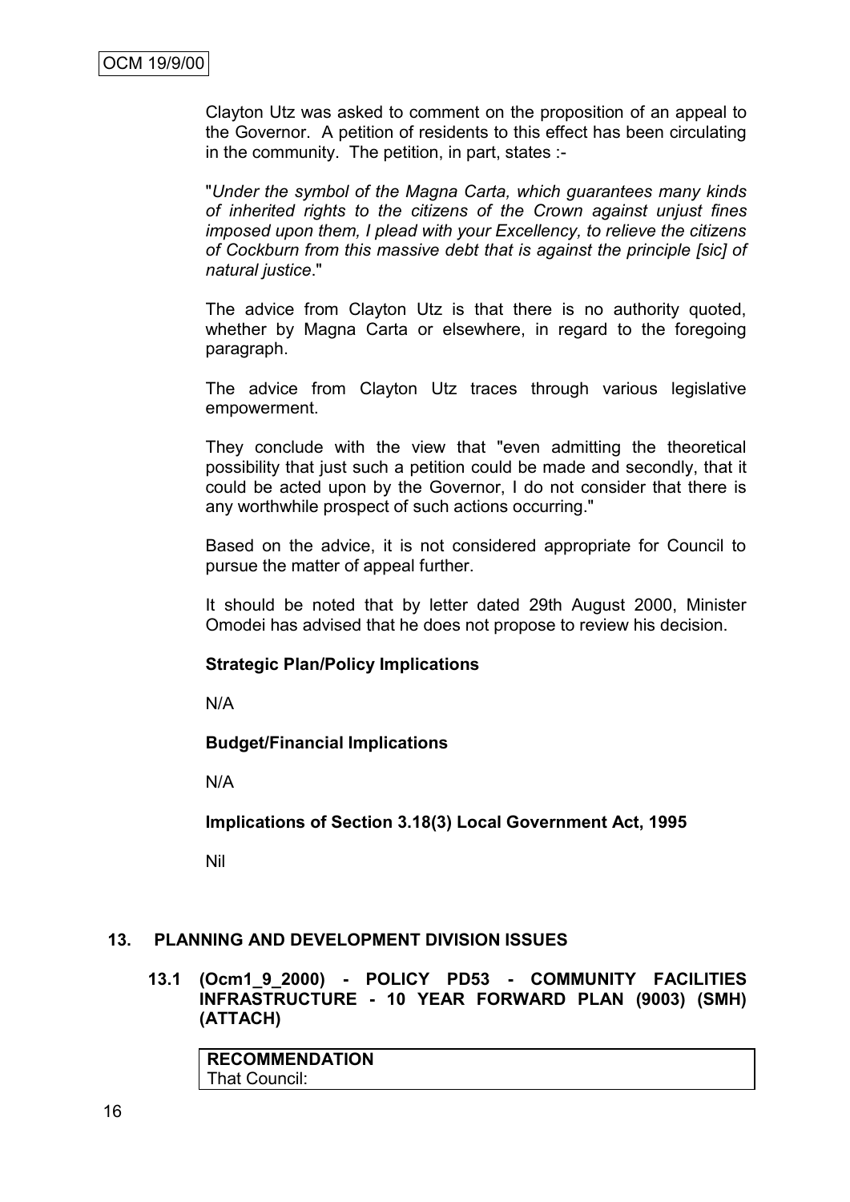Clayton Utz was asked to comment on the proposition of an appeal to the Governor. A petition of residents to this effect has been circulating in the community. The petition, in part, states :-

"*Under the symbol of the Magna Carta, which guarantees many kinds of inherited rights to the citizens of the Crown against unjust fines imposed upon them, I plead with your Excellency, to relieve the citizens of Cockburn from this massive debt that is against the principle [sic] of natural justice*."

The advice from Clayton Utz is that there is no authority quoted, whether by Magna Carta or elsewhere, in regard to the foregoing paragraph.

The advice from Clayton Utz traces through various legislative empowerment.

They conclude with the view that "even admitting the theoretical possibility that just such a petition could be made and secondly, that it could be acted upon by the Governor, I do not consider that there is any worthwhile prospect of such actions occurring."

Based on the advice, it is not considered appropriate for Council to pursue the matter of appeal further.

It should be noted that by letter dated 29th August 2000, Minister Omodei has advised that he does not propose to review his decision.

**Strategic Plan/Policy Implications**

N/A

**Budget/Financial Implications**

N/A

**Implications of Section 3.18(3) Local Government Act, 1995**

Nil

## 13. PLANNING AND DEVELOPMENT DIVISION ISSUES

### 13.1 (Ocm1_9_2000) - POLICY PD53 - COMMUNITY FACILITIES INFRASTRUCTURE - 10 YEAR FORWARD PLAN (9003) (SMH) (ATTACH)

| **RECOMMENDATION** |
|---|
| That Council: |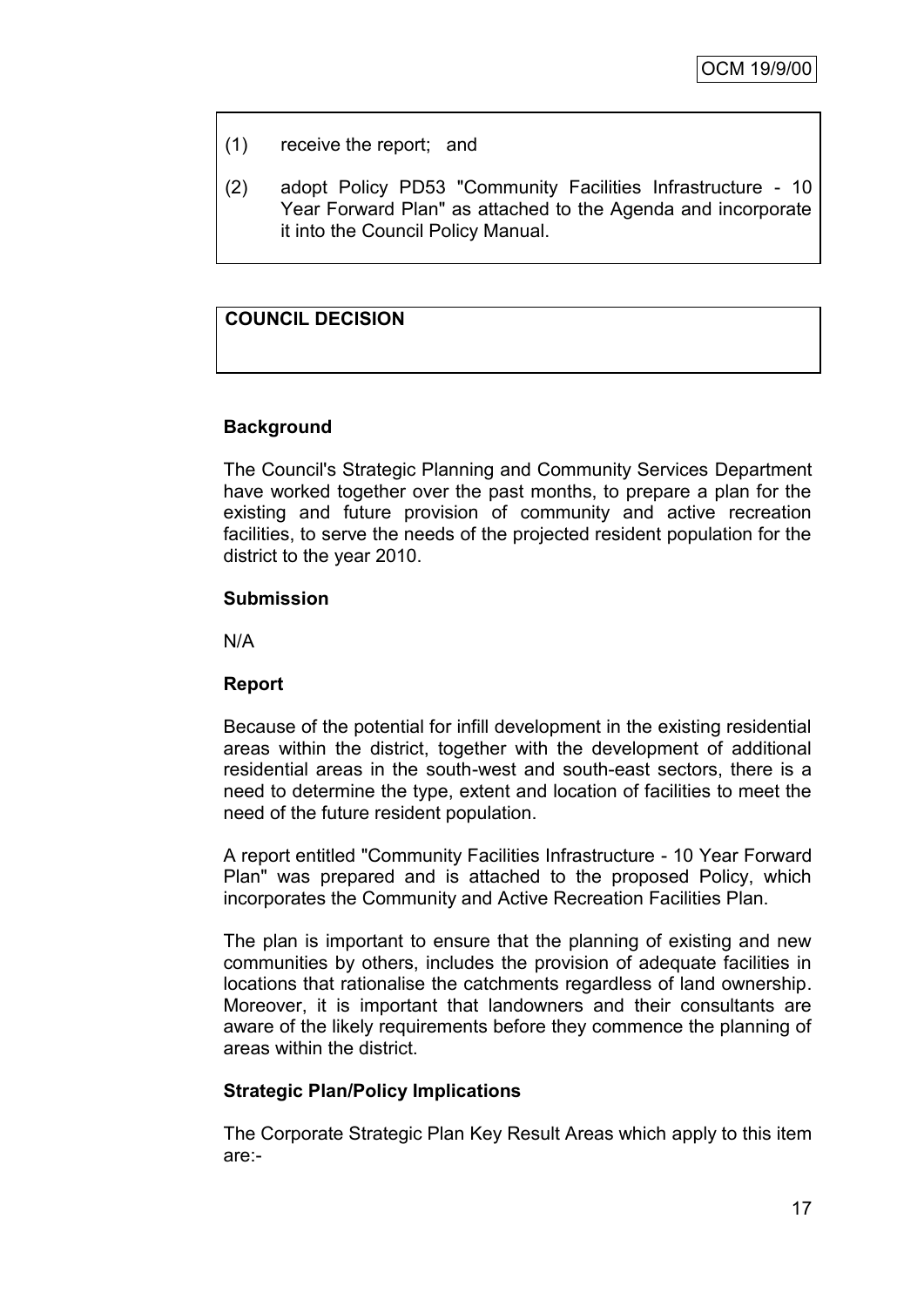(1) receive the report; and

(2) adopt Policy PD53 "Community Facilities Infrastructure - 10 Year Forward Plan" as attached to the Agenda and incorporate it into the Council Policy Manual.

**COUNCIL DECISION**

**Background**

The Council's Strategic Planning and Community Services Department have worked together over the past months, to prepare a plan for the existing and future provision of community and active recreation facilities, to serve the needs of the projected resident population for the district to the year 2010.

**Submission**

N/A

**Report**

Because of the potential for infill development in the existing residential areas within the district, together with the development of additional residential areas in the south-west and south-east sectors, there is a need to determine the type, extent and location of facilities to meet the need of the future resident population.

A report entitled "Community Facilities Infrastructure - 10 Year Forward Plan" was prepared and is attached to the proposed Policy, which incorporates the Community and Active Recreation Facilities Plan.

The plan is important to ensure that the planning of existing and new communities by others, includes the provision of adequate facilities in locations that rationalise the catchments regardless of land ownership. Moreover, it is important that landowners and their consultants are aware of the likely requirements before they commence the planning of areas within the district.

**Strategic Plan/Policy Implications**

The Corporate Strategic Plan Key Result Areas which apply to this item are:-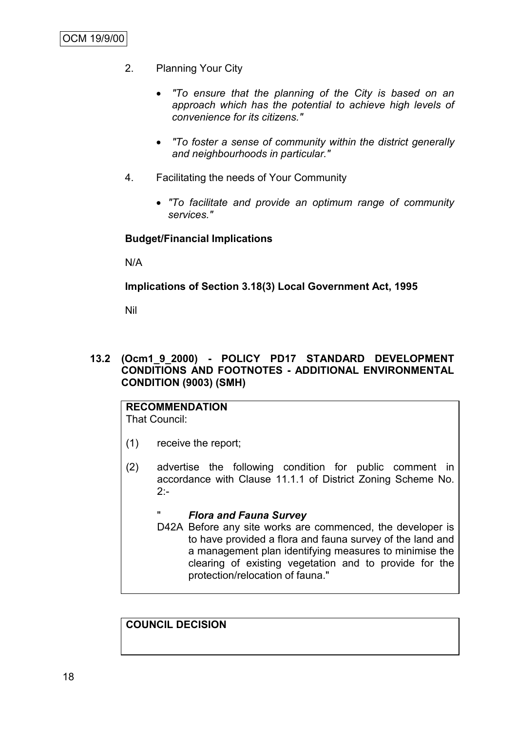2. Planning Your City

    - *"To ensure that the planning of the City is based on an approach which has the potential to achieve high levels of convenience for its citizens."*

    - *"To foster a sense of community within the district generally and neighbourhoods in particular."*

4. Facilitating the needs of Your Community

    - *"To facilitate and provide an optimum range of community services."*

**Budget/Financial Implications**

N/A

**Implications of Section 3.18(3) Local Government Act, 1995**

Nil

### 13.2 (Ocm1_9_2000) - POLICY PD17 STANDARD DEVELOPMENT CONDITIONS AND FOOTNOTES - ADDITIONAL ENVIRONMENTAL CONDITION (9003) (SMH)

**RECOMMENDATION**

That Council:

(1) receive the report;

(2) advertise the following condition for public comment in accordance with Clause 11.1.1 of District Zoning Scheme No. 2:-

" ***Flora and Fauna Survey***

D42A Before any site works are commenced, the developer is to have provided a flora and fauna survey of the land and a management plan identifying measures to minimise the clearing of existing vegetation and to provide for the protection/relocation of fauna."

**COUNCIL DECISION**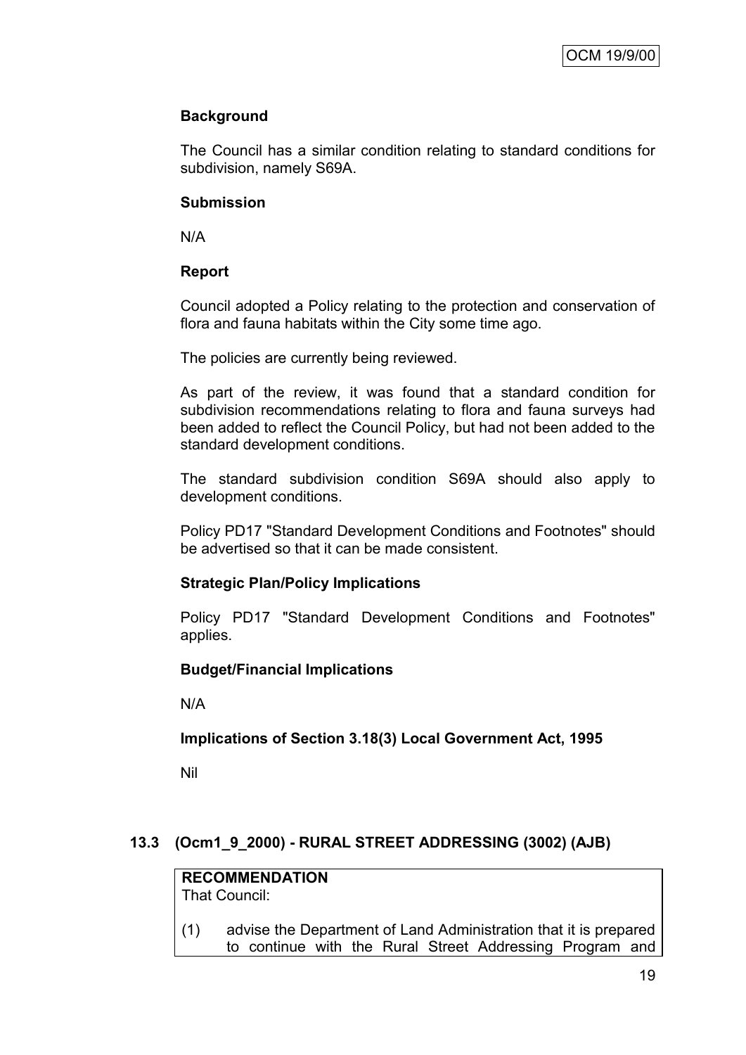### Background

The Council has a similar condition relating to standard conditions for subdivision, namely S69A.

### Submission

N/A

### Report

Council adopted a Policy relating to the protection and conservation of flora and fauna habitats within the City some time ago.

The policies are currently being reviewed.

As part of the review, it was found that a standard condition for subdivision recommendations relating to flora and fauna surveys had been added to reflect the Council Policy, but had not been added to the standard development conditions.

The standard subdivision condition S69A should also apply to development conditions.

Policy PD17 "Standard Development Conditions and Footnotes" should be advertised so that it can be made consistent.

### Strategic Plan/Policy Implications

Policy PD17 "Standard Development Conditions and Footnotes" applies.

### Budget/Financial Implications

N/A

### Implications of Section 3.18(3) Local Government Act, 1995

Nil

## 13.3 (Ocm1_9_2000) - RURAL STREET ADDRESSING (3002) (AJB)

**RECOMMENDATION**
That Council:

(1) advise the Department of Land Administration that it is prepared to continue with the Rural Street Addressing Program and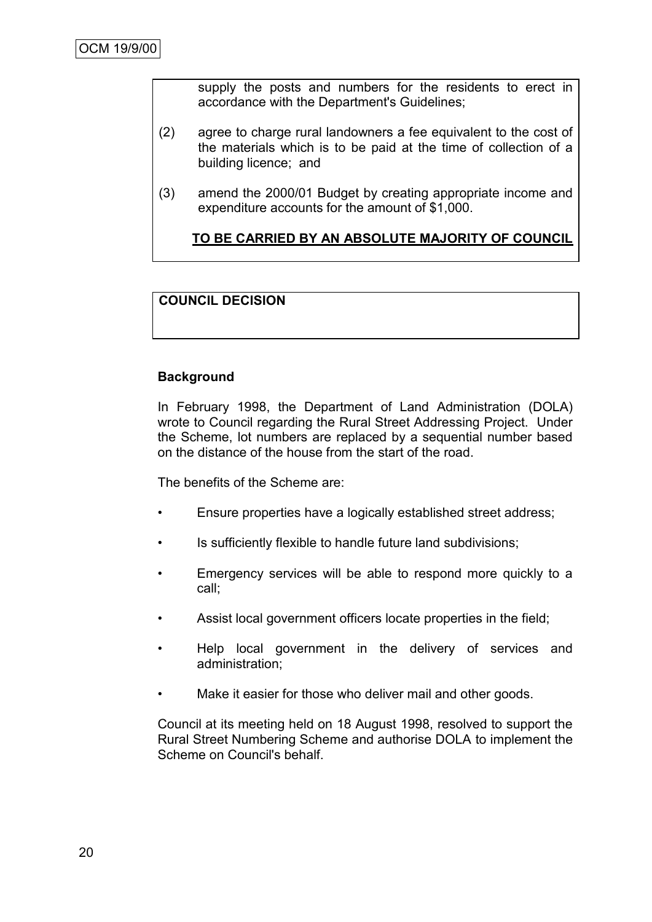supply the posts and numbers for the residents to erect in accordance with the Department's Guidelines;

(2) agree to charge rural landowners a fee equivalent to the cost of the materials which is to be paid at the time of collection of a building licence; and

(3) amend the 2000/01 Budget by creating appropriate income and expenditure accounts for the amount of $1,000.

**TO BE CARRIED BY AN ABSOLUTE MAJORITY OF COUNCIL**

**COUNCIL DECISION**

**Background**

In February 1998, the Department of Land Administration (DOLA) wrote to Council regarding the Rural Street Addressing Project. Under the Scheme, lot numbers are replaced by a sequential number based on the distance of the house from the start of the road.

The benefits of the Scheme are:

- Ensure properties have a logically established street address;
- Is sufficiently flexible to handle future land subdivisions;
- Emergency services will be able to respond more quickly to a call;
- Assist local government officers locate properties in the field;
- Help local government in the delivery of services and administration;
- Make it easier for those who deliver mail and other goods.

Council at its meeting held on 18 August 1998, resolved to support the Rural Street Numbering Scheme and authorise DOLA to implement the Scheme on Council's behalf.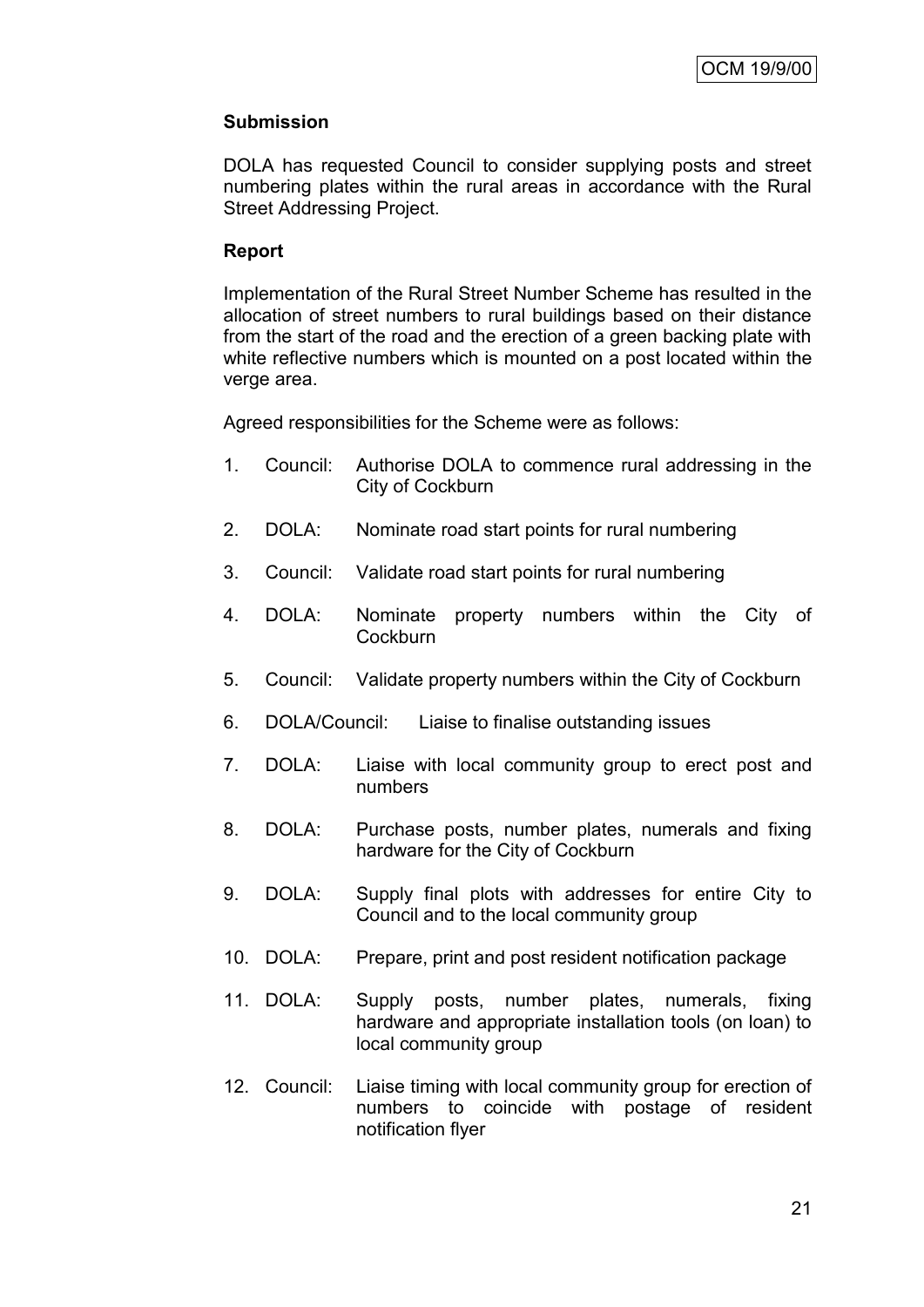**Submission**

DOLA has requested Council to consider supplying posts and street numbering plates within the rural areas in accordance with the Rural Street Addressing Project.

**Report**

Implementation of the Rural Street Number Scheme has resulted in the allocation of street numbers to rural buildings based on their distance from the start of the road and the erection of a green backing plate with white reflective numbers which is mounted on a post located within the verge area.

Agreed responsibilities for the Scheme were as follows:

1. Council: Authorise DOLA to commence rural addressing in the City of Cockburn
2. DOLA: Nominate road start points for rural numbering
3. Council: Validate road start points for rural numbering
4. DOLA: Nominate property numbers within the City of Cockburn
5. Council: Validate property numbers within the City of Cockburn
6. DOLA/Council: Liaise to finalise outstanding issues
7. DOLA: Liaise with local community group to erect post and numbers
8. DOLA: Purchase posts, number plates, numerals and fixing hardware for the City of Cockburn
9. DOLA: Supply final plots with addresses for entire City to Council and to the local community group
10. DOLA: Prepare, print and post resident notification package
11. DOLA: Supply posts, number plates, numerals, fixing hardware and appropriate installation tools (on loan) to local community group
12. Council: Liaise timing with local community group for erection of numbers to coincide with postage of resident notification flyer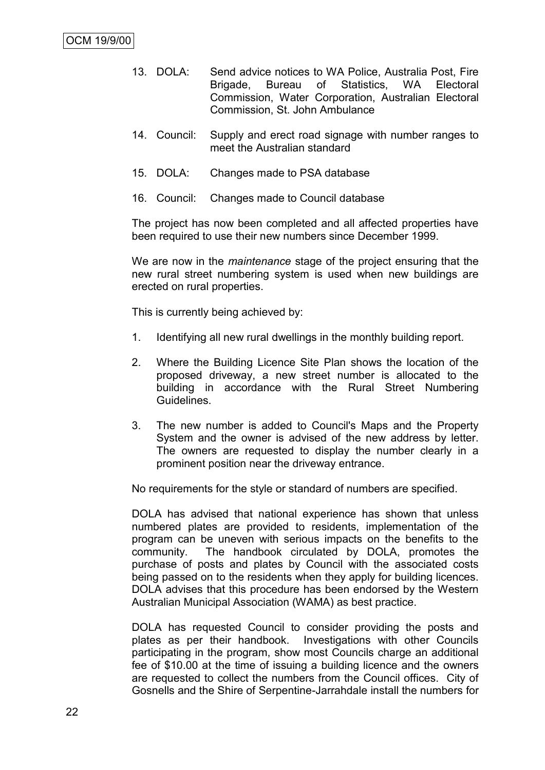13. DOLA: Send advice notices to WA Police, Australia Post, Fire Brigade, Bureau of Statistics, WA Electoral Commission, Water Corporation, Australian Electoral Commission, St. John Ambulance

14. Council: Supply and erect road signage with number ranges to meet the Australian standard

15. DOLA: Changes made to PSA database

16. Council: Changes made to Council database

The project has now been completed and all affected properties have been required to use their new numbers since December 1999.

We are now in the *maintenance* stage of the project ensuring that the new rural street numbering system is used when new buildings are erected on rural properties.

This is currently being achieved by:

1. Identifying all new rural dwellings in the monthly building report.

2. Where the Building Licence Site Plan shows the location of the proposed driveway, a new street number is allocated to the building in accordance with the Rural Street Numbering Guidelines.

3. The new number is added to Council's Maps and the Property System and the owner is advised of the new address by letter. The owners are requested to display the number clearly in a prominent position near the driveway entrance.

No requirements for the style or standard of numbers are specified.

DOLA has advised that national experience has shown that unless numbered plates are provided to residents, implementation of the program can be uneven with serious impacts on the benefits to the community. The handbook circulated by DOLA, promotes the purchase of posts and plates by Council with the associated costs being passed on to the residents when they apply for building licences. DOLA advises that this procedure has been endorsed by the Western Australian Municipal Association (WAMA) as best practice.

DOLA has requested Council to consider providing the posts and plates as per their handbook. Investigations with other Councils participating in the program, show most Councils charge an additional fee of $10.00 at the time of issuing a building licence and the owners are requested to collect the numbers from the Council offices. City of Gosnells and the Shire of Serpentine-Jarrahdale install the numbers for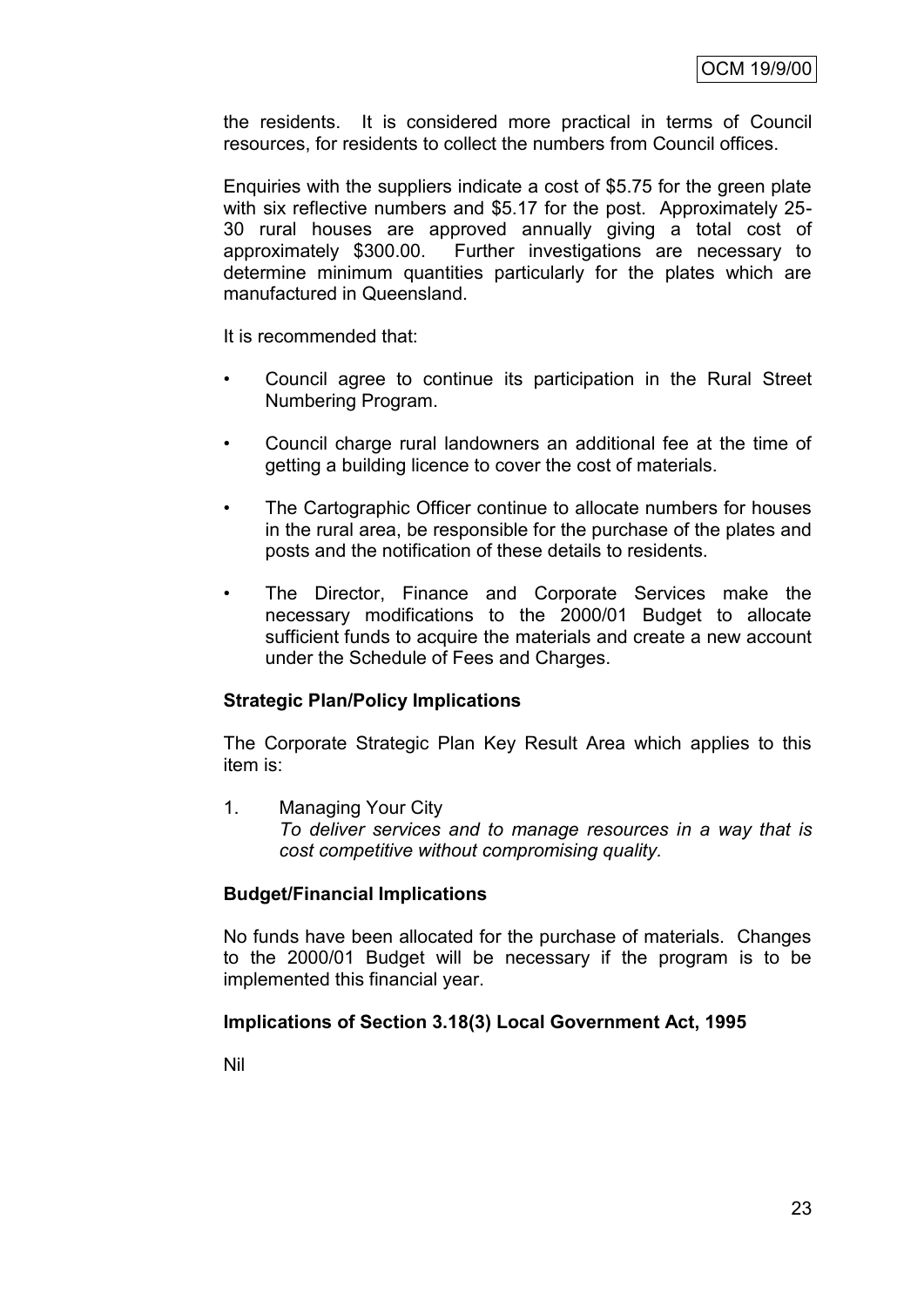the residents. It is considered more practical in terms of Council resources, for residents to collect the numbers from Council offices.

Enquiries with the suppliers indicate a cost of $5.75 for the green plate with six reflective numbers and $5.17 for the post. Approximately 25-30 rural houses are approved annually giving a total cost of approximately $300.00. Further investigations are necessary to determine minimum quantities particularly for the plates which are manufactured in Queensland.

It is recommended that:

- Council agree to continue its participation in the Rural Street Numbering Program.
- Council charge rural landowners an additional fee at the time of getting a building licence to cover the cost of materials.
- The Cartographic Officer continue to allocate numbers for houses in the rural area, be responsible for the purchase of the plates and posts and the notification of these details to residents.
- The Director, Finance and Corporate Services make the necessary modifications to the 2000/01 Budget to allocate sufficient funds to acquire the materials and create a new account under the Schedule of Fees and Charges.

**Strategic Plan/Policy Implications**

The Corporate Strategic Plan Key Result Area which applies to this item is:

1. Managing Your City
   *To deliver services and to manage resources in a way that is cost competitive without compromising quality.*

**Budget/Financial Implications**

No funds have been allocated for the purchase of materials. Changes to the 2000/01 Budget will be necessary if the program is to be implemented this financial year.

**Implications of Section 3.18(3) Local Government Act, 1995**

Nil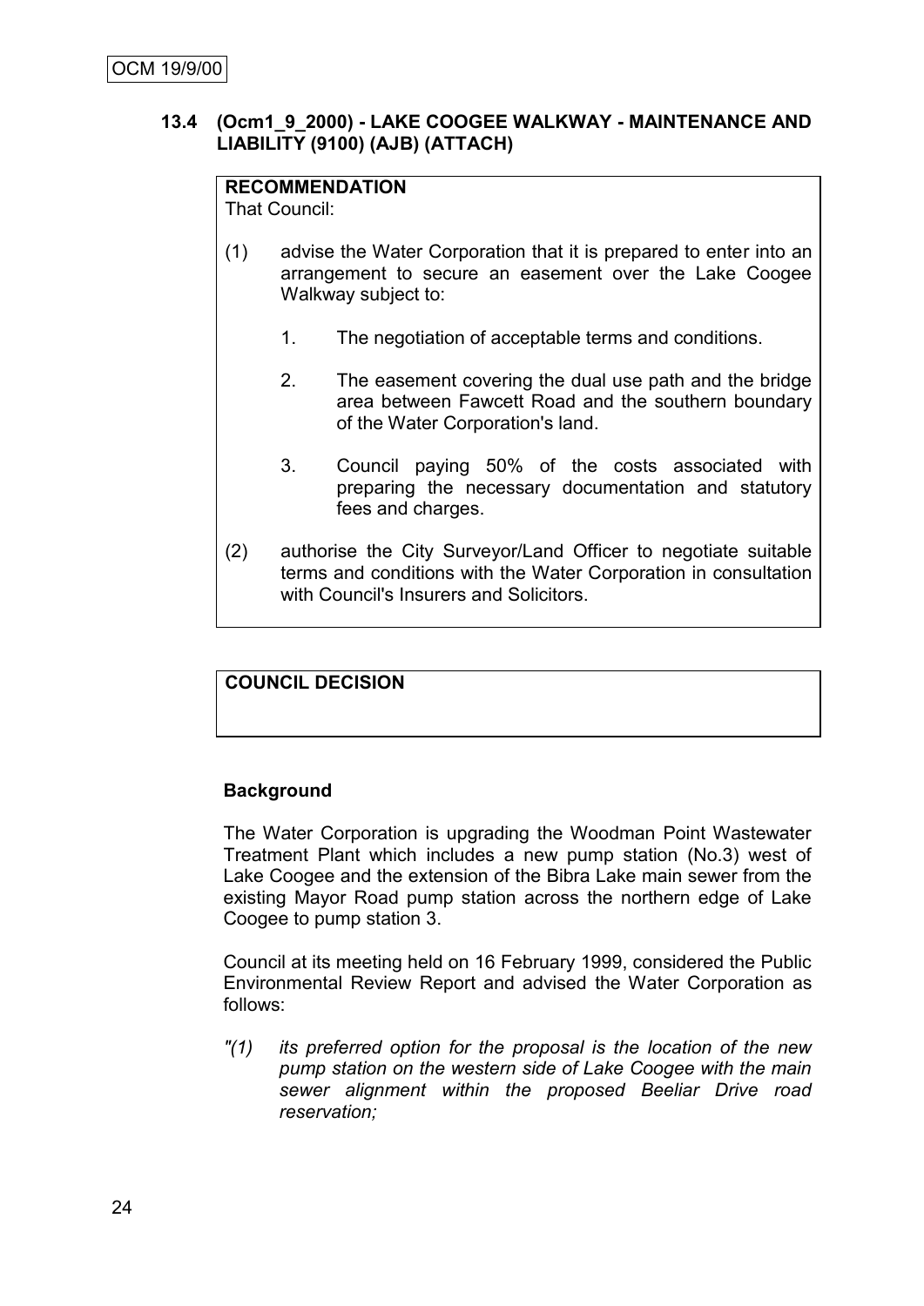OCM 19/9/00

### 13.4 (Ocm1_9_2000) - LAKE COOGEE WALKWAY - MAINTENANCE AND LIABILITY (9100) (AJB) (ATTACH)

**RECOMMENDATION**

That Council:

(1) advise the Water Corporation that it is prepared to enter into an arrangement to secure an easement over the Lake Coogee Walkway subject to:

1. The negotiation of acceptable terms and conditions.

2. The easement covering the dual use path and the bridge area between Fawcett Road and the southern boundary of the Water Corporation's land.

3. Council paying 50% of the costs associated with preparing the necessary documentation and statutory fees and charges.

(2) authorise the City Surveyor/Land Officer to negotiate suitable terms and conditions with the Water Corporation in consultation with Council's Insurers and Solicitors.

**COUNCIL DECISION**

**Background**

The Water Corporation is upgrading the Woodman Point Wastewater Treatment Plant which includes a new pump station (No.3) west of Lake Coogee and the extension of the Bibra Lake main sewer from the existing Mayor Road pump station across the northern edge of Lake Coogee to pump station 3.

Council at its meeting held on 16 February 1999, considered the Public Environmental Review Report and advised the Water Corporation as follows:

*"(1) its preferred option for the proposal is the location of the new pump station on the western side of Lake Coogee with the main sewer alignment within the proposed Beeliar Drive road reservation;*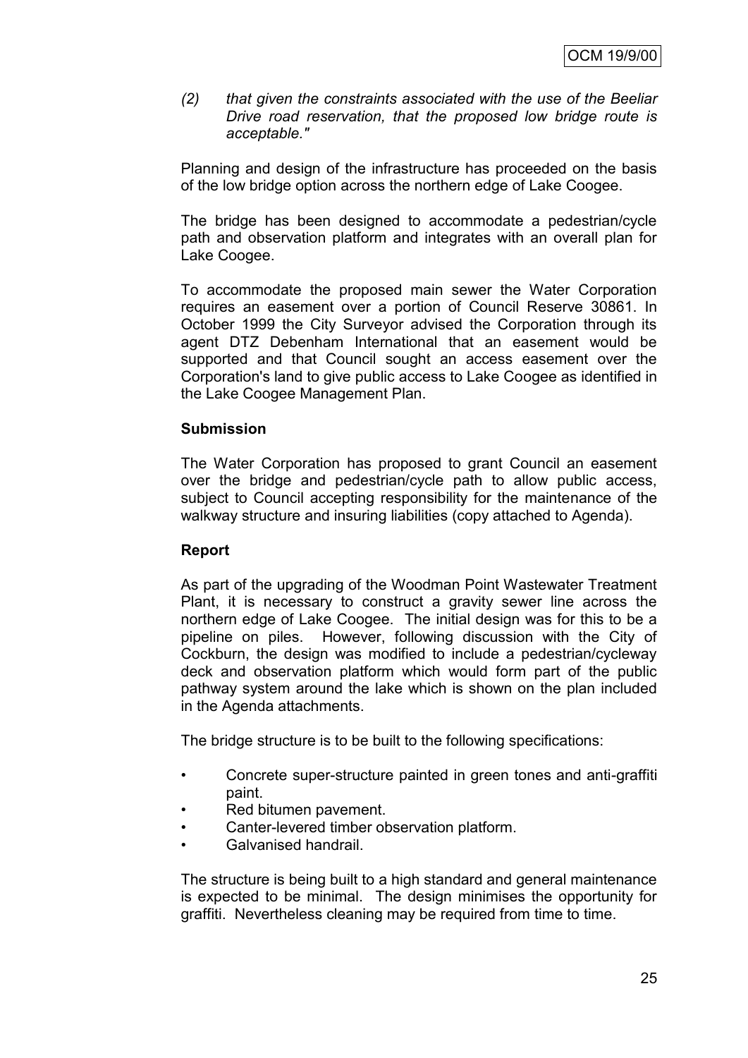*(2) that given the constraints associated with the use of the Beeliar Drive road reservation, that the proposed low bridge route is acceptable."*

Planning and design of the infrastructure has proceeded on the basis of the low bridge option across the northern edge of Lake Coogee.

The bridge has been designed to accommodate a pedestrian/cycle path and observation platform and integrates with an overall plan for Lake Coogee.

To accommodate the proposed main sewer the Water Corporation requires an easement over a portion of Council Reserve 30861. In October 1999 the City Surveyor advised the Corporation through its agent DTZ Debenham International that an easement would be supported and that Council sought an access easement over the Corporation's land to give public access to Lake Coogee as identified in the Lake Coogee Management Plan.

**Submission**

The Water Corporation has proposed to grant Council an easement over the bridge and pedestrian/cycle path to allow public access, subject to Council accepting responsibility for the maintenance of the walkway structure and insuring liabilities (copy attached to Agenda).

**Report**

As part of the upgrading of the Woodman Point Wastewater Treatment Plant, it is necessary to construct a gravity sewer line across the northern edge of Lake Coogee. The initial design was for this to be a pipeline on piles. However, following discussion with the City of Cockburn, the design was modified to include a pedestrian/cycleway deck and observation platform which would form part of the public pathway system around the lake which is shown on the plan included in the Agenda attachments.

The bridge structure is to be built to the following specifications:

- Concrete super-structure painted in green tones and anti-graffiti paint.
- Red bitumen pavement.
- Canter-levered timber observation platform.
- Galvanised handrail.

The structure is being built to a high standard and general maintenance is expected to be minimal. The design minimises the opportunity for graffiti. Nevertheless cleaning may be required from time to time.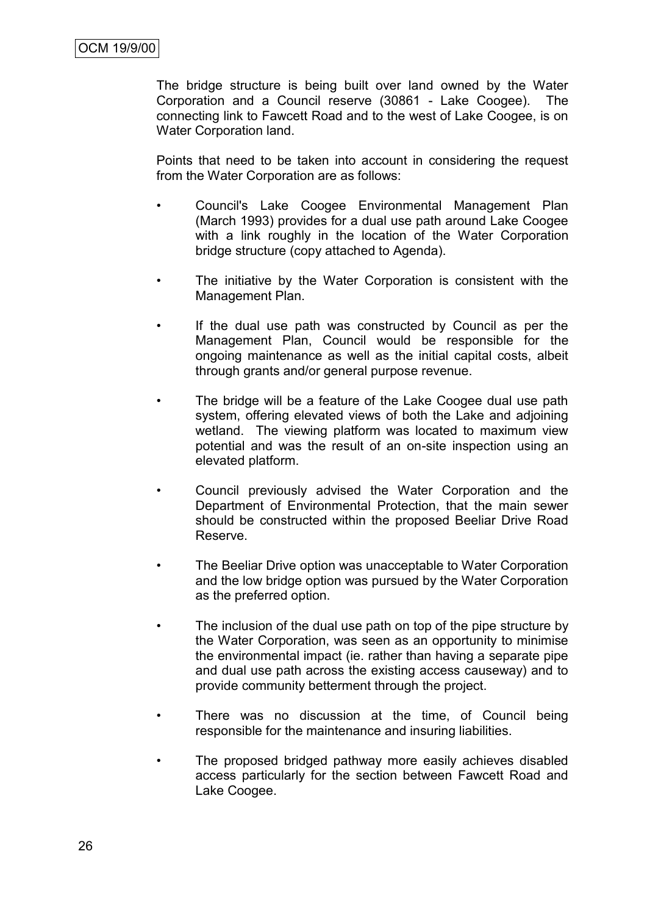The bridge structure is being built over land owned by the Water Corporation and a Council reserve (30861 - Lake Coogee). The connecting link to Fawcett Road and to the west of Lake Coogee, is on Water Corporation land.

Points that need to be taken into account in considering the request from the Water Corporation are as follows:

- Council's Lake Coogee Environmental Management Plan (March 1993) provides for a dual use path around Lake Coogee with a link roughly in the location of the Water Corporation bridge structure (copy attached to Agenda).
- The initiative by the Water Corporation is consistent with the Management Plan.
- If the dual use path was constructed by Council as per the Management Plan, Council would be responsible for the ongoing maintenance as well as the initial capital costs, albeit through grants and/or general purpose revenue.
- The bridge will be a feature of the Lake Coogee dual use path system, offering elevated views of both the Lake and adjoining wetland. The viewing platform was located to maximum view potential and was the result of an on-site inspection using an elevated platform.
- Council previously advised the Water Corporation and the Department of Environmental Protection, that the main sewer should be constructed within the proposed Beeliar Drive Road Reserve.
- The Beeliar Drive option was unacceptable to Water Corporation and the low bridge option was pursued by the Water Corporation as the preferred option.
- The inclusion of the dual use path on top of the pipe structure by the Water Corporation, was seen as an opportunity to minimise the environmental impact (ie. rather than having a separate pipe and dual use path across the existing access causeway) and to provide community betterment through the project.
- There was no discussion at the time, of Council being responsible for the maintenance and insuring liabilities.
- The proposed bridged pathway more easily achieves disabled access particularly for the section between Fawcett Road and Lake Coogee.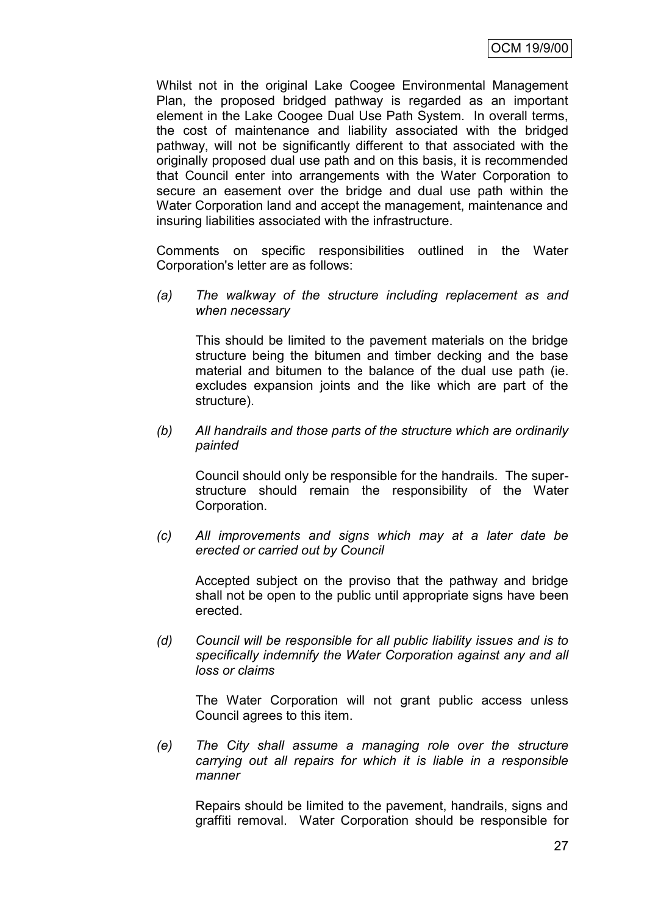Whilst not in the original Lake Coogee Environmental Management Plan, the proposed bridged pathway is regarded as an important element in the Lake Coogee Dual Use Path System. In overall terms, the cost of maintenance and liability associated with the bridged pathway, will not be significantly different to that associated with the originally proposed dual use path and on this basis, it is recommended that Council enter into arrangements with the Water Corporation to secure an easement over the bridge and dual use path within the Water Corporation land and accept the management, maintenance and insuring liabilities associated with the infrastructure.

Comments on specific responsibilities outlined in the Water Corporation's letter are as follows:

(a) *The walkway of the structure including replacement as and when necessary*

 This should be limited to the pavement materials on the bridge structure being the bitumen and timber decking and the base material and bitumen to the balance of the dual use path (ie. excludes expansion joints and the like which are part of the structure).

(b) *All handrails and those parts of the structure which are ordinarily painted*

 Council should only be responsible for the handrails. The super-structure should remain the responsibility of the Water Corporation.

(c) *All improvements and signs which may at a later date be erected or carried out by Council*

 Accepted subject on the proviso that the pathway and bridge shall not be open to the public until appropriate signs have been erected.

(d) *Council will be responsible for all public liability issues and is to specifically indemnify the Water Corporation against any and all loss or claims*

 The Water Corporation will not grant public access unless Council agrees to this item.

(e) *The City shall assume a managing role over the structure carrying out all repairs for which it is liable in a responsible manner*

 Repairs should be limited to the pavement, handrails, signs and graffiti removal. Water Corporation should be responsible for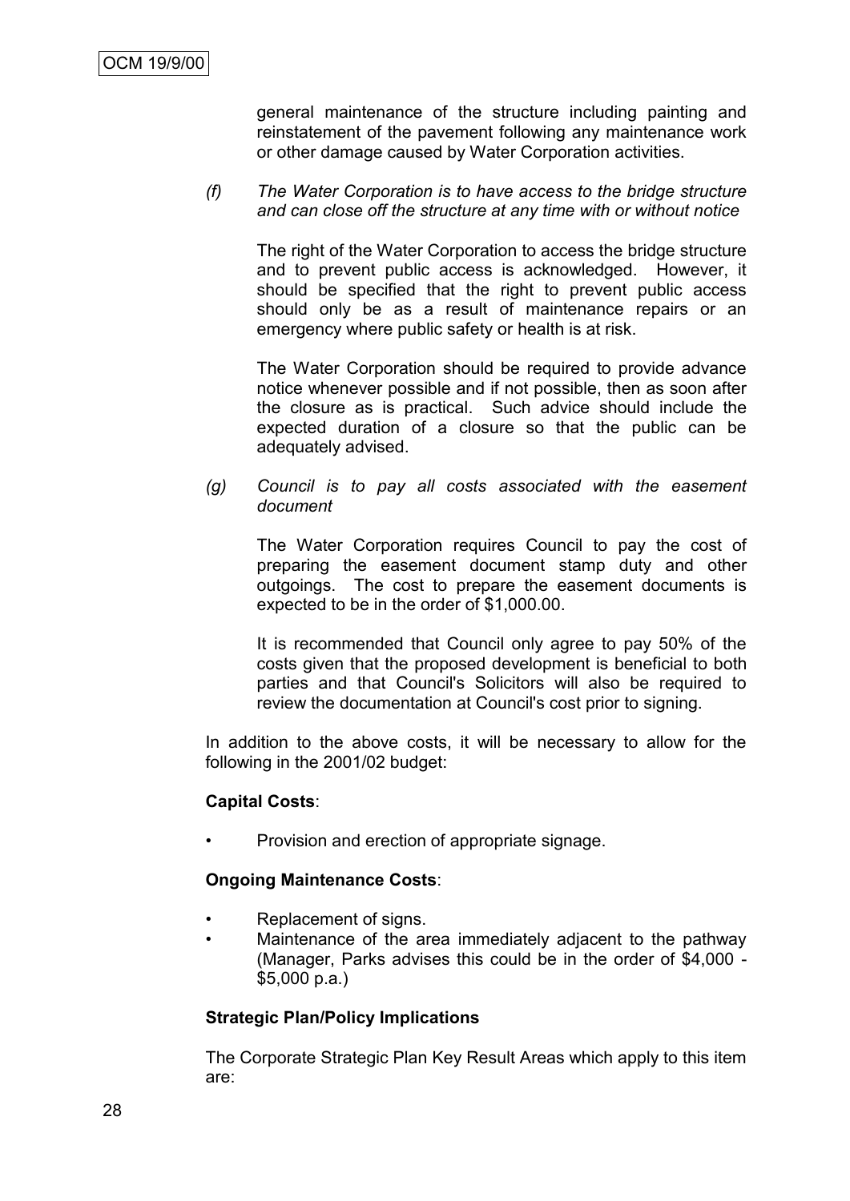general maintenance of the structure including painting and reinstatement of the pavement following any maintenance work or other damage caused by Water Corporation activities.

*(f) The Water Corporation is to have access to the bridge structure and can close off the structure at any time with or without notice*

The right of the Water Corporation to access the bridge structure and to prevent public access is acknowledged. However, it should be specified that the right to prevent public access should only be as a result of maintenance repairs or an emergency where public safety or health is at risk.

The Water Corporation should be required to provide advance notice whenever possible and if not possible, then as soon after the closure as is practical. Such advice should include the expected duration of a closure so that the public can be adequately advised.

*(g) Council is to pay all costs associated with the easement document*

The Water Corporation requires Council to pay the cost of preparing the easement document stamp duty and other outgoings. The cost to prepare the easement documents is expected to be in the order of $1,000.00.

It is recommended that Council only agree to pay 50% of the costs given that the proposed development is beneficial to both parties and that Council's Solicitors will also be required to review the documentation at Council's cost prior to signing.

In addition to the above costs, it will be necessary to allow for the following in the 2001/02 budget:

**Capital Costs**:

- Provision and erection of appropriate signage.

**Ongoing Maintenance Costs**:

- Replacement of signs.
- Maintenance of the area immediately adjacent to the pathway (Manager, Parks advises this could be in the order of $4,000 - $5,000 p.a.)

**Strategic Plan/Policy Implications**

The Corporate Strategic Plan Key Result Areas which apply to this item are: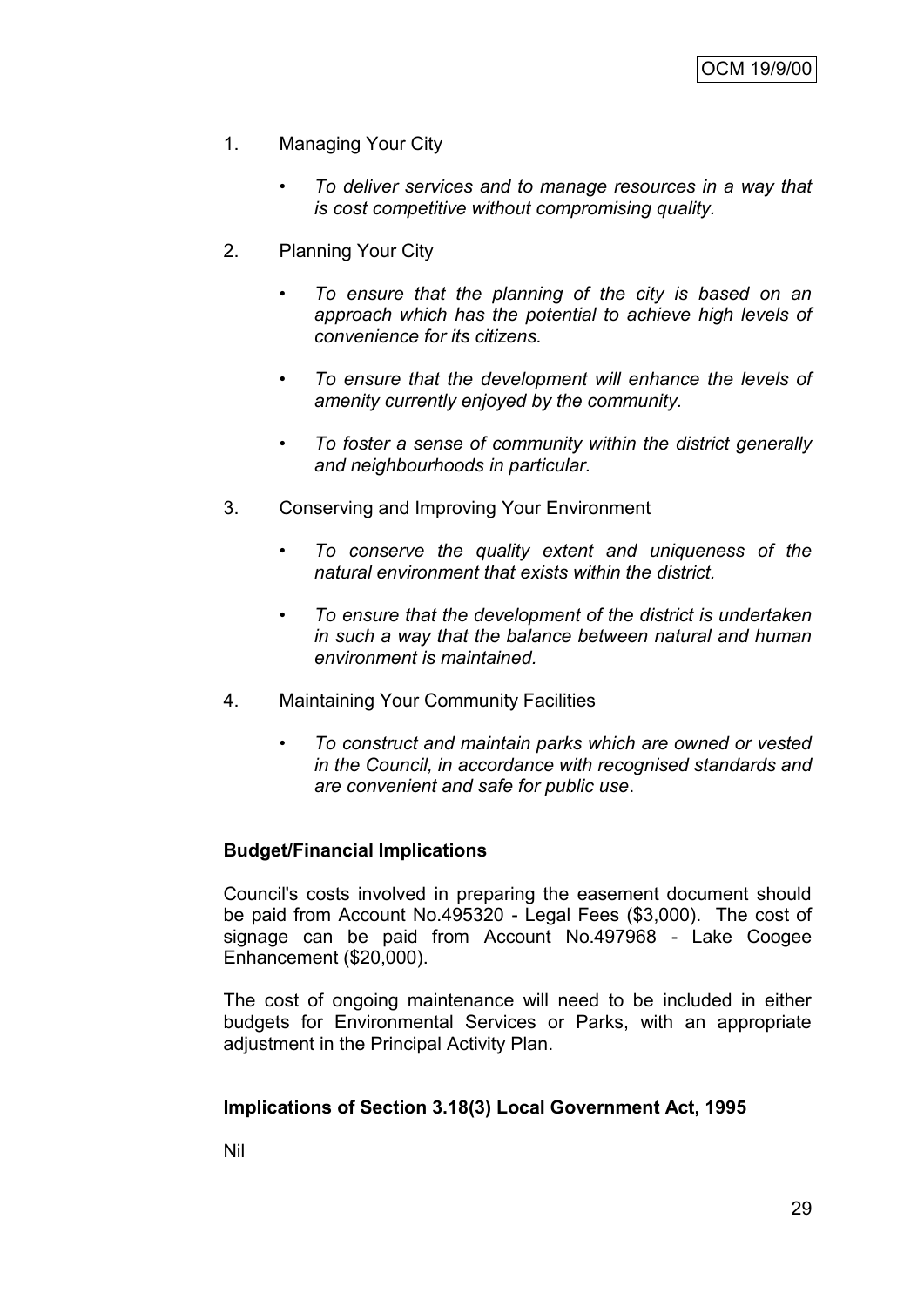1. Managing Your City

   - *To deliver services and to manage resources in a way that is cost competitive without compromising quality.*

2. Planning Your City

   - *To ensure that the planning of the city is based on an approach which has the potential to achieve high levels of convenience for its citizens.*

   - *To ensure that the development will enhance the levels of amenity currently enjoyed by the community.*

   - *To foster a sense of community within the district generally and neighbourhoods in particular.*

3. Conserving and Improving Your Environment

   - *To conserve the quality extent and uniqueness of the natural environment that exists within the district.*

   - *To ensure that the development of the district is undertaken in such a way that the balance between natural and human environment is maintained.*

4. Maintaining Your Community Facilities

   - *To construct and maintain parks which are owned or vested in the Council, in accordance with recognised standards and are convenient and safe for public use*.

**Budget/Financial Implications**

Council's costs involved in preparing the easement document should be paid from Account No.495320 - Legal Fees ($3,000). The cost of signage can be paid from Account No.497968 - Lake Coogee Enhancement ($20,000).

The cost of ongoing maintenance will need to be included in either budgets for Environmental Services or Parks, with an appropriate adjustment in the Principal Activity Plan.

**Implications of Section 3.18(3) Local Government Act, 1995**

Nil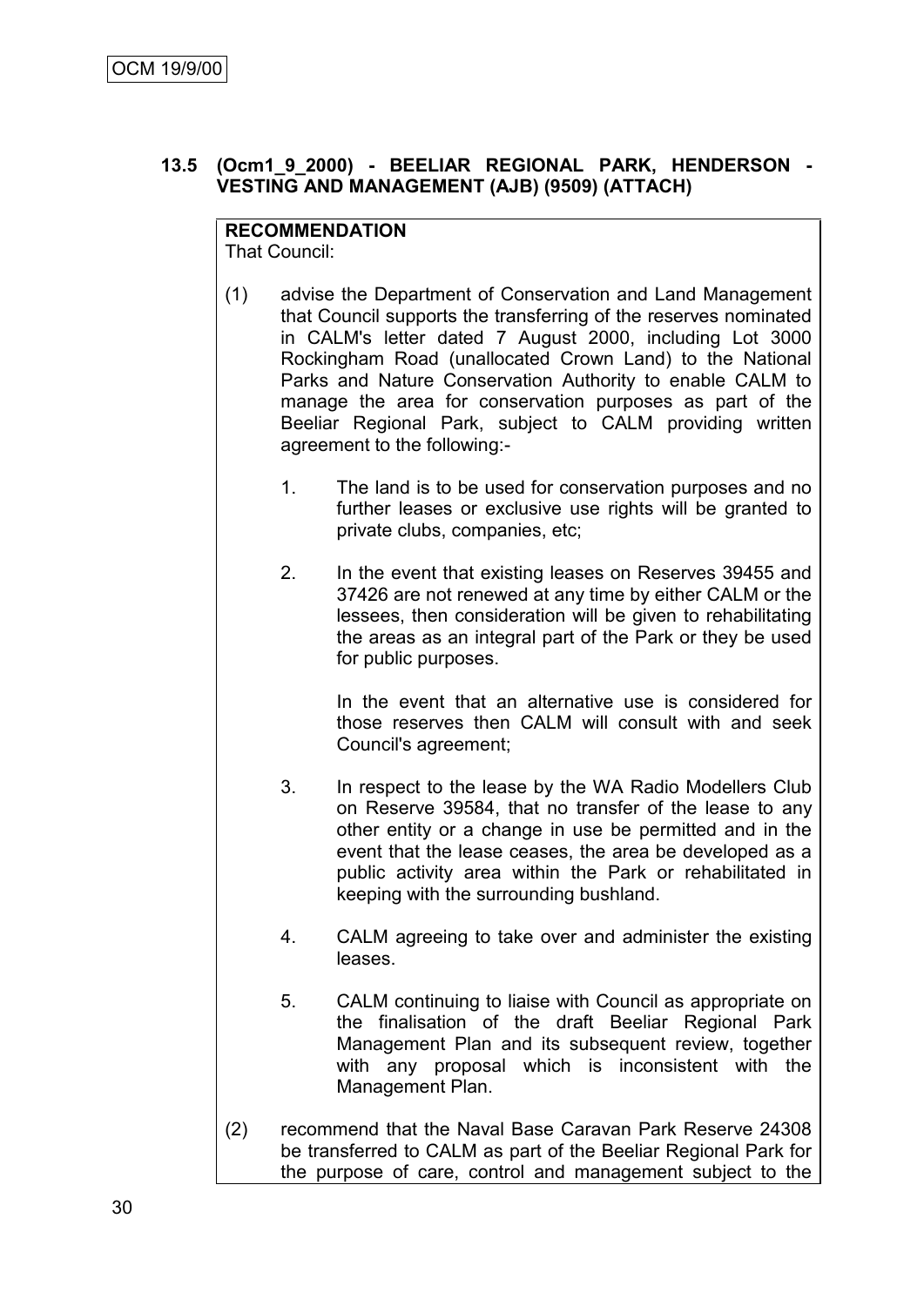### 13.5 (Ocm1_9_2000) - BEELIAR REGIONAL PARK, HENDERSON - VESTING AND MANAGEMENT (AJB) (9509) (ATTACH)

**RECOMMENDATION**
That Council:

(1) advise the Department of Conservation and Land Management that Council supports the transferring of the reserves nominated in CALM's letter dated 7 August 2000, including Lot 3000 Rockingham Road (unallocated Crown Land) to the National Parks and Nature Conservation Authority to enable CALM to manage the area for conservation purposes as part of the Beeliar Regional Park, subject to CALM providing written agreement to the following:-

   1. The land is to be used for conservation purposes and no further leases or exclusive use rights will be granted to private clubs, companies, etc;

   2. In the event that existing leases on Reserves 39455 and 37426 are not renewed at any time by either CALM or the lessees, then consideration will be given to rehabilitating the areas as an integral part of the Park or they be used for public purposes.

      In the event that an alternative use is considered for those reserves then CALM will consult with and seek Council's agreement;

   3. In respect to the lease by the WA Radio Modellers Club on Reserve 39584, that no transfer of the lease to any other entity or a change in use be permitted and in the event that the lease ceases, the area be developed as a public activity area within the Park or rehabilitated in keeping with the surrounding bushland.

   4. CALM agreeing to take over and administer the existing leases.

   5. CALM continuing to liaise with Council as appropriate on the finalisation of the draft Beeliar Regional Park Management Plan and its subsequent review, together with any proposal which is inconsistent with the Management Plan.

(2) recommend that the Naval Base Caravan Park Reserve 24308 be transferred to CALM as part of the Beeliar Regional Park for the purpose of care, control and management subject to the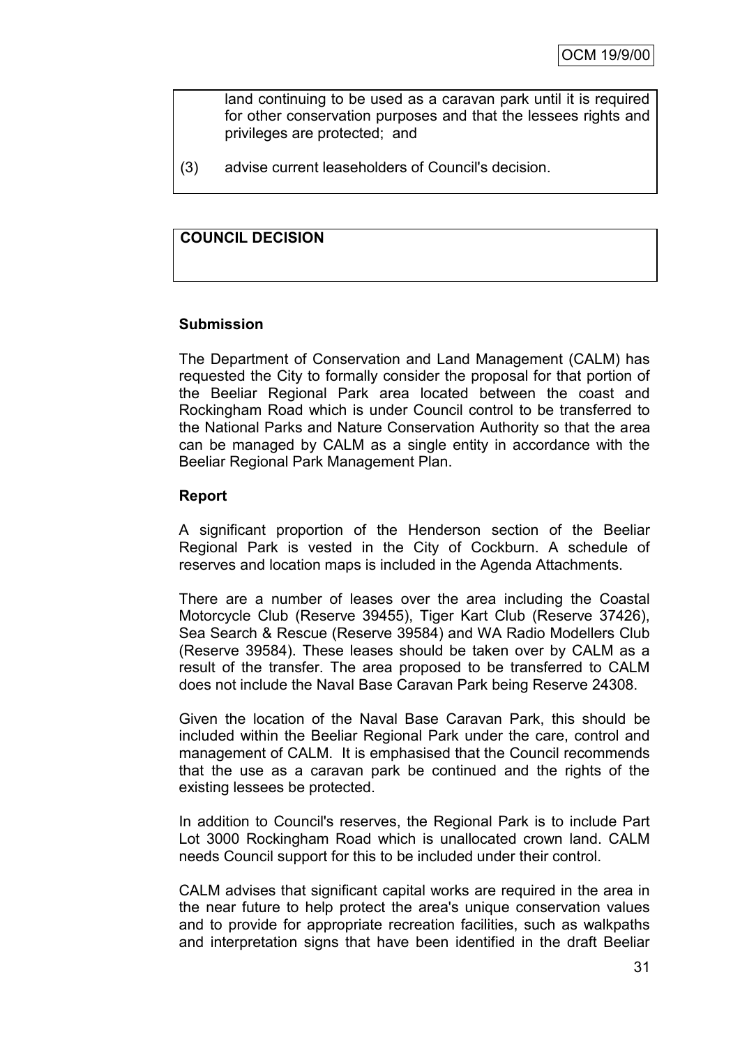land continuing to be used as a caravan park until it is required for other conservation purposes and that the lessees rights and privileges are protected; and

(3) advise current leaseholders of Council's decision.

**COUNCIL DECISION**

**Submission**

The Department of Conservation and Land Management (CALM) has requested the City to formally consider the proposal for that portion of the Beeliar Regional Park area located between the coast and Rockingham Road which is under Council control to be transferred to the National Parks and Nature Conservation Authority so that the area can be managed by CALM as a single entity in accordance with the Beeliar Regional Park Management Plan.

**Report**

A significant proportion of the Henderson section of the Beeliar Regional Park is vested in the City of Cockburn. A schedule of reserves and location maps is included in the Agenda Attachments.

There are a number of leases over the area including the Coastal Motorcycle Club (Reserve 39455), Tiger Kart Club (Reserve 37426), Sea Search & Rescue (Reserve 39584) and WA Radio Modellers Club (Reserve 39584). These leases should be taken over by CALM as a result of the transfer. The area proposed to be transferred to CALM does not include the Naval Base Caravan Park being Reserve 24308.

Given the location of the Naval Base Caravan Park, this should be included within the Beeliar Regional Park under the care, control and management of CALM. It is emphasised that the Council recommends that the use as a caravan park be continued and the rights of the existing lessees be protected.

In addition to Council's reserves, the Regional Park is to include Part Lot 3000 Rockingham Road which is unallocated crown land. CALM needs Council support for this to be included under their control.

CALM advises that significant capital works are required in the area in the near future to help protect the area's unique conservation values and to provide for appropriate recreation facilities, such as walkpaths and interpretation signs that have been identified in the draft Beeliar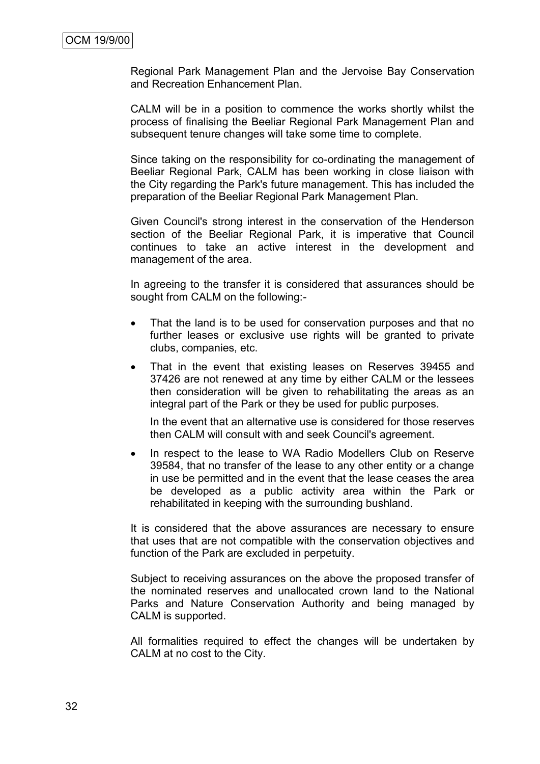Regional Park Management Plan and the Jervoise Bay Conservation and Recreation Enhancement Plan.

CALM will be in a position to commence the works shortly whilst the process of finalising the Beeliar Regional Park Management Plan and subsequent tenure changes will take some time to complete.

Since taking on the responsibility for co-ordinating the management of Beeliar Regional Park, CALM has been working in close liaison with the City regarding the Park's future management. This has included the preparation of the Beeliar Regional Park Management Plan.

Given Council's strong interest in the conservation of the Henderson section of the Beeliar Regional Park, it is imperative that Council continues to take an active interest in the development and management of the area.

In agreeing to the transfer it is considered that assurances should be sought from CALM on the following:-

- That the land is to be used for conservation purposes and that no further leases or exclusive use rights will be granted to private clubs, companies, etc.
- That in the event that existing leases on Reserves 39455 and 37426 are not renewed at any time by either CALM or the lessees then consideration will be given to rehabilitating the areas as an integral part of the Park or they be used for public purposes.

  In the event that an alternative use is considered for those reserves then CALM will consult with and seek Council's agreement.
- In respect to the lease to WA Radio Modellers Club on Reserve 39584, that no transfer of the lease to any other entity or a change in use be permitted and in the event that the lease ceases the area be developed as a public activity area within the Park or rehabilitated in keeping with the surrounding bushland.

It is considered that the above assurances are necessary to ensure that uses that are not compatible with the conservation objectives and function of the Park are excluded in perpetuity.

Subject to receiving assurances on the above the proposed transfer of the nominated reserves and unallocated crown land to the National Parks and Nature Conservation Authority and being managed by CALM is supported.

All formalities required to effect the changes will be undertaken by CALM at no cost to the City.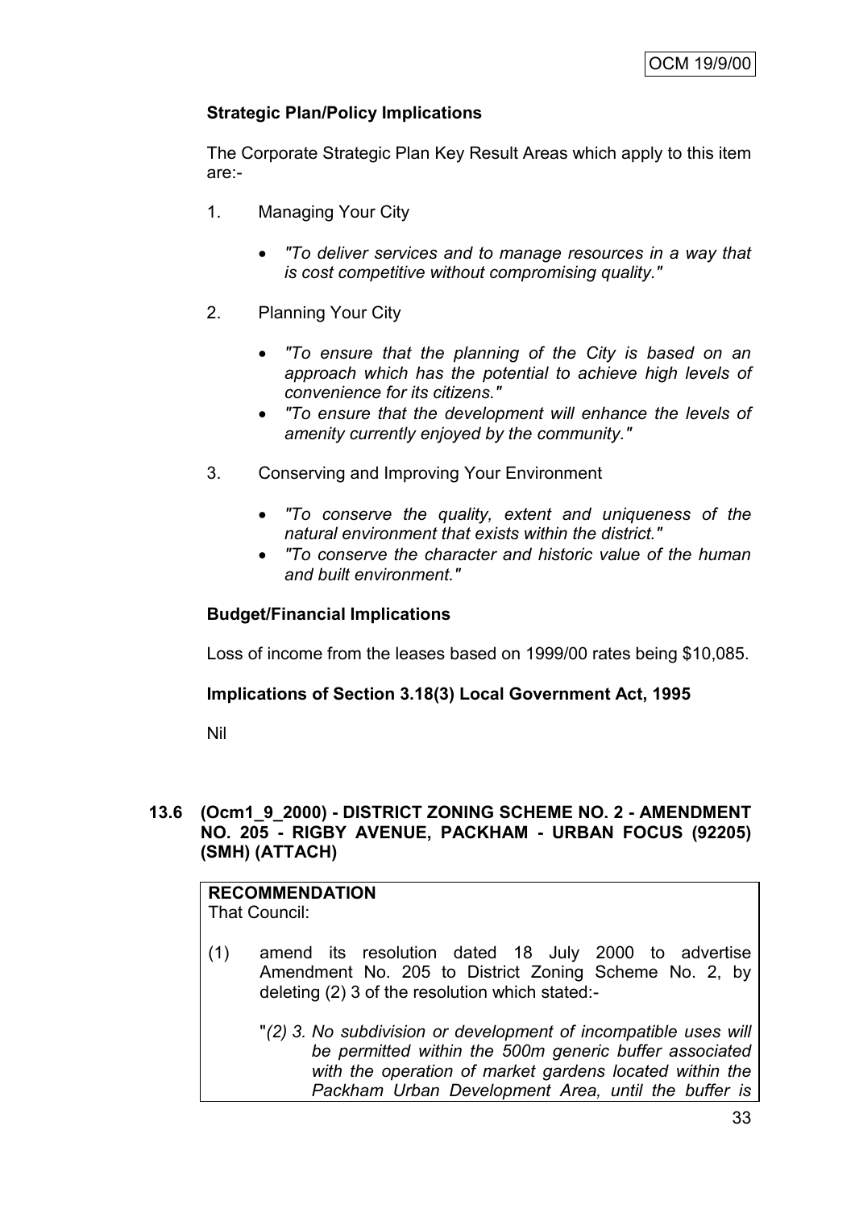**Strategic Plan/Policy Implications**

The Corporate Strategic Plan Key Result Areas which apply to this item are:-

1. Managing Your City

   - *"To deliver services and to manage resources in a way that is cost competitive without compromising quality."*

2. Planning Your City

   - *"To ensure that the planning of the City is based on an approach which has the potential to achieve high levels of convenience for its citizens."*
   - *"To ensure that the development will enhance the levels of amenity currently enjoyed by the community."*

3. Conserving and Improving Your Environment

   - *"To conserve the quality, extent and uniqueness of the natural environment that exists within the district."*
   - *"To conserve the character and historic value of the human and built environment."*

**Budget/Financial Implications**

Loss of income from the leases based on 1999/00 rates being $10,085.

**Implications of Section 3.18(3) Local Government Act, 1995**

Nil

### 13.6 (Ocm1_9_2000) - DISTRICT ZONING SCHEME NO. 2 - AMENDMENT NO. 205 - RIGBY AVENUE, PACKHAM - URBAN FOCUS (92205) (SMH) (ATTACH)

**RECOMMENDATION**

That Council:

(1) amend its resolution dated 18 July 2000 to advertise Amendment No. 205 to District Zoning Scheme No. 2, by deleting (2) 3 of the resolution which stated:-

"*(2) 3. No subdivision or development of incompatible uses will be permitted within the 500m generic buffer associated with the operation of market gardens located within the Packham Urban Development Area, until the buffer is*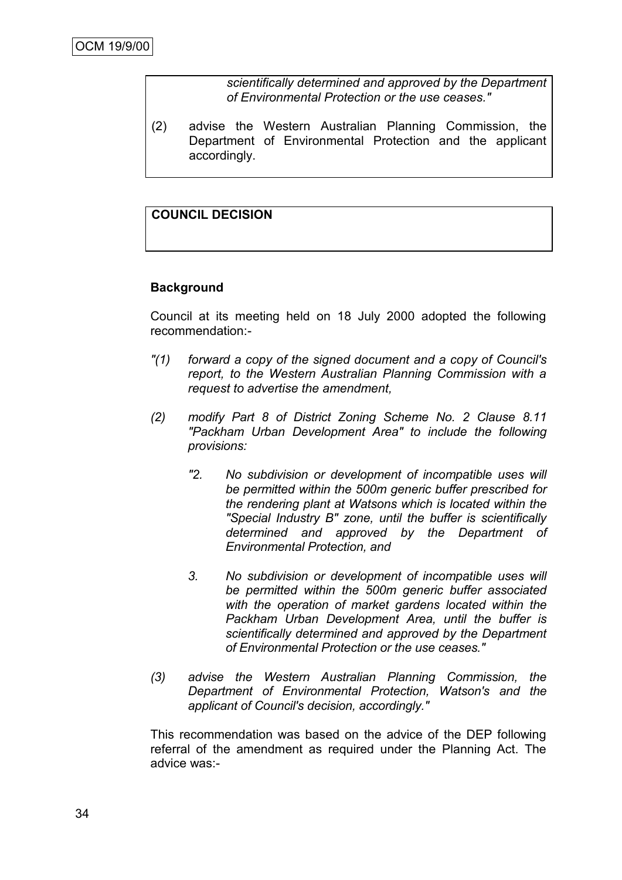*scientifically determined and approved by the Department of Environmental Protection or the use ceases."*

(2) advise the Western Australian Planning Commission, the Department of Environmental Protection and the applicant accordingly.

**COUNCIL DECISION**

**Background**

Council at its meeting held on 18 July 2000 adopted the following recommendation:-

*"(1) forward a copy of the signed document and a copy of Council's report, to the Western Australian Planning Commission with a request to advertise the amendment,*

*(2) modify Part 8 of District Zoning Scheme No. 2 Clause 8.11 "Packham Urban Development Area" to include the following provisions:*

*"2. No subdivision or development of incompatible uses will be permitted within the 500m generic buffer prescribed for the rendering plant at Watsons which is located within the "Special Industry B" zone, until the buffer is scientifically determined and approved by the Department of Environmental Protection, and*

*3. No subdivision or development of incompatible uses will be permitted within the 500m generic buffer associated with the operation of market gardens located within the Packham Urban Development Area, until the buffer is scientifically determined and approved by the Department of Environmental Protection or the use ceases."*

*(3) advise the Western Australian Planning Commission, the Department of Environmental Protection, Watson's and the applicant of Council's decision, accordingly."*

This recommendation was based on the advice of the DEP following referral of the amendment as required under the Planning Act. The advice was:-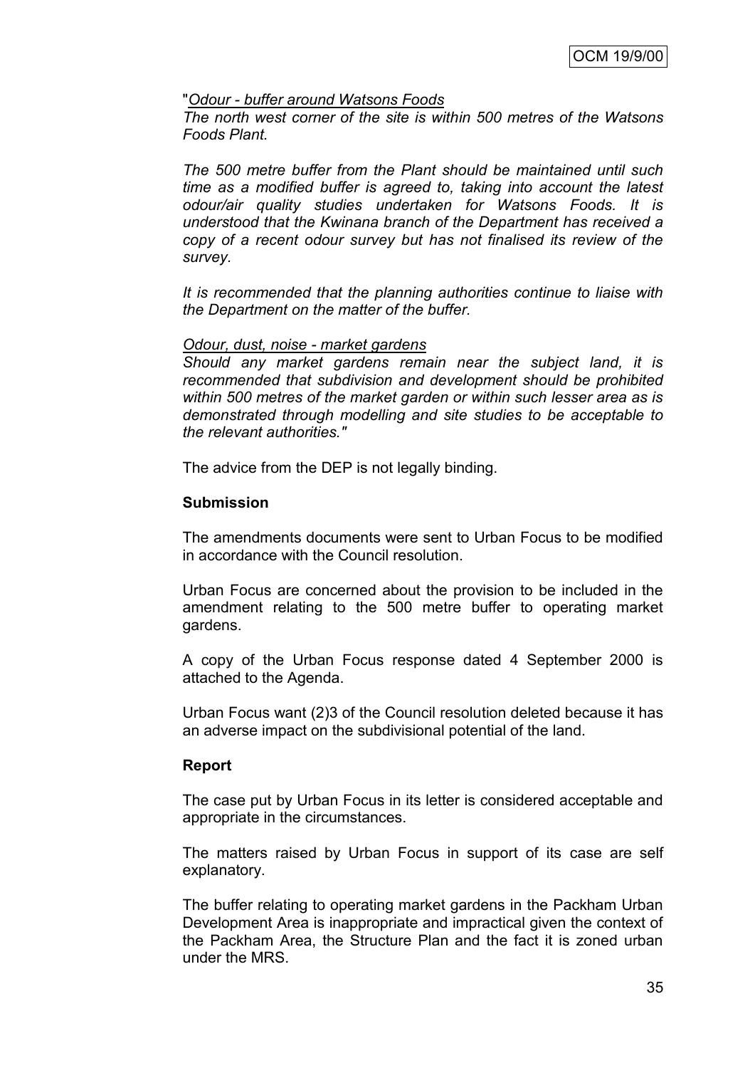"*Odour - buffer around Watsons Foods*
*The north west corner of the site is within 500 metres of the Watsons Foods Plant.*

*The 500 metre buffer from the Plant should be maintained until such time as a modified buffer is agreed to, taking into account the latest odour/air quality studies undertaken for Watsons Foods. It is understood that the Kwinana branch of the Department has received a copy of a recent odour survey but has not finalised its review of the survey.*

*It is recommended that the planning authorities continue to liaise with the Department on the matter of the buffer.*

*Odour, dust, noise - market gardens*
*Should any market gardens remain near the subject land, it is recommended that subdivision and development should be prohibited within 500 metres of the market garden or within such lesser area as is demonstrated through modelling and site studies to be acceptable to the relevant authorities."*

The advice from the DEP is not legally binding.

**Submission**

The amendments documents were sent to Urban Focus to be modified in accordance with the Council resolution.

Urban Focus are concerned about the provision to be included in the amendment relating to the 500 metre buffer to operating market gardens.

A copy of the Urban Focus response dated 4 September 2000 is attached to the Agenda.

Urban Focus want (2)3 of the Council resolution deleted because it has an adverse impact on the subdivisional potential of the land.

**Report**

The case put by Urban Focus in its letter is considered acceptable and appropriate in the circumstances.

The matters raised by Urban Focus in support of its case are self explanatory.

The buffer relating to operating market gardens in the Packham Urban Development Area is inappropriate and impractical given the context of the Packham Area, the Structure Plan and the fact it is zoned urban under the MRS.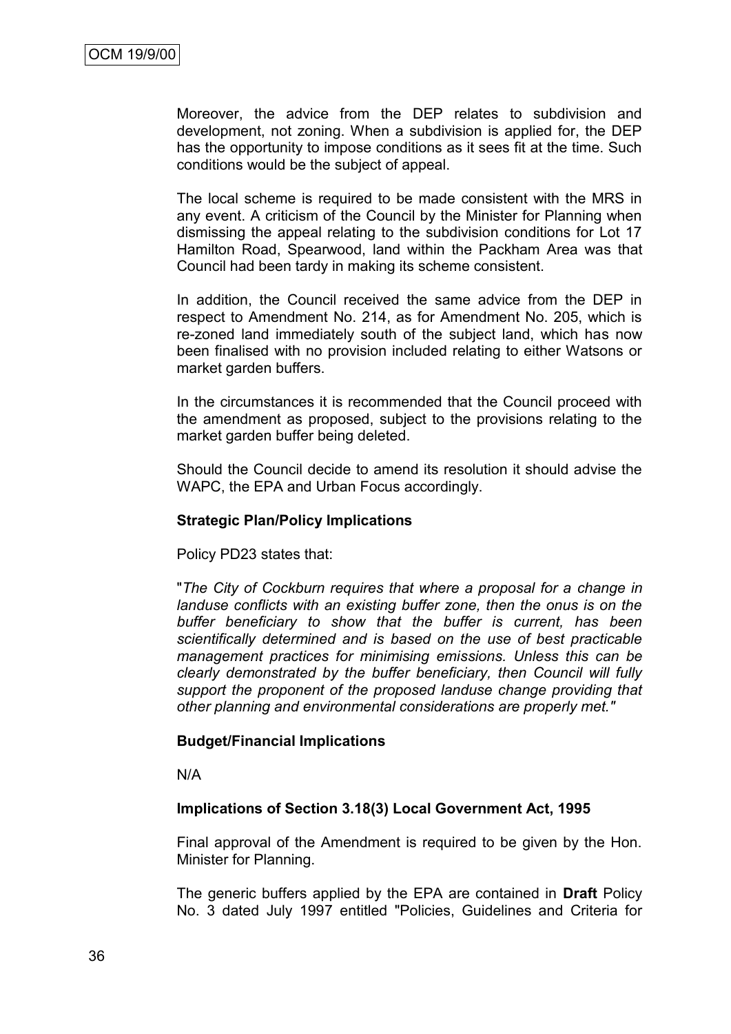Moreover, the advice from the DEP relates to subdivision and development, not zoning. When a subdivision is applied for, the DEP has the opportunity to impose conditions as it sees fit at the time. Such conditions would be the subject of appeal.

The local scheme is required to be made consistent with the MRS in any event. A criticism of the Council by the Minister for Planning when dismissing the appeal relating to the subdivision conditions for Lot 17 Hamilton Road, Spearwood, land within the Packham Area was that Council had been tardy in making its scheme consistent.

In addition, the Council received the same advice from the DEP in respect to Amendment No. 214, as for Amendment No. 205, which is re-zoned land immediately south of the subject land, which has now been finalised with no provision included relating to either Watsons or market garden buffers.

In the circumstances it is recommended that the Council proceed with the amendment as proposed, subject to the provisions relating to the market garden buffer being deleted.

Should the Council decide to amend its resolution it should advise the WAPC, the EPA and Urban Focus accordingly.

**Strategic Plan/Policy Implications**

Policy PD23 states that:

"*The City of Cockburn requires that where a proposal for a change in landuse conflicts with an existing buffer zone, then the onus is on the buffer beneficiary to show that the buffer is current, has been scientifically determined and is based on the use of best practicable management practices for minimising emissions. Unless this can be clearly demonstrated by the buffer beneficiary, then Council will fully support the proponent of the proposed landuse change providing that other planning and environmental considerations are properly met."*

**Budget/Financial Implications**

N/A

**Implications of Section 3.18(3) Local Government Act, 1995**

Final approval of the Amendment is required to be given by the Hon. Minister for Planning.

The generic buffers applied by the EPA are contained in **Draft** Policy No. 3 dated July 1997 entitled "Policies, Guidelines and Criteria for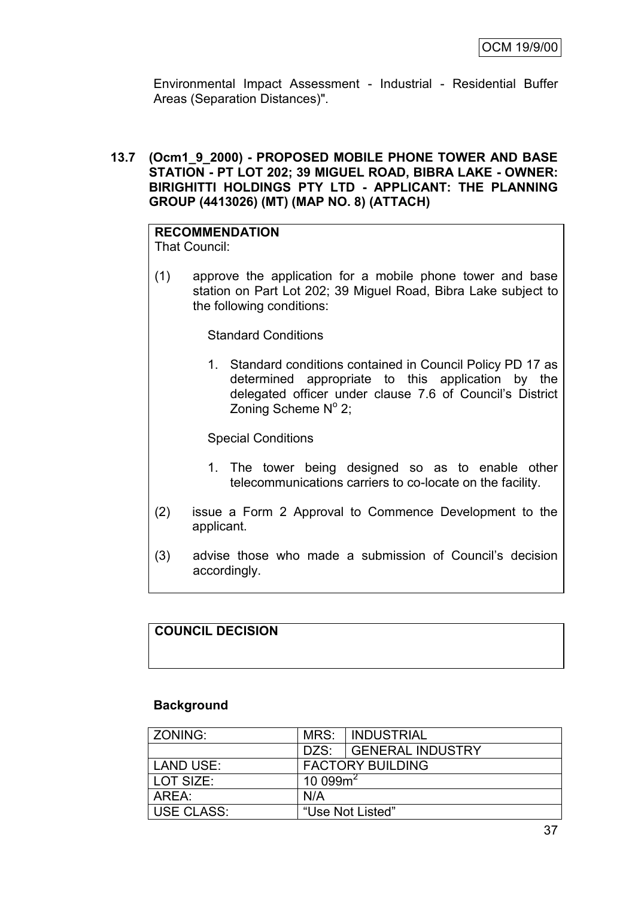Environmental Impact Assessment - Industrial - Residential Buffer Areas (Separation Distances)".

**13.7 (Ocm1_9_2000) - PROPOSED MOBILE PHONE TOWER AND BASE STATION - PT LOT 202; 39 MIGUEL ROAD, BIBRA LAKE - OWNER: BIRIGHITTI HOLDINGS PTY LTD - APPLICANT: THE PLANNING GROUP (4413026) (MT) (MAP NO. 8) (ATTACH)**

**RECOMMENDATION**

That Council:

(1) approve the application for a mobile phone tower and base station on Part Lot 202; 39 Miguel Road, Bibra Lake subject to the following conditions:

Standard Conditions

1. Standard conditions contained in Council Policy PD 17 as determined appropriate to this application by the delegated officer under clause 7.6 of Council's District Zoning Scheme N$^{o}$ 2;

Special Conditions

1. The tower being designed so as to enable other telecommunications carriers to co-locate on the facility.

(2) issue a Form 2 Approval to Commence Development to the applicant.

(3) advise those who made a submission of Council's decision accordingly.

**COUNCIL DECISION**

**Background**

| ZONING: | MRS: | INDUSTRIAL |
|---|---|---|
| | DZS: | GENERAL INDUSTRY |
| LAND USE: | FACTORY BUILDING | |
| LOT SIZE: | 10 099m$^2$ | |
| AREA: | N/A | |
| USE CLASS: | "Use Not Listed" | |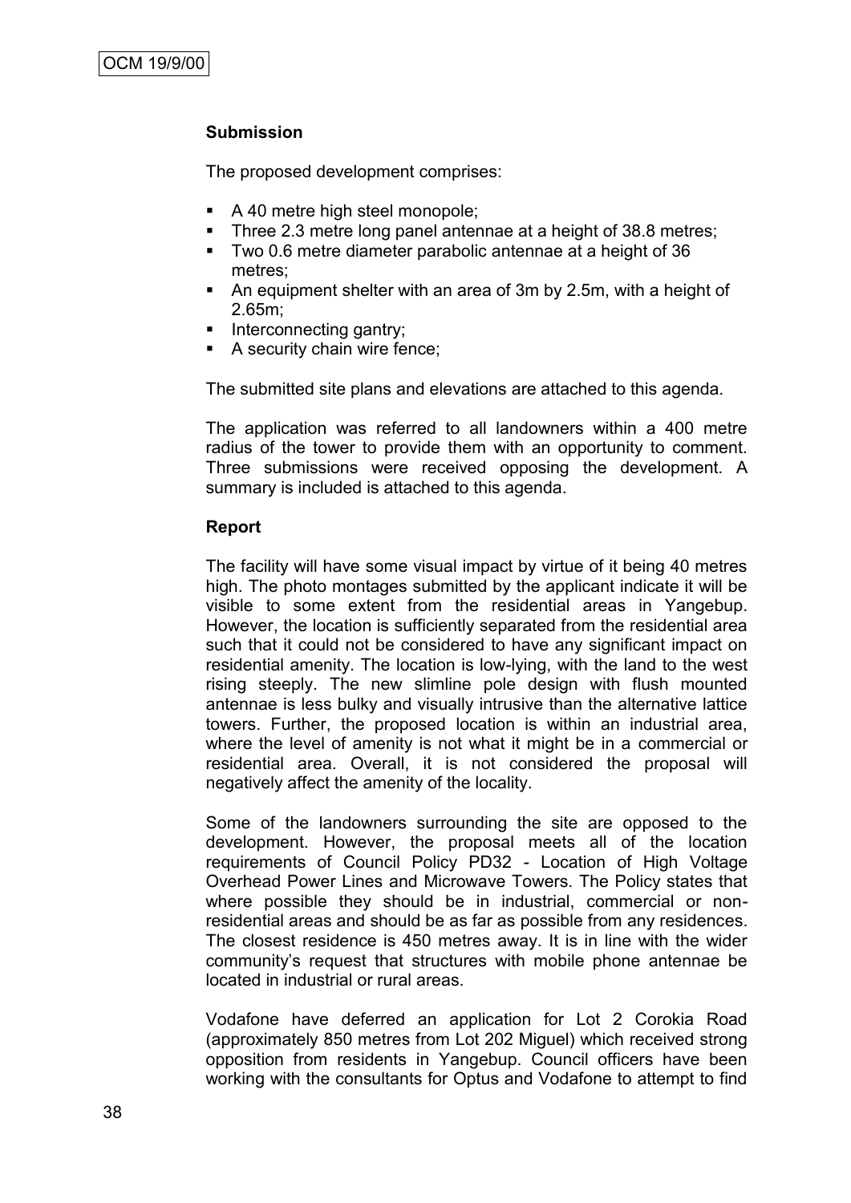**Submission**

The proposed development comprises:

- A 40 metre high steel monopole;
- Three 2.3 metre long panel antennae at a height of 38.8 metres;
- Two 0.6 metre diameter parabolic antennae at a height of 36 metres;
- An equipment shelter with an area of 3m by 2.5m, with a height of 2.65m;
- Interconnecting gantry;
- A security chain wire fence;

The submitted site plans and elevations are attached to this agenda.

The application was referred to all landowners within a 400 metre radius of the tower to provide them with an opportunity to comment. Three submissions were received opposing the development. A summary is included is attached to this agenda.

**Report**

The facility will have some visual impact by virtue of it being 40 metres high. The photo montages submitted by the applicant indicate it will be visible to some extent from the residential areas in Yangebup. However, the location is sufficiently separated from the residential area such that it could not be considered to have any significant impact on residential amenity. The location is low-lying, with the land to the west rising steeply. The new slimline pole design with flush mounted antennae is less bulky and visually intrusive than the alternative lattice towers. Further, the proposed location is within an industrial area, where the level of amenity is not what it might be in a commercial or residential area. Overall, it is not considered the proposal will negatively affect the amenity of the locality.

Some of the landowners surrounding the site are opposed to the development. However, the proposal meets all of the location requirements of Council Policy PD32 - Location of High Voltage Overhead Power Lines and Microwave Towers. The Policy states that where possible they should be in industrial, commercial or non-residential areas and should be as far as possible from any residences. The closest residence is 450 metres away. It is in line with the wider community's request that structures with mobile phone antennae be located in industrial or rural areas.

Vodafone have deferred an application for Lot 2 Corokia Road (approximately 850 metres from Lot 202 Miguel) which received strong opposition from residents in Yangebup. Council officers have been working with the consultants for Optus and Vodafone to attempt to find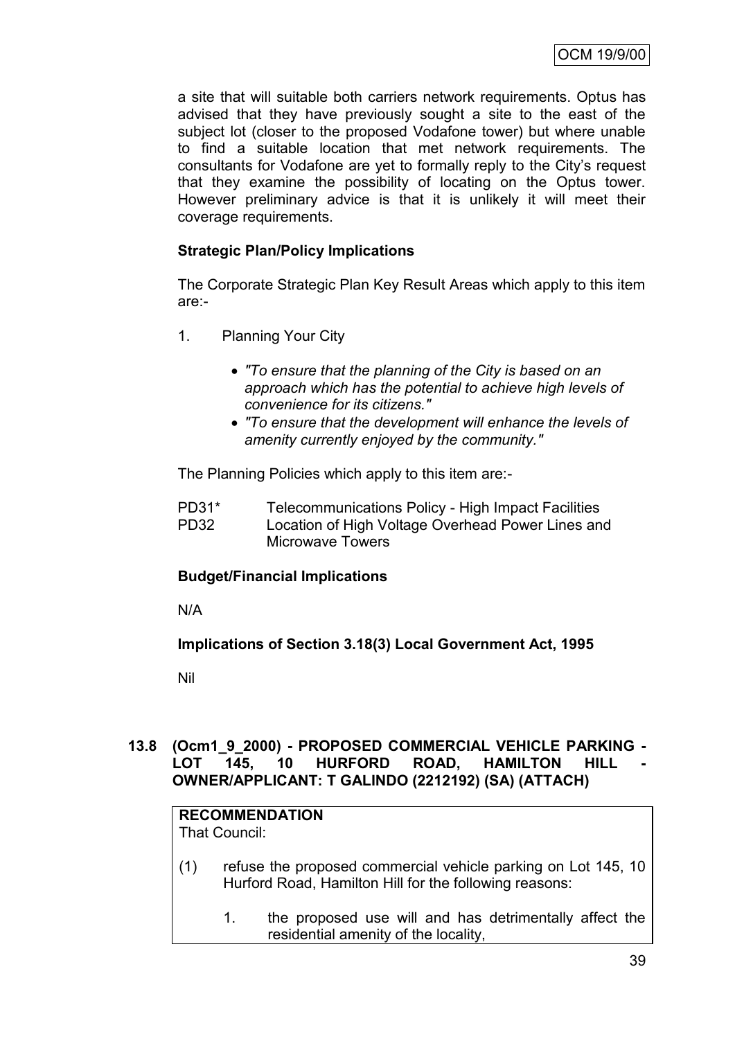a site that will suitable both carriers network requirements. Optus has advised that they have previously sought a site to the east of the subject lot (closer to the proposed Vodafone tower) but where unable to find a suitable location that met network requirements. The consultants for Vodafone are yet to formally reply to the City's request that they examine the possibility of locating on the Optus tower. However preliminary advice is that it is unlikely it will meet their coverage requirements.

**Strategic Plan/Policy Implications**

The Corporate Strategic Plan Key Result Areas which apply to this item are:-

1. Planning Your City

   - *"To ensure that the planning of the City is based on an approach which has the potential to achieve high levels of convenience for its citizens."*
   - *"To ensure that the development will enhance the levels of amenity currently enjoyed by the community."*

The Planning Policies which apply to this item are:-

PD31* Telecommunications Policy - High Impact Facilities
PD32 Location of High Voltage Overhead Power Lines and Microwave Towers

**Budget/Financial Implications**

N/A

**Implications of Section 3.18(3) Local Government Act, 1995**

Nil

## 13.8 (Ocm1_9_2000) - PROPOSED COMMERCIAL VEHICLE PARKING - LOT 145, 10 HURFORD ROAD, HAMILTON HILL - OWNER/APPLICANT: T GALINDO (2212192) (SA) (ATTACH)

**RECOMMENDATION**
That Council:

(1) refuse the proposed commercial vehicle parking on Lot 145, 10 Hurford Road, Hamilton Hill for the following reasons:

   1. the proposed use will and has detrimentally affect the residential amenity of the locality,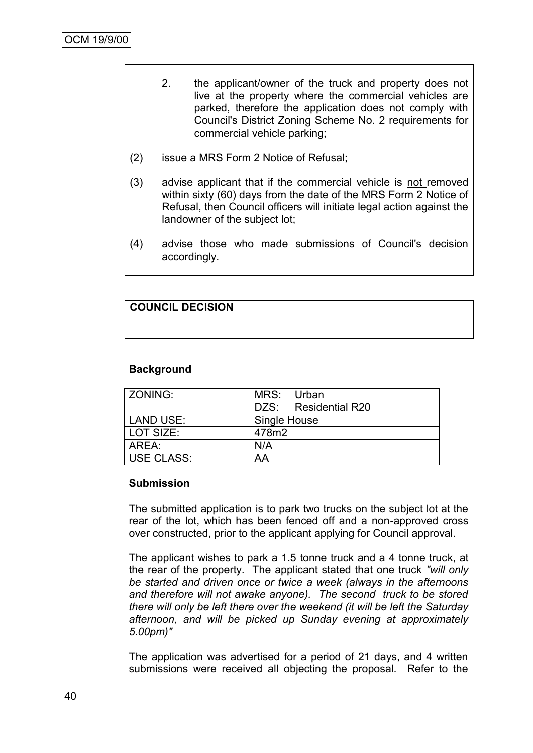2. the applicant/owner of the truck and property does not live at the property where the commercial vehicles are parked, therefore the application does not comply with Council's District Zoning Scheme No. 2 requirements for commercial vehicle parking;

(2) issue a MRS Form 2 Notice of Refusal;

(3) advise applicant that if the commercial vehicle is not removed within sixty (60) days from the date of the MRS Form 2 Notice of Refusal, then Council officers will initiate legal action against the landowner of the subject lot;

(4) advise those who made submissions of Council's decision accordingly.

**COUNCIL DECISION**

**Background**

| ZONING: | MRS: | Urban |
|---|---|---|
| | DZS: | Residential R20 |
| LAND USE: | Single House | |
| LOT SIZE: | 478m2 | |
| AREA: | N/A | |
| USE CLASS: | AA | |

**Submission**

The submitted application is to park two trucks on the subject lot at the rear of the lot, which has been fenced off and a non-approved cross over constructed, prior to the applicant applying for Council approval.

The applicant wishes to park a 1.5 tonne truck and a 4 tonne truck, at the rear of the property. The applicant stated that one truck *"will only be started and driven once or twice a week (always in the afternoons and therefore will not awake anyone). The second truck to be stored there will only be left there over the weekend (it will be left the Saturday afternoon, and will be picked up Sunday evening at approximately 5.00pm)"*

The application was advertised for a period of 21 days, and 4 written submissions were received all objecting the proposal. Refer to the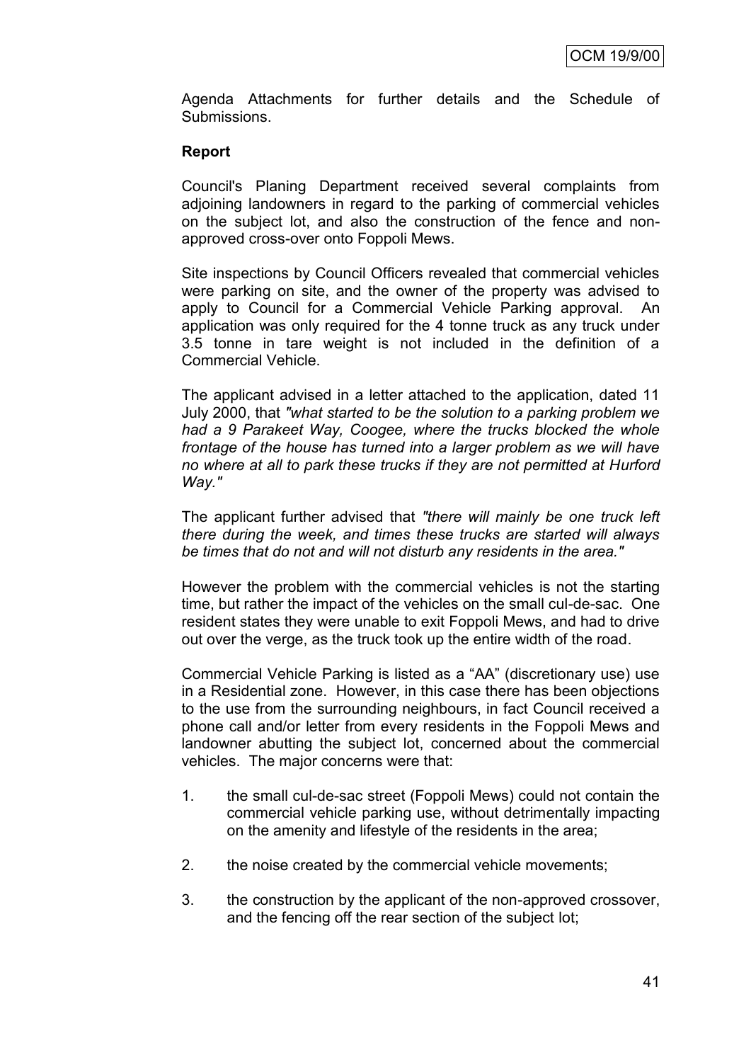Agenda Attachments for further details and the Schedule of Submissions.

**Report**

Council's Planing Department received several complaints from adjoining landowners in regard to the parking of commercial vehicles on the subject lot, and also the construction of the fence and non-approved cross-over onto Foppoli Mews.

Site inspections by Council Officers revealed that commercial vehicles were parking on site, and the owner of the property was advised to apply to Council for a Commercial Vehicle Parking approval. An application was only required for the 4 tonne truck as any truck under 3.5 tonne in tare weight is not included in the definition of a Commercial Vehicle.

The applicant advised in a letter attached to the application, dated 11 July 2000, that *"what started to be the solution to a parking problem we had a 9 Parakeet Way, Coogee, where the trucks blocked the whole frontage of the house has turned into a larger problem as we will have no where at all to park these trucks if they are not permitted at Hurford Way."*

The applicant further advised that *"there will mainly be one truck left there during the week, and times these trucks are started will always be times that do not and will not disturb any residents in the area."*

However the problem with the commercial vehicles is not the starting time, but rather the impact of the vehicles on the small cul-de-sac. One resident states they were unable to exit Foppoli Mews, and had to drive out over the verge, as the truck took up the entire width of the road.

Commercial Vehicle Parking is listed as a "AA" (discretionary use) use in a Residential zone. However, in this case there has been objections to the use from the surrounding neighbours, in fact Council received a phone call and/or letter from every residents in the Foppoli Mews and landowner abutting the subject lot, concerned about the commercial vehicles. The major concerns were that:

1. the small cul-de-sac street (Foppoli Mews) could not contain the commercial vehicle parking use, without detrimentally impacting on the amenity and lifestyle of the residents in the area;
2. the noise created by the commercial vehicle movements;
3. the construction by the applicant of the non-approved crossover, and the fencing off the rear section of the subject lot;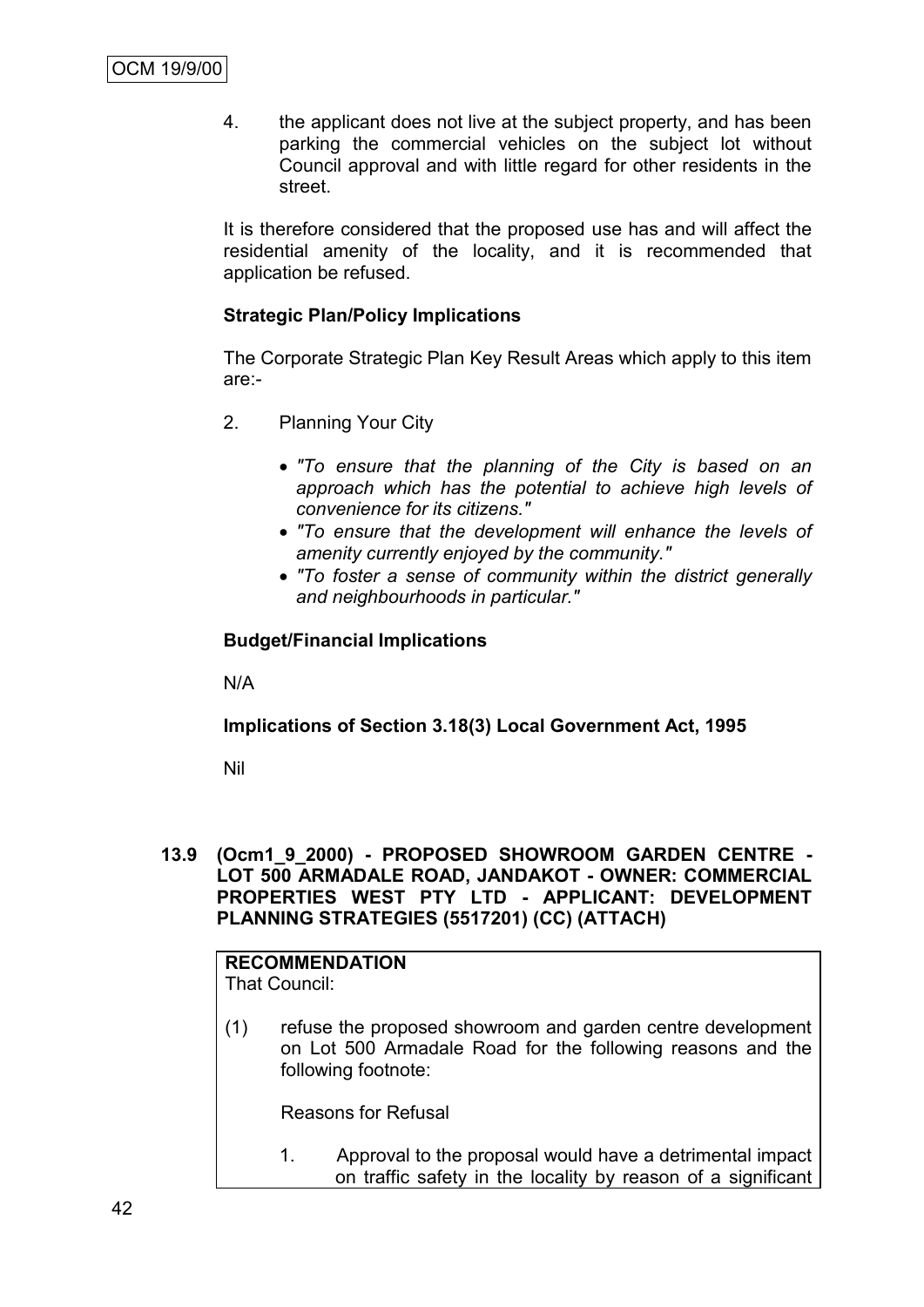4. the applicant does not live at the subject property, and has been parking the commercial vehicles on the subject lot without Council approval and with little regard for other residents in the street.

It is therefore considered that the proposed use has and will affect the residential amenity of the locality, and it is recommended that application be refused.

**Strategic Plan/Policy Implications**

The Corporate Strategic Plan Key Result Areas which apply to this item are:-

2. Planning Your City

   - *"To ensure that the planning of the City is based on an approach which has the potential to achieve high levels of convenience for its citizens."*
   - *"To ensure that the development will enhance the levels of amenity currently enjoyed by the community."*
   - *"To foster a sense of community within the district generally and neighbourhoods in particular."*

**Budget/Financial Implications**

N/A

**Implications of Section 3.18(3) Local Government Act, 1995**

Nil

**13.9 (Ocm1_9_2000) - PROPOSED SHOWROOM GARDEN CENTRE - LOT 500 ARMADALE ROAD, JANDAKOT - OWNER: COMMERCIAL PROPERTIES WEST PTY LTD - APPLICANT: DEVELOPMENT PLANNING STRATEGIES (5517201) (CC) (ATTACH)**

**RECOMMENDATION**
That Council:

(1) refuse the proposed showroom and garden centre development on Lot 500 Armadale Road for the following reasons and the following footnote:

Reasons for Refusal

1. Approval to the proposal would have a detrimental impact on traffic safety in the locality by reason of a significant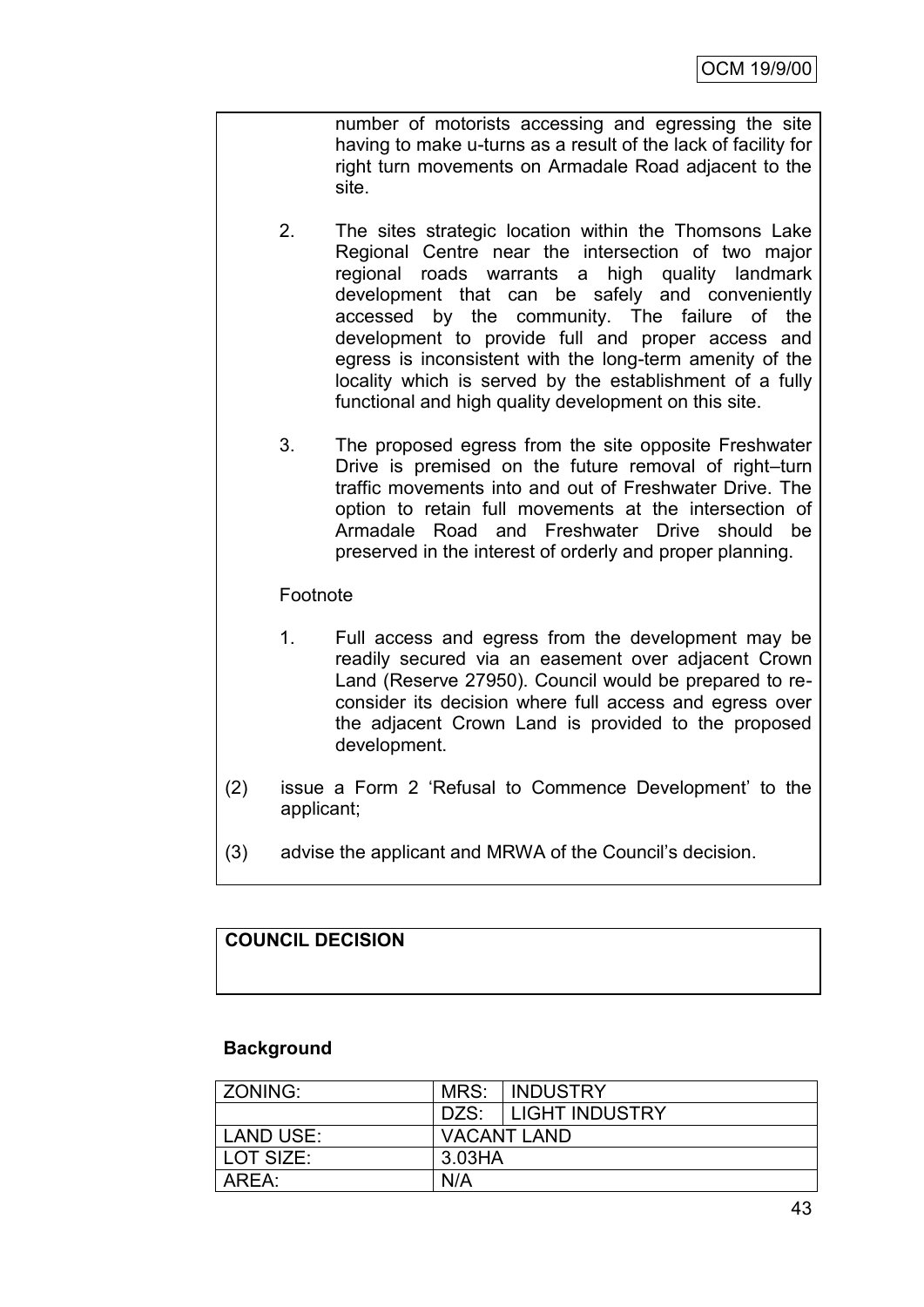number of motorists accessing and egressing the site having to make u-turns as a result of the lack of facility for right turn movements on Armadale Road adjacent to the site.

2. The sites strategic location within the Thomsons Lake Regional Centre near the intersection of two major regional roads warrants a high quality landmark development that can be safely and conveniently accessed by the community. The failure of the development to provide full and proper access and egress is inconsistent with the long-term amenity of the locality which is served by the establishment of a fully functional and high quality development on this site.

3. The proposed egress from the site opposite Freshwater Drive is premised on the future removal of right–turn traffic movements into and out of Freshwater Drive. The option to retain full movements at the intersection of Armadale Road and Freshwater Drive should be preserved in the interest of orderly and proper planning.

Footnote

1. Full access and egress from the development may be readily secured via an easement over adjacent Crown Land (Reserve 27950). Council would be prepared to re-consider its decision where full access and egress over the adjacent Crown Land is provided to the proposed development.

(2) issue a Form 2 'Refusal to Commence Development' to the applicant;

(3) advise the applicant and MRWA of the Council's decision.

**COUNCIL DECISION**

**Background**

| ZONING: | MRS: | INDUSTRY |
|---|---|---|
| | DZS: | LIGHT INDUSTRY |
| LAND USE: | VACANT LAND | |
| LOT SIZE: | 3.03HA | |
| AREA: | N/A | |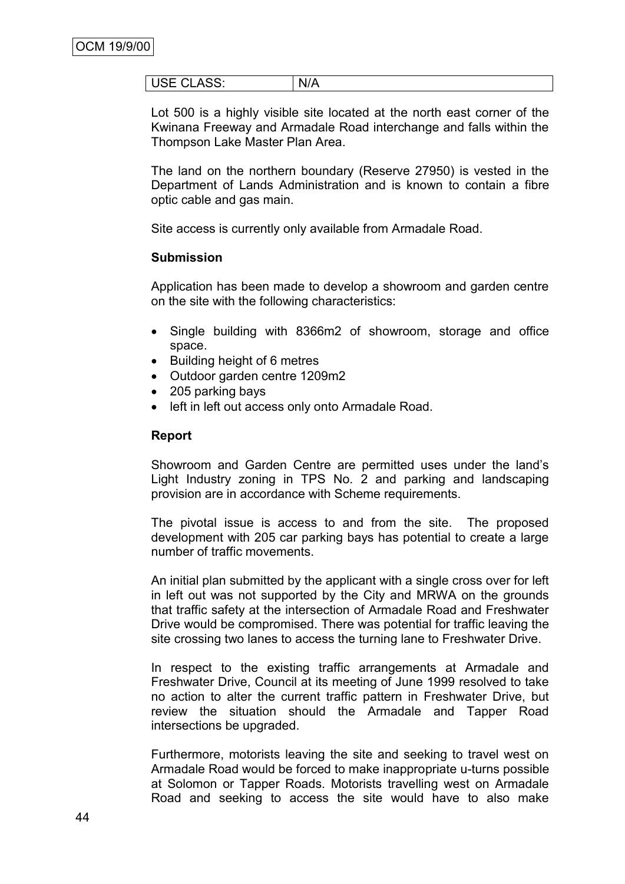| USE CLASS: | N/A |
|---|---|

Lot 500 is a highly visible site located at the north east corner of the Kwinana Freeway and Armadale Road interchange and falls within the Thompson Lake Master Plan Area.

The land on the northern boundary (Reserve 27950) is vested in the Department of Lands Administration and is known to contain a fibre optic cable and gas main.

Site access is currently only available from Armadale Road.

**Submission**

Application has been made to develop a showroom and garden centre on the site with the following characteristics:

- Single building with 8366m2 of showroom, storage and office space.
- Building height of 6 metres
- Outdoor garden centre 1209m2
- 205 parking bays
- left in left out access only onto Armadale Road.

**Report**

Showroom and Garden Centre are permitted uses under the land's Light Industry zoning in TPS No. 2 and parking and landscaping provision are in accordance with Scheme requirements.

The pivotal issue is access to and from the site. The proposed development with 205 car parking bays has potential to create a large number of traffic movements.

An initial plan submitted by the applicant with a single cross over for left in left out was not supported by the City and MRWA on the grounds that traffic safety at the intersection of Armadale Road and Freshwater Drive would be compromised. There was potential for traffic leaving the site crossing two lanes to access the turning lane to Freshwater Drive.

In respect to the existing traffic arrangements at Armadale and Freshwater Drive, Council at its meeting of June 1999 resolved to take no action to alter the current traffic pattern in Freshwater Drive, but review the situation should the Armadale and Tapper Road intersections be upgraded.

Furthermore, motorists leaving the site and seeking to travel west on Armadale Road would be forced to make inappropriate u-turns possible at Solomon or Tapper Roads. Motorists travelling west on Armadale Road and seeking to access the site would have to also make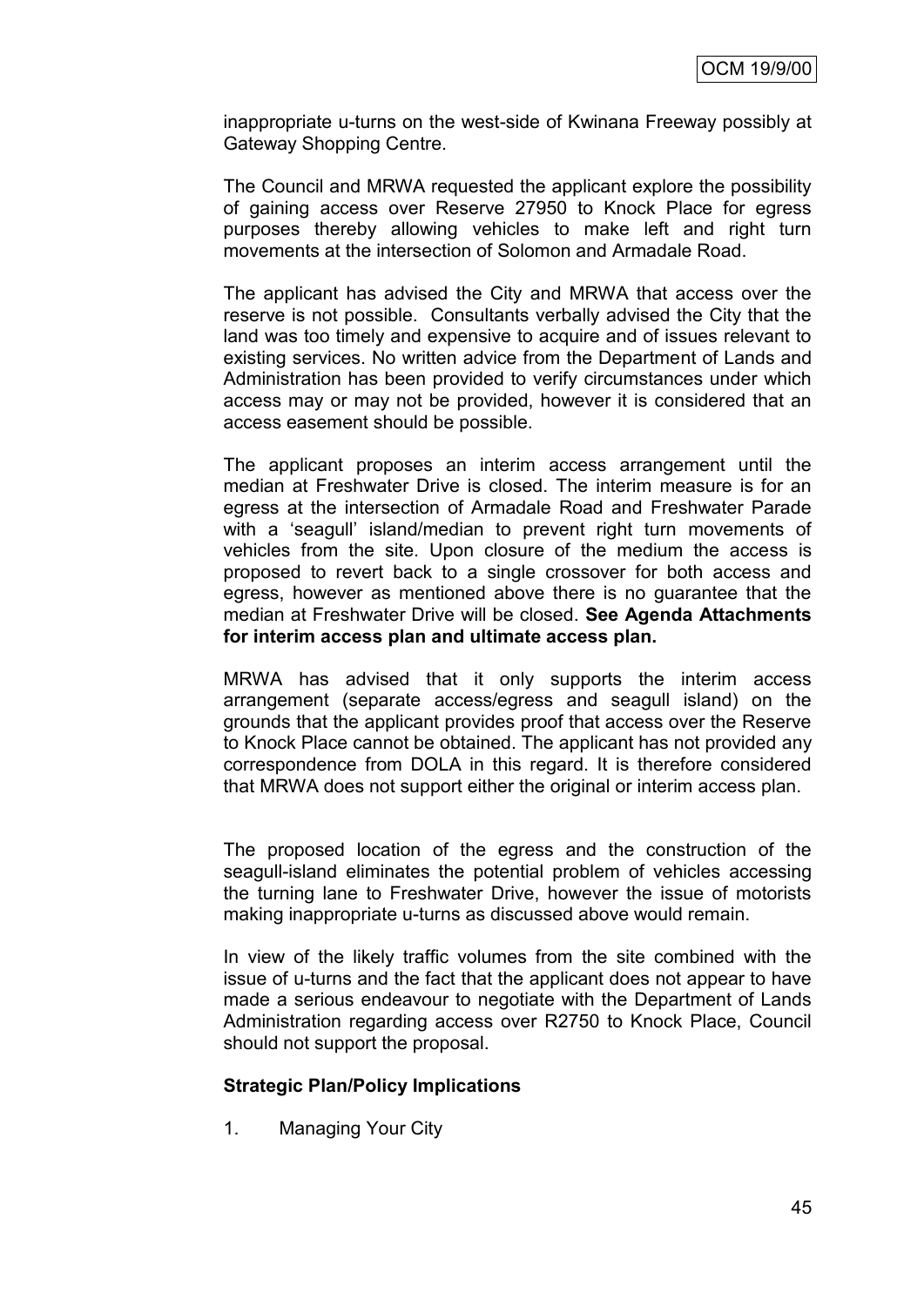inappropriate u-turns on the west-side of Kwinana Freeway possibly at Gateway Shopping Centre.

The Council and MRWA requested the applicant explore the possibility of gaining access over Reserve 27950 to Knock Place for egress purposes thereby allowing vehicles to make left and right turn movements at the intersection of Solomon and Armadale Road.

The applicant has advised the City and MRWA that access over the reserve is not possible. Consultants verbally advised the City that the land was too timely and expensive to acquire and of issues relevant to existing services. No written advice from the Department of Lands and Administration has been provided to verify circumstances under which access may or may not be provided, however it is considered that an access easement should be possible.

The applicant proposes an interim access arrangement until the median at Freshwater Drive is closed. The interim measure is for an egress at the intersection of Armadale Road and Freshwater Parade with a 'seagull' island/median to prevent right turn movements of vehicles from the site. Upon closure of the medium the access is proposed to revert back to a single crossover for both access and egress, however as mentioned above there is no guarantee that the median at Freshwater Drive will be closed. **See Agenda Attachments for interim access plan and ultimate access plan.**

MRWA has advised that it only supports the interim access arrangement (separate access/egress and seagull island) on the grounds that the applicant provides proof that access over the Reserve to Knock Place cannot be obtained. The applicant has not provided any correspondence from DOLA in this regard. It is therefore considered that MRWA does not support either the original or interim access plan.

The proposed location of the egress and the construction of the seagull-island eliminates the potential problem of vehicles accessing the turning lane to Freshwater Drive, however the issue of motorists making inappropriate u-turns as discussed above would remain.

In view of the likely traffic volumes from the site combined with the issue of u-turns and the fact that the applicant does not appear to have made a serious endeavour to negotiate with the Department of Lands Administration regarding access over R2750 to Knock Place, Council should not support the proposal.

**Strategic Plan/Policy Implications**

1. Managing Your City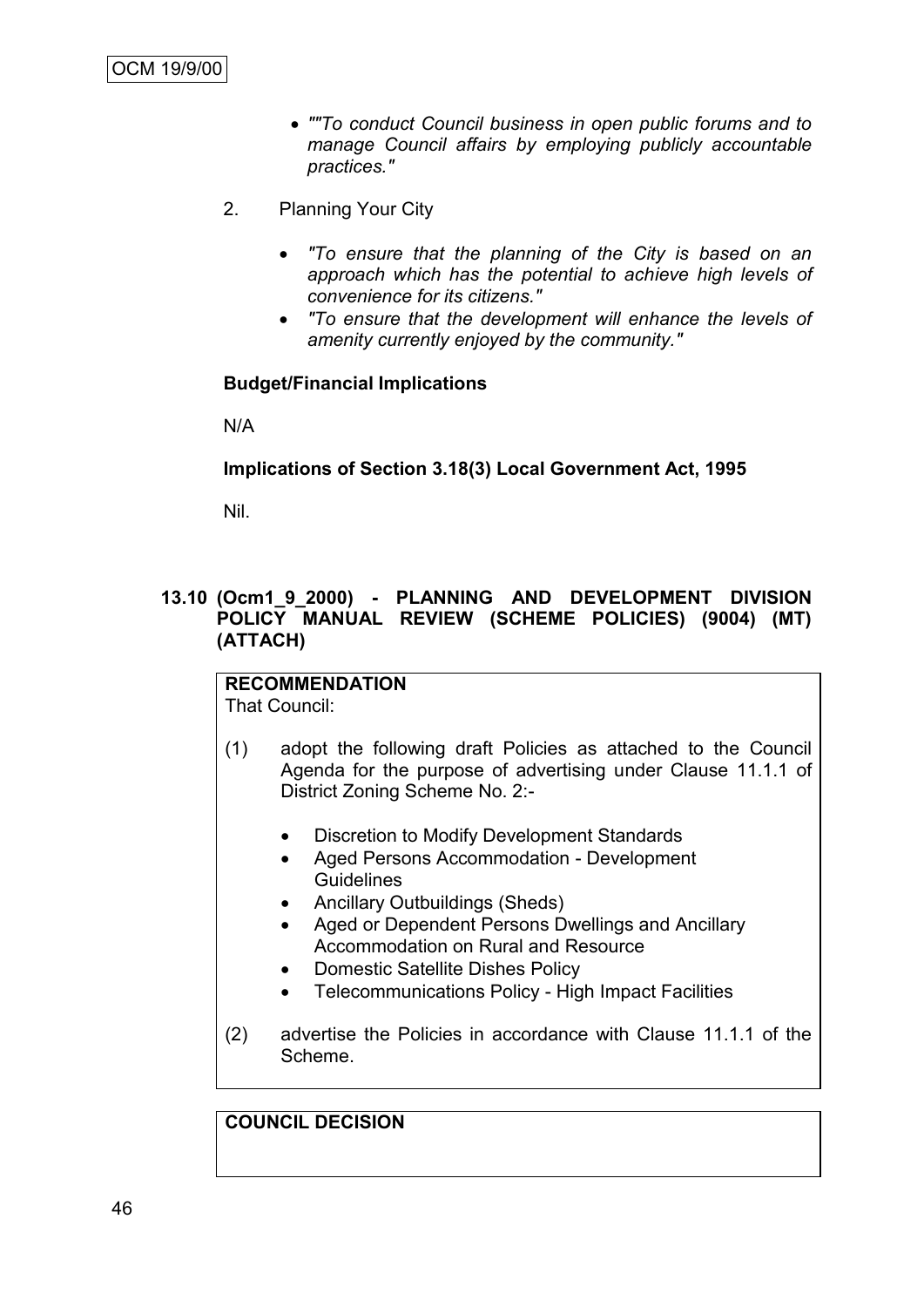- *""To conduct Council business in open public forums and to manage Council affairs by employing publicly accountable practices."*

2. Planning Your City

   - *"To ensure that the planning of the City is based on an approach which has the potential to achieve high levels of convenience for its citizens."*
   - *"To ensure that the development will enhance the levels of amenity currently enjoyed by the community."*

**Budget/Financial Implications**

N/A

**Implications of Section 3.18(3) Local Government Act, 1995**

Nil.

## 13.10 (Ocm1_9_2000) - PLANNING AND DEVELOPMENT DIVISION POLICY MANUAL REVIEW (SCHEME POLICIES) (9004) (MT) (ATTACH)

**RECOMMENDATION**

That Council:

(1) adopt the following draft Policies as attached to the Council Agenda for the purpose of advertising under Clause 11.1.1 of District Zoning Scheme No. 2:-

- Discretion to Modify Development Standards
- Aged Persons Accommodation - Development Guidelines
- Ancillary Outbuildings (Sheds)
- Aged or Dependent Persons Dwellings and Ancillary Accommodation on Rural and Resource
- Domestic Satellite Dishes Policy
- Telecommunications Policy - High Impact Facilities

(2) advertise the Policies in accordance with Clause 11.1.1 of the Scheme.

**COUNCIL DECISION**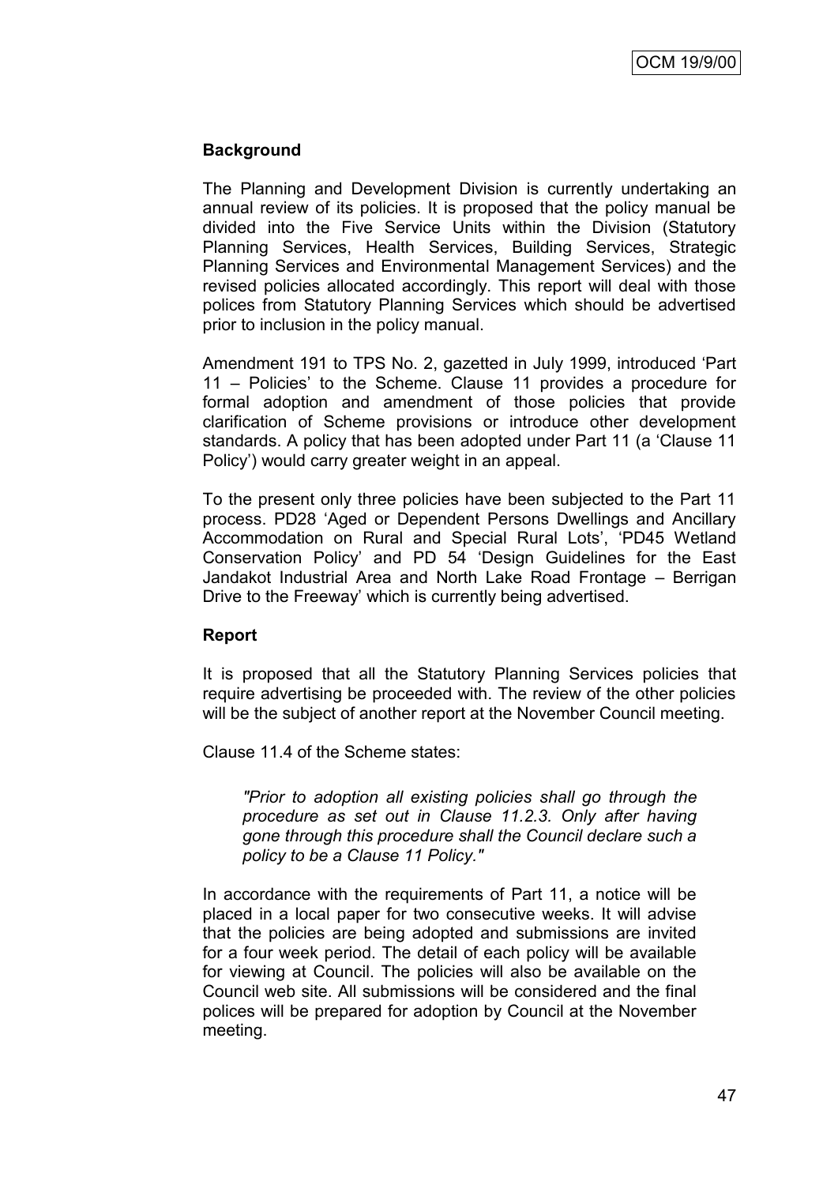**Background**

The Planning and Development Division is currently undertaking an annual review of its policies. It is proposed that the policy manual be divided into the Five Service Units within the Division (Statutory Planning Services, Health Services, Building Services, Strategic Planning Services and Environmental Management Services) and the revised policies allocated accordingly. This report will deal with those polices from Statutory Planning Services which should be advertised prior to inclusion in the policy manual.

Amendment 191 to TPS No. 2, gazetted in July 1999, introduced 'Part 11 – Policies' to the Scheme. Clause 11 provides a procedure for formal adoption and amendment of those policies that provide clarification of Scheme provisions or introduce other development standards. A policy that has been adopted under Part 11 (a 'Clause 11 Policy') would carry greater weight in an appeal.

To the present only three policies have been subjected to the Part 11 process. PD28 'Aged or Dependent Persons Dwellings and Ancillary Accommodation on Rural and Special Rural Lots', 'PD45 Wetland Conservation Policy' and PD 54 'Design Guidelines for the East Jandakot Industrial Area and North Lake Road Frontage – Berrigan Drive to the Freeway' which is currently being advertised.

**Report**

It is proposed that all the Statutory Planning Services policies that require advertising be proceeded with. The review of the other policies will be the subject of another report at the November Council meeting.

Clause 11.4 of the Scheme states:

> *"Prior to adoption all existing policies shall go through the procedure as set out in Clause 11.2.3. Only after having gone through this procedure shall the Council declare such a policy to be a Clause 11 Policy."*

In accordance with the requirements of Part 11, a notice will be placed in a local paper for two consecutive weeks. It will advise that the policies are being adopted and submissions are invited for a four week period. The detail of each policy will be available for viewing at Council. The policies will also be available on the Council web site. All submissions will be considered and the final polices will be prepared for adoption by Council at the November meeting.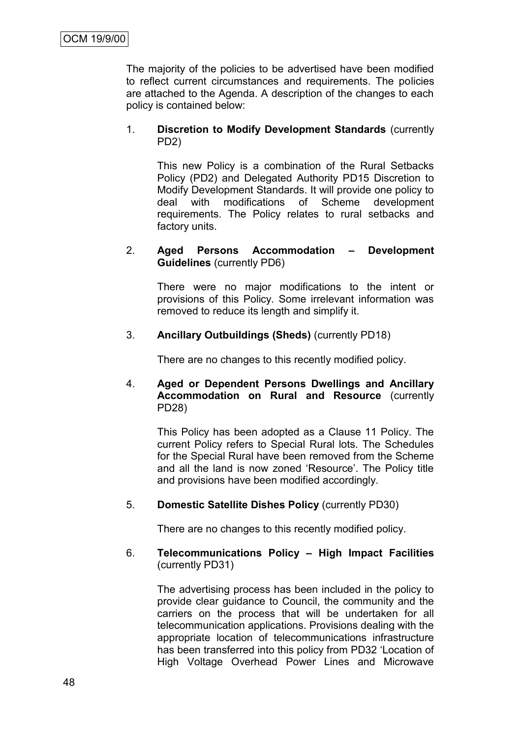The majority of the policies to be advertised have been modified to reflect current circumstances and requirements. The policies are attached to the Agenda. A description of the changes to each policy is contained below:

1. **Discretion to Modify Development Standards** (currently PD2)

   This new Policy is a combination of the Rural Setbacks Policy (PD2) and Delegated Authority PD15 Discretion to Modify Development Standards. It will provide one policy to deal with modifications of Scheme development requirements. The Policy relates to rural setbacks and factory units.

2. **Aged Persons Accommodation – Development Guidelines** (currently PD6)

   There were no major modifications to the intent or provisions of this Policy. Some irrelevant information was removed to reduce its length and simplify it.

3. **Ancillary Outbuildings (Sheds)** (currently PD18)

   There are no changes to this recently modified policy.

4. **Aged or Dependent Persons Dwellings and Ancillary Accommodation on Rural and Resource** (currently PD28)

   This Policy has been adopted as a Clause 11 Policy. The current Policy refers to Special Rural lots. The Schedules for the Special Rural have been removed from the Scheme and all the land is now zoned 'Resource'. The Policy title and provisions have been modified accordingly.

5. **Domestic Satellite Dishes Policy** (currently PD30)

   There are no changes to this recently modified policy.

6. **Telecommunications Policy – High Impact Facilities** (currently PD31)

   The advertising process has been included in the policy to provide clear guidance to Council, the community and the carriers on the process that will be undertaken for all telecommunication applications. Provisions dealing with the appropriate location of telecommunications infrastructure has been transferred into this policy from PD32 'Location of High Voltage Overhead Power Lines and Microwave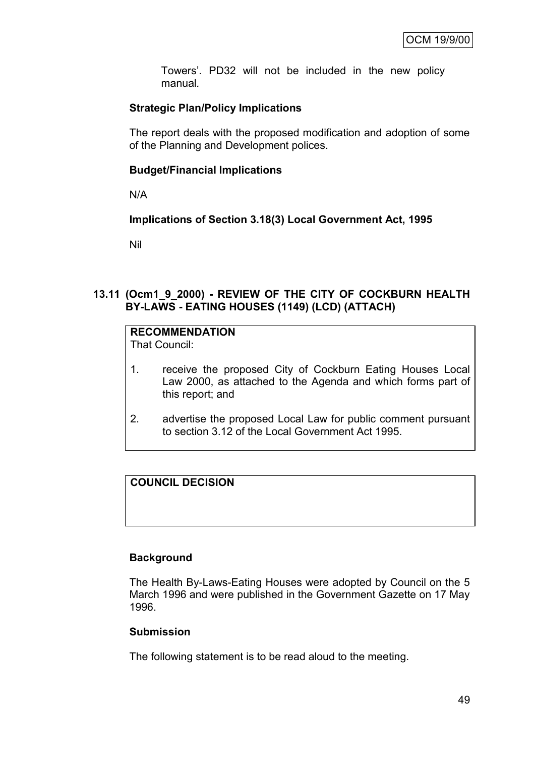Towers'. PD32 will not be included in the new policy manual.

**Strategic Plan/Policy Implications**

The report deals with the proposed modification and adoption of some of the Planning and Development polices.

**Budget/Financial Implications**

N/A

**Implications of Section 3.18(3) Local Government Act, 1995**

Nil

### 13.11 (Ocm1_9_2000) - REVIEW OF THE CITY OF COCKBURN HEALTH BY-LAWS - EATING HOUSES (1149) (LCD) (ATTACH)

**RECOMMENDATION**
That Council:

1. receive the proposed City of Cockburn Eating Houses Local Law 2000, as attached to the Agenda and which forms part of this report; and

2. advertise the proposed Local Law for public comment pursuant to section 3.12 of the Local Government Act 1995.

**COUNCIL DECISION**

**Background**

The Health By-Laws-Eating Houses were adopted by Council on the 5 March 1996 and were published in the Government Gazette on 17 May 1996.

**Submission**

The following statement is to be read aloud to the meeting.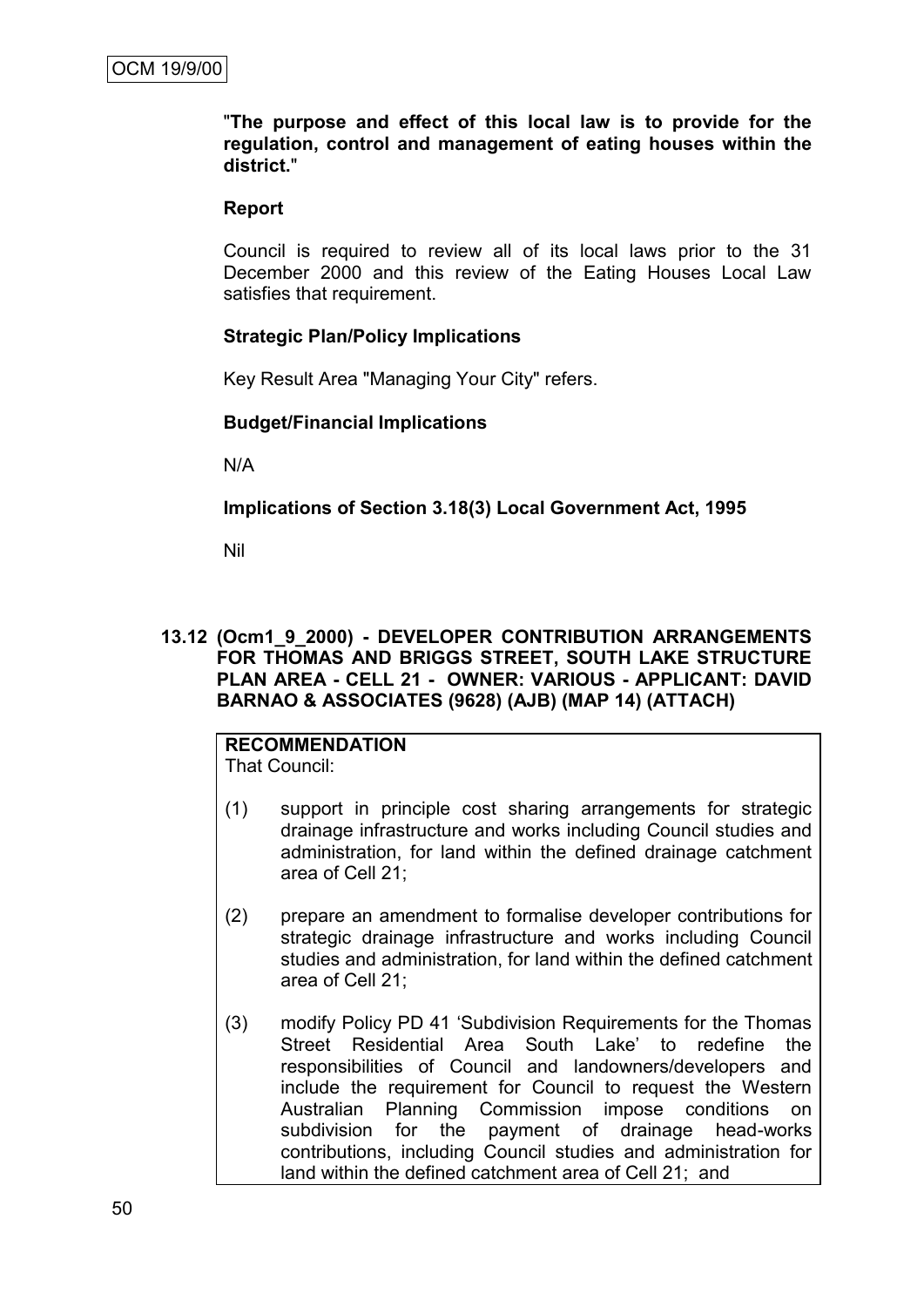"**The purpose and effect of this local law is to provide for the regulation, control and management of eating houses within the district.**"

**Report**

Council is required to review all of its local laws prior to the 31 December 2000 and this review of the Eating Houses Local Law satisfies that requirement.

**Strategic Plan/Policy Implications**

Key Result Area "Managing Your City" refers.

**Budget/Financial Implications**

N/A

**Implications of Section 3.18(3) Local Government Act, 1995**

Nil

## 13.12 (Ocm1_9_2000) - DEVELOPER CONTRIBUTION ARRANGEMENTS FOR THOMAS AND BRIGGS STREET, SOUTH LAKE STRUCTURE PLAN AREA - CELL 21 - OWNER: VARIOUS - APPLICANT: DAVID BARNAO & ASSOCIATES (9628) (AJB) (MAP 14) (ATTACH)

**RECOMMENDATION**
That Council:

(1) support in principle cost sharing arrangements for strategic drainage infrastructure and works including Council studies and administration, for land within the defined drainage catchment area of Cell 21;

(2) prepare an amendment to formalise developer contributions for strategic drainage infrastructure and works including Council studies and administration, for land within the defined catchment area of Cell 21;

(3) modify Policy PD 41 'Subdivision Requirements for the Thomas Street Residential Area South Lake' to redefine the responsibilities of Council and landowners/developers and include the requirement for Council to request the Western Australian Planning Commission impose conditions on subdivision for the payment of drainage head-works contributions, including Council studies and administration for land within the defined catchment area of Cell 21; and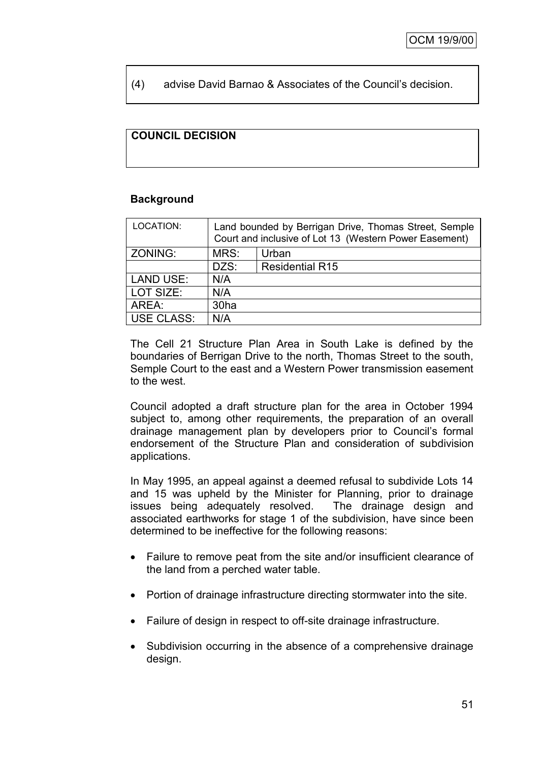(4) advise David Barnao & Associates of the Council's decision.

**COUNCIL DECISION**

**Background**

| LOCATION: | Land bounded by Berrigan Drive, Thomas Street, Semple Court and inclusive of Lot 13 (Western Power Easement) | |
|---|---|---|
| ZONING: | MRS: | Urban |
| | DZS: | Residential R15 |
| LAND USE: | N/A | |
| LOT SIZE: | N/A | |
| AREA: | 30ha | |
| USE CLASS: | N/A | |

The Cell 21 Structure Plan Area in South Lake is defined by the boundaries of Berrigan Drive to the north, Thomas Street to the south, Semple Court to the east and a Western Power transmission easement to the west.

Council adopted a draft structure plan for the area in October 1994 subject to, among other requirements, the preparation of an overall drainage management plan by developers prior to Council's formal endorsement of the Structure Plan and consideration of subdivision applications.

In May 1995, an appeal against a deemed refusal to subdivide Lots 14 and 15 was upheld by the Minister for Planning, prior to drainage issues being adequately resolved. The drainage design and associated earthworks for stage 1 of the subdivision, have since been determined to be ineffective for the following reasons:

- Failure to remove peat from the site and/or insufficient clearance of the land from a perched water table.
- Portion of drainage infrastructure directing stormwater into the site.
- Failure of design in respect to off-site drainage infrastructure.
- Subdivision occurring in the absence of a comprehensive drainage design.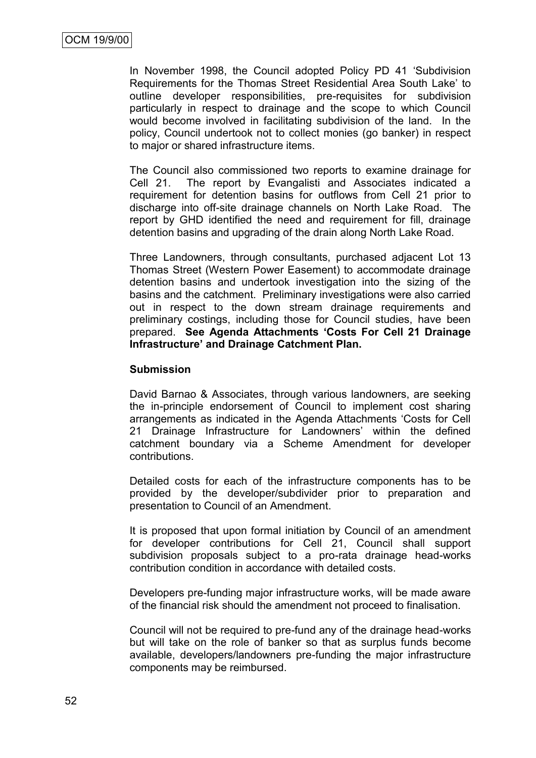In November 1998, the Council adopted Policy PD 41 'Subdivision Requirements for the Thomas Street Residential Area South Lake' to outline developer responsibilities, pre-requisites for subdivision particularly in respect to drainage and the scope to which Council would become involved in facilitating subdivision of the land. In the policy, Council undertook not to collect monies (go banker) in respect to major or shared infrastructure items.

The Council also commissioned two reports to examine drainage for Cell 21. The report by Evangalisti and Associates indicated a requirement for detention basins for outflows from Cell 21 prior to discharge into off-site drainage channels on North Lake Road. The report by GHD identified the need and requirement for fill, drainage detention basins and upgrading of the drain along North Lake Road.

Three Landowners, through consultants, purchased adjacent Lot 13 Thomas Street (Western Power Easement) to accommodate drainage detention basins and undertook investigation into the sizing of the basins and the catchment. Preliminary investigations were also carried out in respect to the down stream drainage requirements and preliminary costings, including those for Council studies, have been prepared. **See Agenda Attachments 'Costs For Cell 21 Drainage Infrastructure' and Drainage Catchment Plan.**

**Submission**

David Barnao & Associates, through various landowners, are seeking the in-principle endorsement of Council to implement cost sharing arrangements as indicated in the Agenda Attachments 'Costs for Cell 21 Drainage Infrastructure for Landowners' within the defined catchment boundary via a Scheme Amendment for developer contributions.

Detailed costs for each of the infrastructure components has to be provided by the developer/subdivider prior to preparation and presentation to Council of an Amendment.

It is proposed that upon formal initiation by Council of an amendment for developer contributions for Cell 21, Council shall support subdivision proposals subject to a pro-rata drainage head-works contribution condition in accordance with detailed costs.

Developers pre-funding major infrastructure works, will be made aware of the financial risk should the amendment not proceed to finalisation.

Council will not be required to pre-fund any of the drainage head-works but will take on the role of banker so that as surplus funds become available, developers/landowners pre-funding the major infrastructure components may be reimbursed.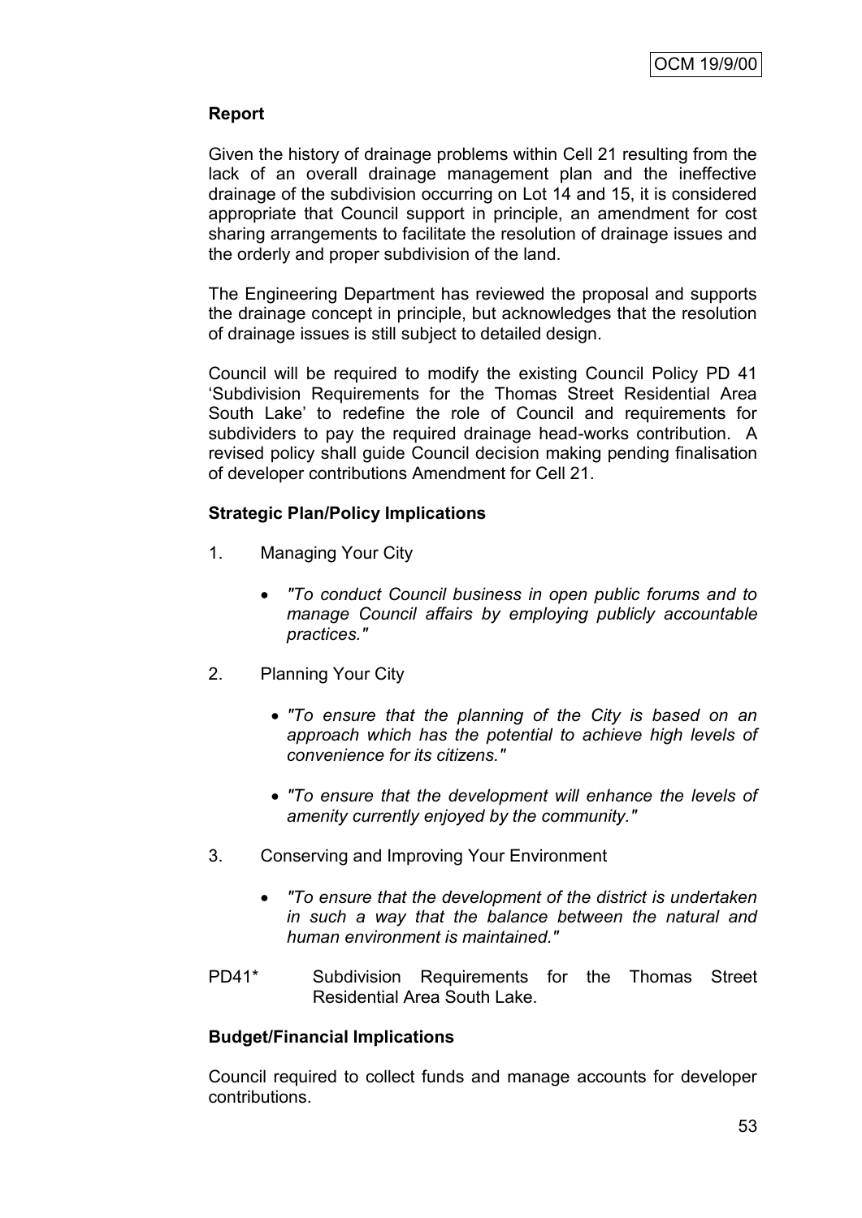**Report**

Given the history of drainage problems within Cell 21 resulting from the lack of an overall drainage management plan and the ineffective drainage of the subdivision occurring on Lot 14 and 15, it is considered appropriate that Council support in principle, an amendment for cost sharing arrangements to facilitate the resolution of drainage issues and the orderly and proper subdivision of the land.

The Engineering Department has reviewed the proposal and supports the drainage concept in principle, but acknowledges that the resolution of drainage issues is still subject to detailed design.

Council will be required to modify the existing Council Policy PD 41 'Subdivision Requirements for the Thomas Street Residential Area South Lake' to redefine the role of Council and requirements for subdividers to pay the required drainage head-works contribution. A revised policy shall guide Council decision making pending finalisation of developer contributions Amendment for Cell 21.

**Strategic Plan/Policy Implications**

1. Managing Your City

   - *"To conduct Council business in open public forums and to manage Council affairs by employing publicly accountable practices."*

2. Planning Your City

   - *"To ensure that the planning of the City is based on an approach which has the potential to achieve high levels of convenience for its citizens."*
   - *"To ensure that the development will enhance the levels of amenity currently enjoyed by the community."*

3. Conserving and Improving Your Environment

   - *"To ensure that the development of the district is undertaken in such a way that the balance between the natural and human environment is maintained."*

PD41* Subdivision Requirements for the Thomas Street Residential Area South Lake.

**Budget/Financial Implications**

Council required to collect funds and manage accounts for developer contributions.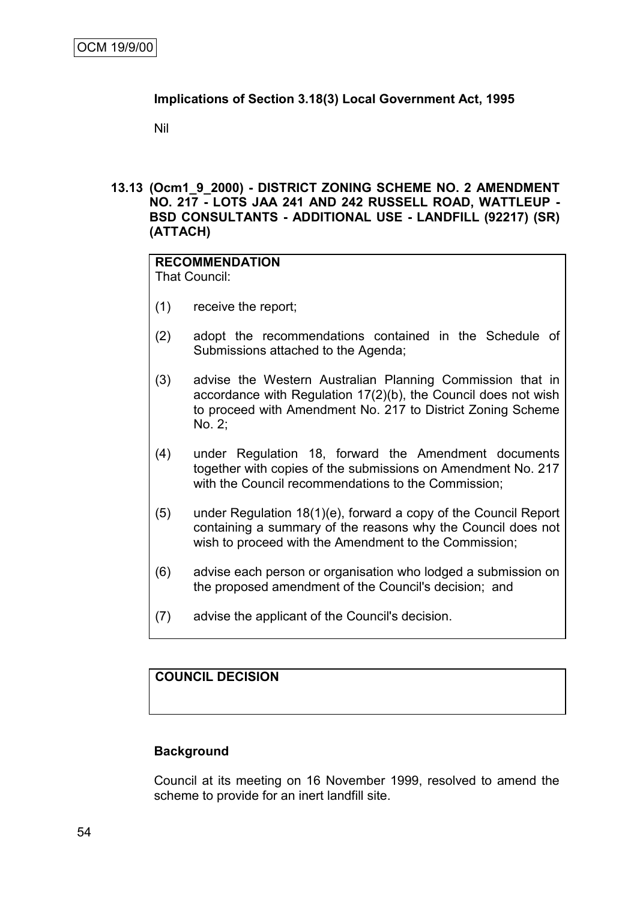**Implications of Section 3.18(3) Local Government Act, 1995**

Nil

### 13.13 (Ocm1_9_2000) - DISTRICT ZONING SCHEME NO. 2 AMENDMENT NO. 217 - LOTS JAA 241 AND 242 RUSSELL ROAD, WATTLEUP - BSD CONSULTANTS - ADDITIONAL USE - LANDFILL (92217) (SR) (ATTACH)

**RECOMMENDATION**
That Council:

(1) receive the report;

(2) adopt the recommendations contained in the Schedule of Submissions attached to the Agenda;

(3) advise the Western Australian Planning Commission that in accordance with Regulation 17(2)(b), the Council does not wish to proceed with Amendment No. 217 to District Zoning Scheme No. 2;

(4) under Regulation 18, forward the Amendment documents together with copies of the submissions on Amendment No. 217 with the Council recommendations to the Commission;

(5) under Regulation 18(1)(e), forward a copy of the Council Report containing a summary of the reasons why the Council does not wish to proceed with the Amendment to the Commission;

(6) advise each person or organisation who lodged a submission on the proposed amendment of the Council's decision; and

(7) advise the applicant of the Council's decision.

**COUNCIL DECISION**

**Background**

Council at its meeting on 16 November 1999, resolved to amend the scheme to provide for an inert landfill site.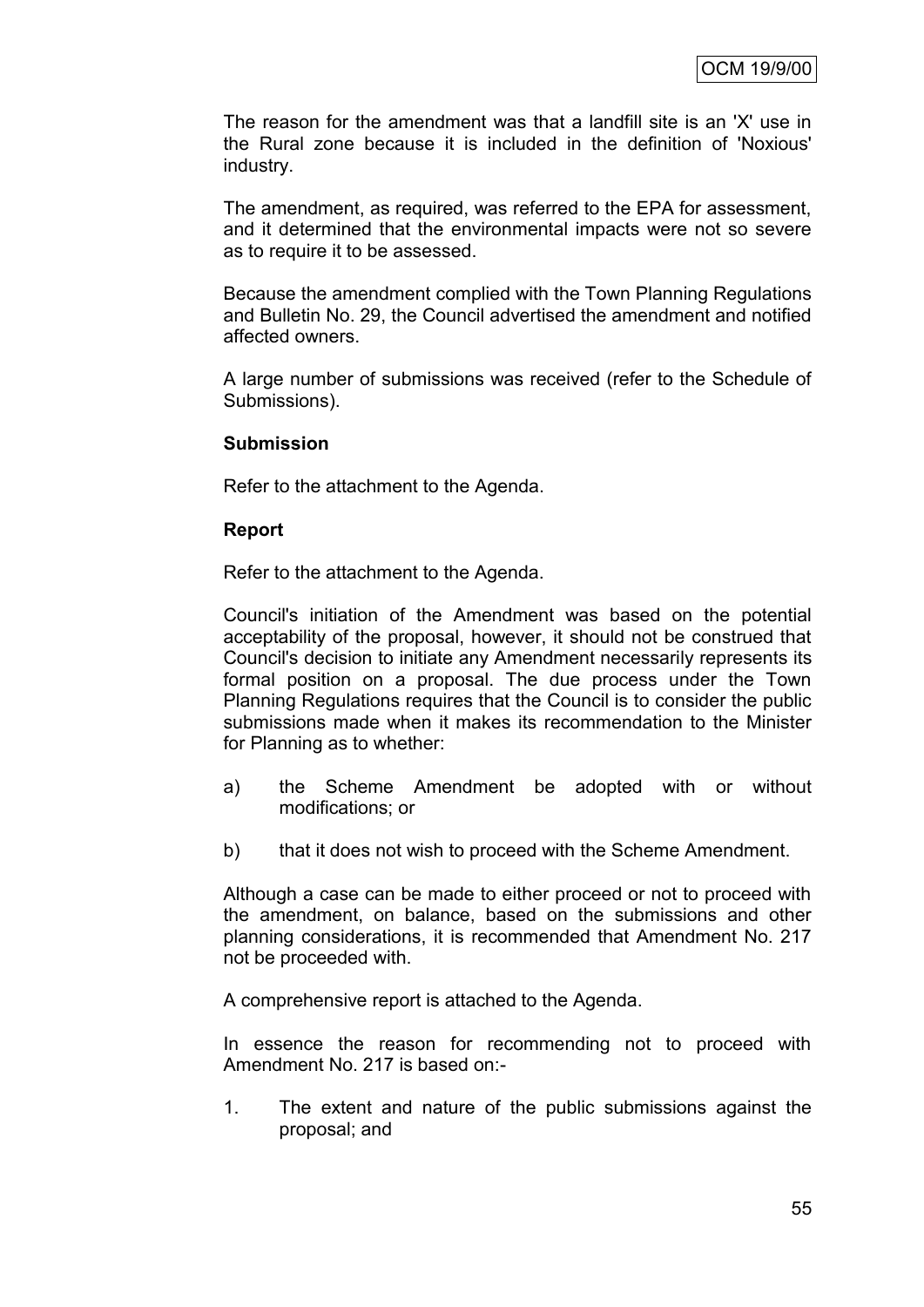The reason for the amendment was that a landfill site is an 'X' use in the Rural zone because it is included in the definition of 'Noxious' industry.

The amendment, as required, was referred to the EPA for assessment, and it determined that the environmental impacts were not so severe as to require it to be assessed.

Because the amendment complied with the Town Planning Regulations and Bulletin No. 29, the Council advertised the amendment and notified affected owners.

A large number of submissions was received (refer to the Schedule of Submissions).

**Submission**

Refer to the attachment to the Agenda.

**Report**

Refer to the attachment to the Agenda.

Council's initiation of the Amendment was based on the potential acceptability of the proposal, however, it should not be construed that Council's decision to initiate any Amendment necessarily represents its formal position on a proposal. The due process under the Town Planning Regulations requires that the Council is to consider the public submissions made when it makes its recommendation to the Minister for Planning as to whether:

a) the Scheme Amendment be adopted with or without modifications; or

b) that it does not wish to proceed with the Scheme Amendment.

Although a case can be made to either proceed or not to proceed with the amendment, on balance, based on the submissions and other planning considerations, it is recommended that Amendment No. 217 not be proceeded with.

A comprehensive report is attached to the Agenda.

In essence the reason for recommending not to proceed with Amendment No. 217 is based on:-

1. The extent and nature of the public submissions against the proposal; and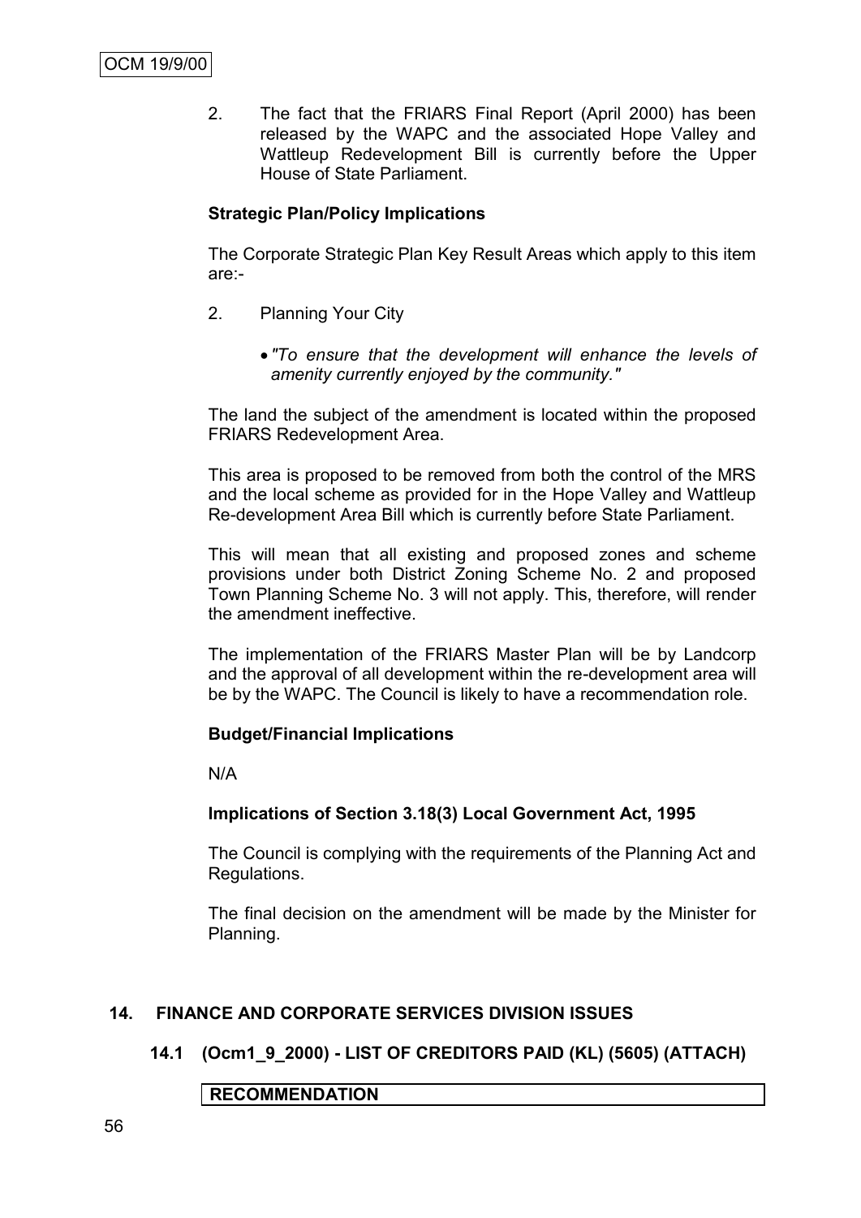2. The fact that the FRIARS Final Report (April 2000) has been released by the WAPC and the associated Hope Valley and Wattleup Redevelopment Bill is currently before the Upper House of State Parliament.

**Strategic Plan/Policy Implications**

The Corporate Strategic Plan Key Result Areas which apply to this item are:-

2. Planning Your City

   - *"To ensure that the development will enhance the levels of amenity currently enjoyed by the community."*

The land the subject of the amendment is located within the proposed FRIARS Redevelopment Area.

This area is proposed to be removed from both the control of the MRS and the local scheme as provided for in the Hope Valley and Wattleup Re-development Area Bill which is currently before State Parliament.

This will mean that all existing and proposed zones and scheme provisions under both District Zoning Scheme No. 2 and proposed Town Planning Scheme No. 3 will not apply. This, therefore, will render the amendment ineffective.

The implementation of the FRIARS Master Plan will be by Landcorp and the approval of all development within the re-development area will be by the WAPC. The Council is likely to have a recommendation role.

**Budget/Financial Implications**

N/A

**Implications of Section 3.18(3) Local Government Act, 1995**

The Council is complying with the requirements of the Planning Act and Regulations.

The final decision on the amendment will be made by the Minister for Planning.

## 14. FINANCE AND CORPORATE SERVICES DIVISION ISSUES

### 14.1 (Ocm1_9_2000) - LIST OF CREDITORS PAID (KL) (5605) (ATTACH)

**RECOMMENDATION**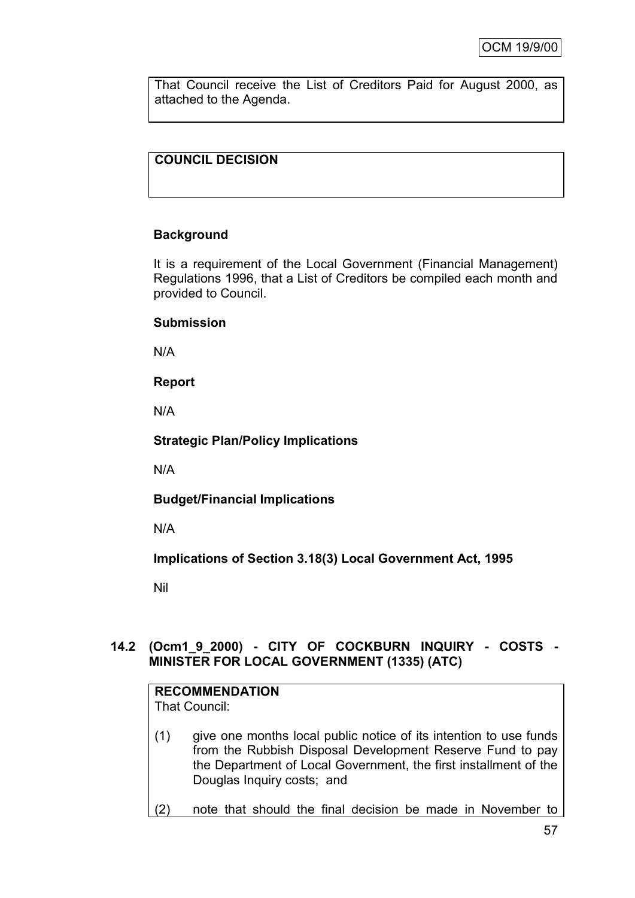That Council receive the List of Creditors Paid for August 2000, as attached to the Agenda.

**COUNCIL DECISION**

**Background**

It is a requirement of the Local Government (Financial Management) Regulations 1996, that a List of Creditors be compiled each month and provided to Council.

**Submission**

N/A

**Report**

N/A

**Strategic Plan/Policy Implications**

N/A

**Budget/Financial Implications**

N/A

**Implications of Section 3.18(3) Local Government Act, 1995**

Nil

## 14.2 (Ocm1_9_2000) - CITY OF COCKBURN INQUIRY - COSTS - MINISTER FOR LOCAL GOVERNMENT (1335) (ATC)

**RECOMMENDATION**
That Council:

(1) give one months local public notice of its intention to use funds from the Rubbish Disposal Development Reserve Fund to pay the Department of Local Government, the first installment of the Douglas Inquiry costs; and

(2) note that should the final decision be made in November to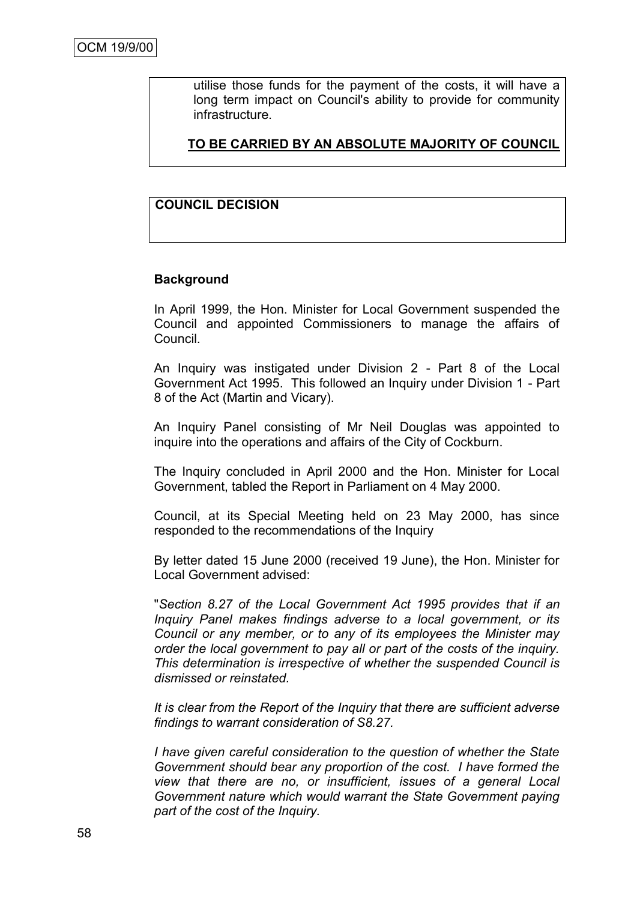utilise those funds for the payment of the costs, it will have a long term impact on Council's ability to provide for community infrastructure.

**TO BE CARRIED BY AN ABSOLUTE MAJORITY OF COUNCIL**

**COUNCIL DECISION**

**Background**

In April 1999, the Hon. Minister for Local Government suspended the Council and appointed Commissioners to manage the affairs of Council.

An Inquiry was instigated under Division 2 - Part 8 of the Local Government Act 1995. This followed an Inquiry under Division 1 - Part 8 of the Act (Martin and Vicary).

An Inquiry Panel consisting of Mr Neil Douglas was appointed to inquire into the operations and affairs of the City of Cockburn.

The Inquiry concluded in April 2000 and the Hon. Minister for Local Government, tabled the Report in Parliament on 4 May 2000.

Council, at its Special Meeting held on 23 May 2000, has since responded to the recommendations of the Inquiry

By letter dated 15 June 2000 (received 19 June), the Hon. Minister for Local Government advised:

"*Section 8.27 of the Local Government Act 1995 provides that if an Inquiry Panel makes findings adverse to a local government, or its Council or any member, or to any of its employees the Minister may order the local government to pay all or part of the costs of the inquiry. This determination is irrespective of whether the suspended Council is dismissed or reinstated.*

*It is clear from the Report of the Inquiry that there are sufficient adverse findings to warrant consideration of S8.27.*

*I have given careful consideration to the question of whether the State Government should bear any proportion of the cost. I have formed the view that there are no, or insufficient, issues of a general Local Government nature which would warrant the State Government paying part of the cost of the Inquiry.*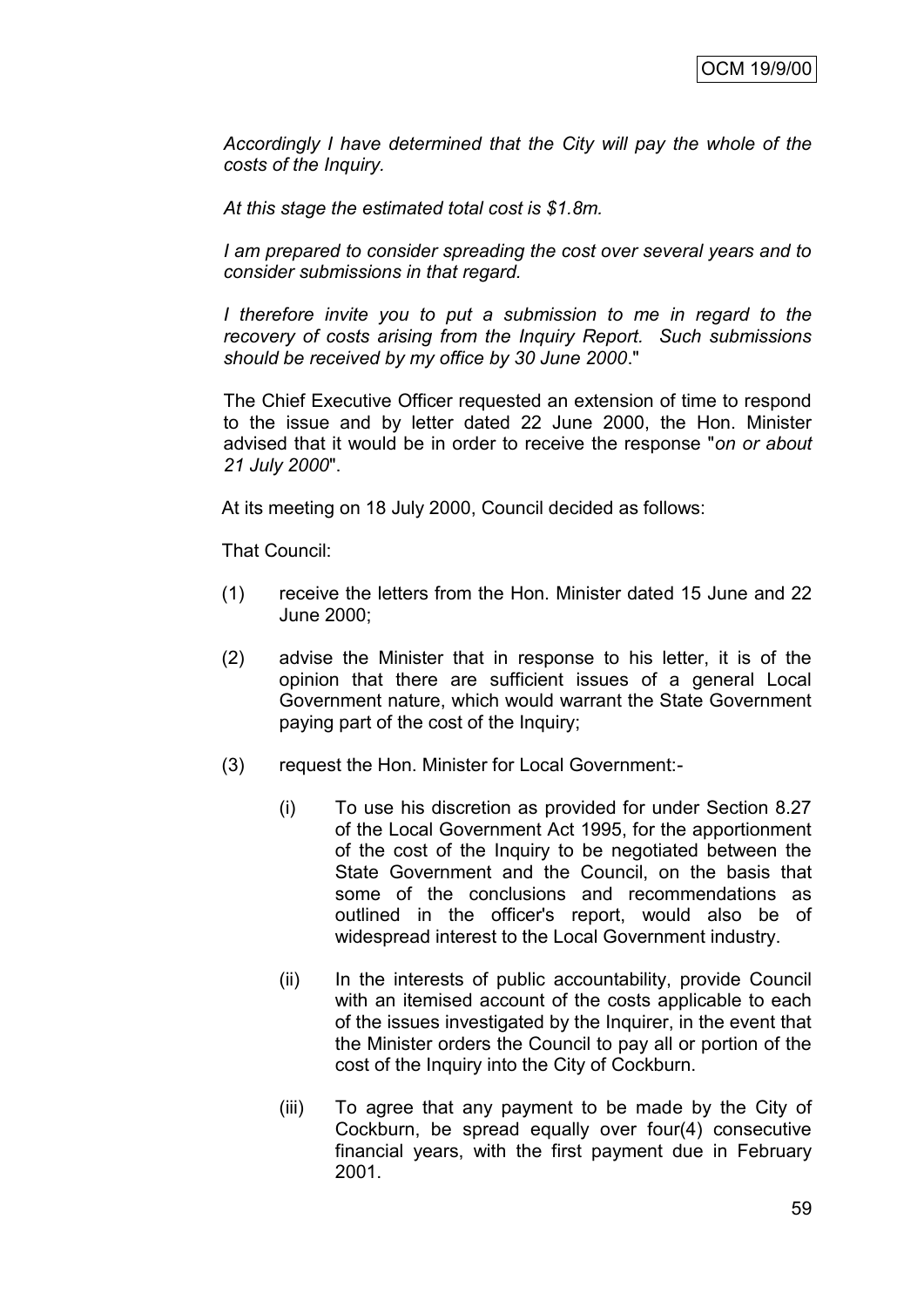*Accordingly I have determined that the City will pay the whole of the costs of the Inquiry.*

*At this stage the estimated total cost is $1.8m.*

*I am prepared to consider spreading the cost over several years and to consider submissions in that regard.*

*I therefore invite you to put a submission to me in regard to the recovery of costs arising from the Inquiry Report. Such submissions should be received by my office by 30 June 2000*."

The Chief Executive Officer requested an extension of time to respond to the issue and by letter dated 22 June 2000, the Hon. Minister advised that it would be in order to receive the response "*on or about 21 July 2000*".

At its meeting on 18 July 2000, Council decided as follows:

That Council:

(1) receive the letters from the Hon. Minister dated 15 June and 22 June 2000;

(2) advise the Minister that in response to his letter, it is of the opinion that there are sufficient issues of a general Local Government nature, which would warrant the State Government paying part of the cost of the Inquiry;

(3) request the Hon. Minister for Local Government:-

    (i) To use his discretion as provided for under Section 8.27 of the Local Government Act 1995, for the apportionment of the cost of the Inquiry to be negotiated between the State Government and the Council, on the basis that some of the conclusions and recommendations as outlined in the officer's report, would also be of widespread interest to the Local Government industry.

    (ii) In the interests of public accountability, provide Council with an itemised account of the costs applicable to each of the issues investigated by the Inquirer, in the event that the Minister orders the Council to pay all or portion of the cost of the Inquiry into the City of Cockburn.

    (iii) To agree that any payment to be made by the City of Cockburn, be spread equally over four(4) consecutive financial years, with the first payment due in February 2001.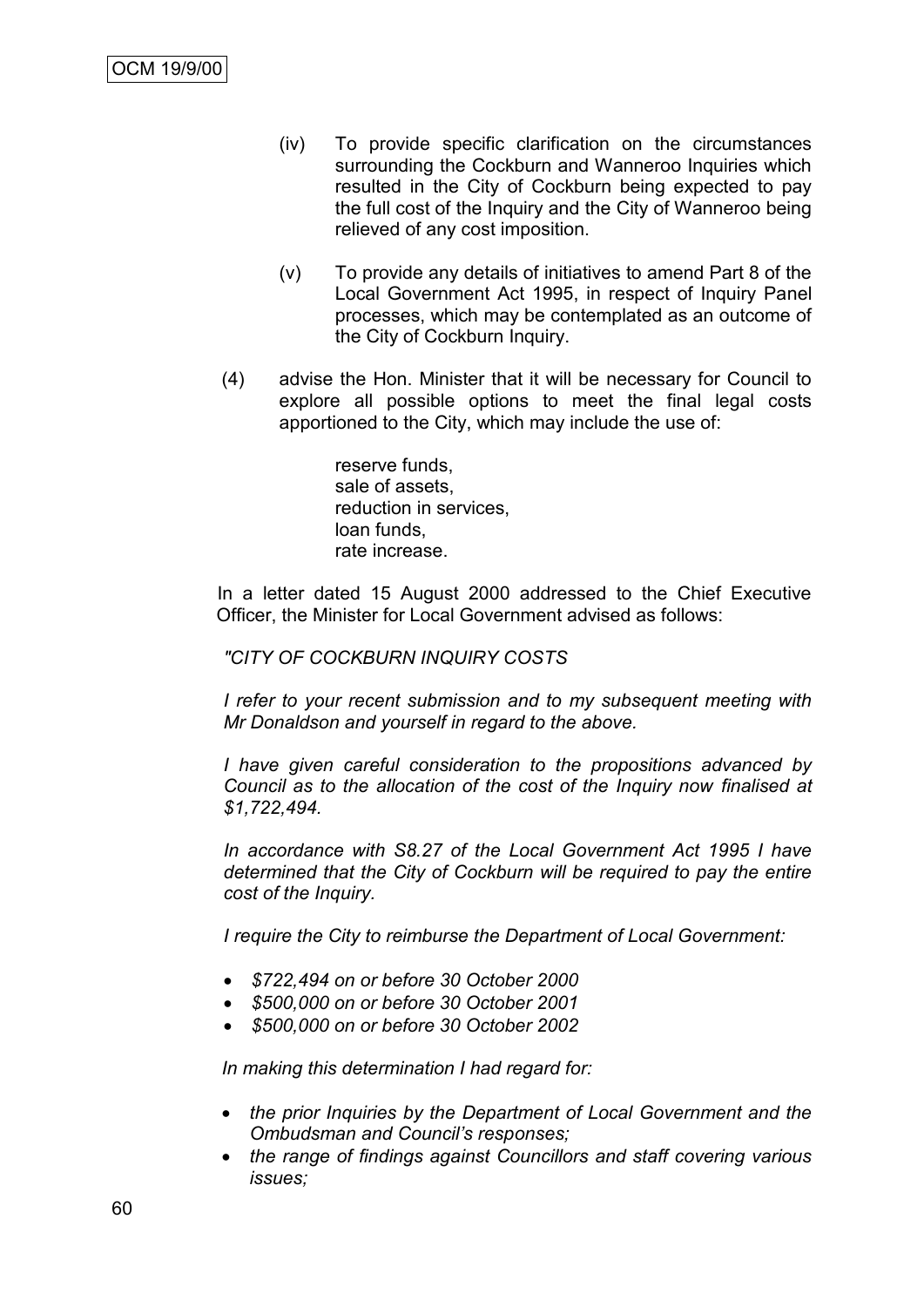(iv) To provide specific clarification on the circumstances surrounding the Cockburn and Wanneroo Inquiries which resulted in the City of Cockburn being expected to pay the full cost of the Inquiry and the City of Wanneroo being relieved of any cost imposition.

(v) To provide any details of initiatives to amend Part 8 of the Local Government Act 1995, in respect of Inquiry Panel processes, which may be contemplated as an outcome of the City of Cockburn Inquiry.

(4) advise the Hon. Minister that it will be necessary for Council to explore all possible options to meet the final legal costs apportioned to the City, which may include the use of:

reserve funds,
sale of assets,
reduction in services,
loan funds,
rate increase.

In a letter dated 15 August 2000 addressed to the Chief Executive Officer, the Minister for Local Government advised as follows:

*"CITY OF COCKBURN INQUIRY COSTS*

*I refer to your recent submission and to my subsequent meeting with Mr Donaldson and yourself in regard to the above.*

*I have given careful consideration to the propositions advanced by Council as to the allocation of the cost of the Inquiry now finalised at $1,722,494.*

*In accordance with S8.27 of the Local Government Act 1995 I have determined that the City of Cockburn will be required to pay the entire cost of the Inquiry.*

*I require the City to reimburse the Department of Local Government:*

- *$722,494 on or before 30 October 2000*
- *$500,000 on or before 30 October 2001*
- *$500,000 on or before 30 October 2002*

*In making this determination I had regard for:*

- *the prior Inquiries by the Department of Local Government and the Ombudsman and Council's responses;*
- *the range of findings against Councillors and staff covering various issues;*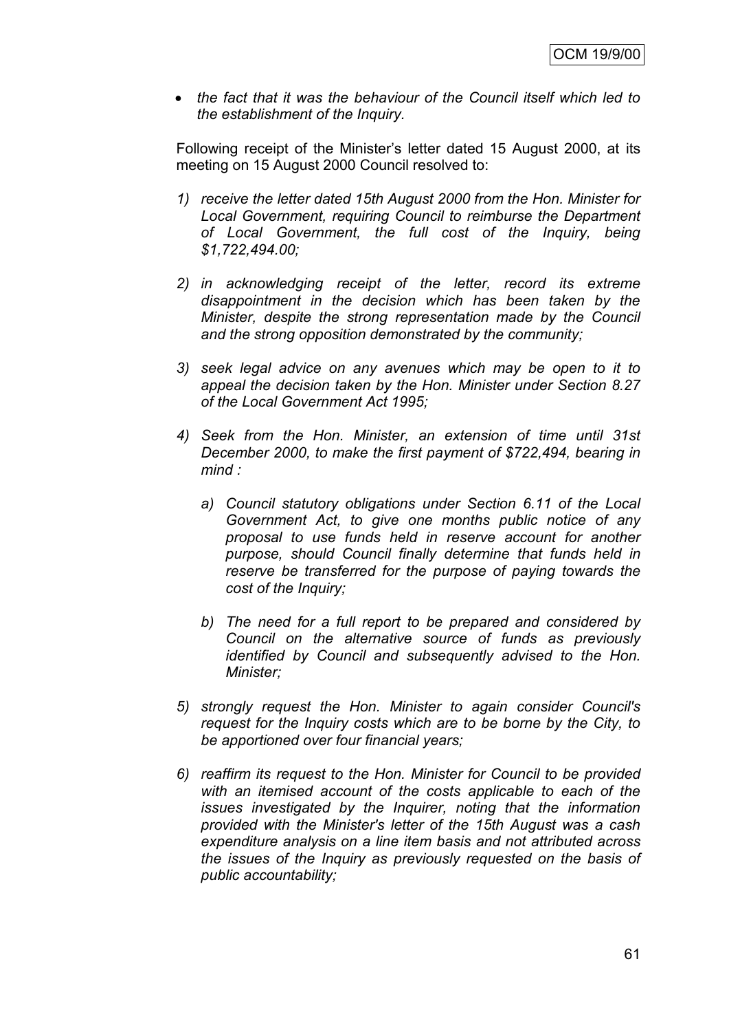- *the fact that it was the behaviour of the Council itself which led to the establishment of the Inquiry.*

Following receipt of the Minister's letter dated 15 August 2000, at its meeting on 15 August 2000 Council resolved to:

1) *receive the letter dated 15th August 2000 from the Hon. Minister for Local Government, requiring Council to reimburse the Department of Local Government, the full cost of the Inquiry, being $1,722,494.00;*

2) *in acknowledging receipt of the letter, record its extreme disappointment in the decision which has been taken by the Minister, despite the strong representation made by the Council and the strong opposition demonstrated by the community;*

3) *seek legal advice on any avenues which may be open to it to appeal the decision taken by the Hon. Minister under Section 8.27 of the Local Government Act 1995;*

4) *Seek from the Hon. Minister, an extension of time until 31st December 2000, to make the first payment of $722,494, bearing in mind :*

   a) *Council statutory obligations under Section 6.11 of the Local Government Act, to give one months public notice of any proposal to use funds held in reserve account for another purpose, should Council finally determine that funds held in reserve be transferred for the purpose of paying towards the cost of the Inquiry;*

   b) *The need for a full report to be prepared and considered by Council on the alternative source of funds as previously identified by Council and subsequently advised to the Hon. Minister;*

5) *strongly request the Hon. Minister to again consider Council's request for the Inquiry costs which are to be borne by the City, to be apportioned over four financial years;*

6) *reaffirm its request to the Hon. Minister for Council to be provided with an itemised account of the costs applicable to each of the issues investigated by the Inquirer, noting that the information provided with the Minister's letter of the 15th August was a cash expenditure analysis on a line item basis and not attributed across the issues of the Inquiry as previously requested on the basis of public accountability;*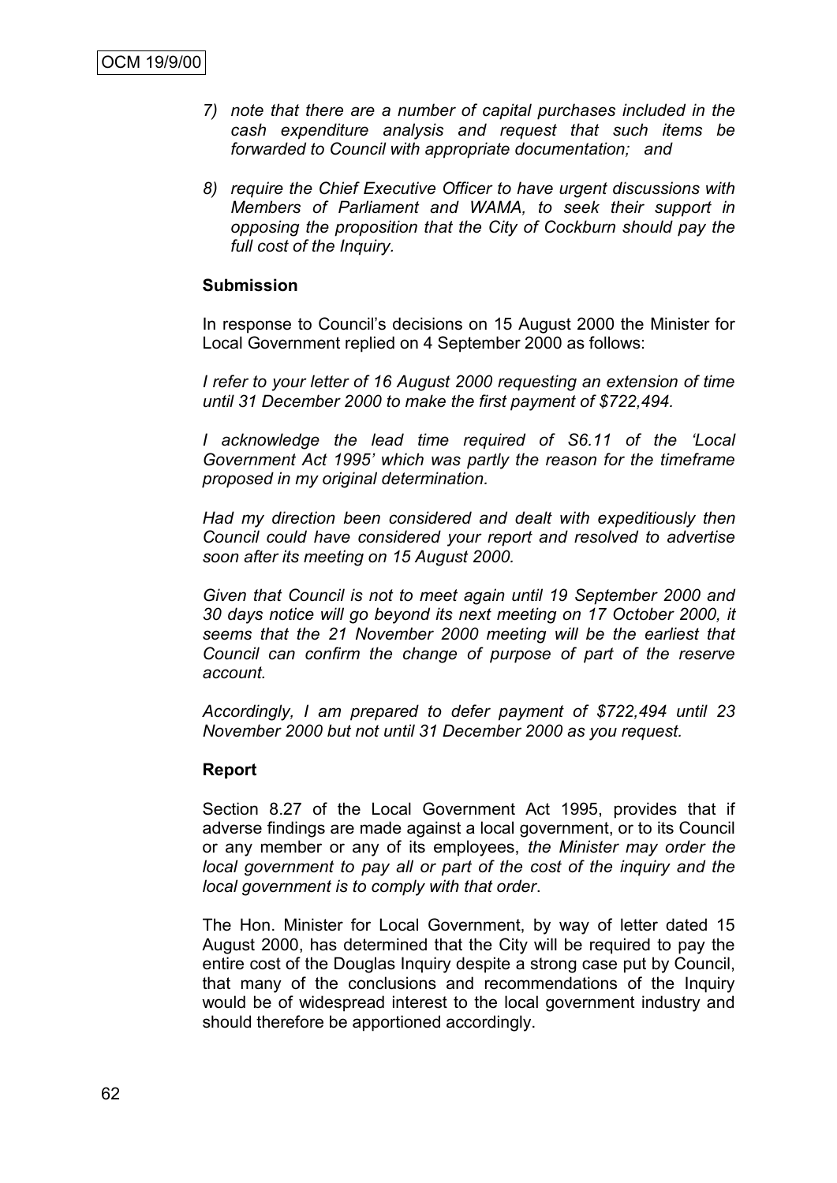7) *note that there are a number of capital purchases included in the cash expenditure analysis and request that such items be forwarded to Council with appropriate documentation; and*

8) *require the Chief Executive Officer to have urgent discussions with Members of Parliament and WAMA, to seek their support in opposing the proposition that the City of Cockburn should pay the full cost of the Inquiry.*

**Submission**

In response to Council's decisions on 15 August 2000 the Minister for Local Government replied on 4 September 2000 as follows:

*I refer to your letter of 16 August 2000 requesting an extension of time until 31 December 2000 to make the first payment of $722,494.*

*I acknowledge the lead time required of S6.11 of the 'Local Government Act 1995' which was partly the reason for the timeframe proposed in my original determination.*

*Had my direction been considered and dealt with expeditiously then Council could have considered your report and resolved to advertise soon after its meeting on 15 August 2000.*

*Given that Council is not to meet again until 19 September 2000 and 30 days notice will go beyond its next meeting on 17 October 2000, it seems that the 21 November 2000 meeting will be the earliest that Council can confirm the change of purpose of part of the reserve account.*

*Accordingly, I am prepared to defer payment of $722,494 until 23 November 2000 but not until 31 December 2000 as you request.*

**Report**

Section 8.27 of the Local Government Act 1995, provides that if adverse findings are made against a local government, or to its Council or any member or any of its employees, *the Minister may order the local government to pay all or part of the cost of the inquiry and the local government is to comply with that order*.

The Hon. Minister for Local Government, by way of letter dated 15 August 2000, has determined that the City will be required to pay the entire cost of the Douglas Inquiry despite a strong case put by Council, that many of the conclusions and recommendations of the Inquiry would be of widespread interest to the local government industry and should therefore be apportioned accordingly.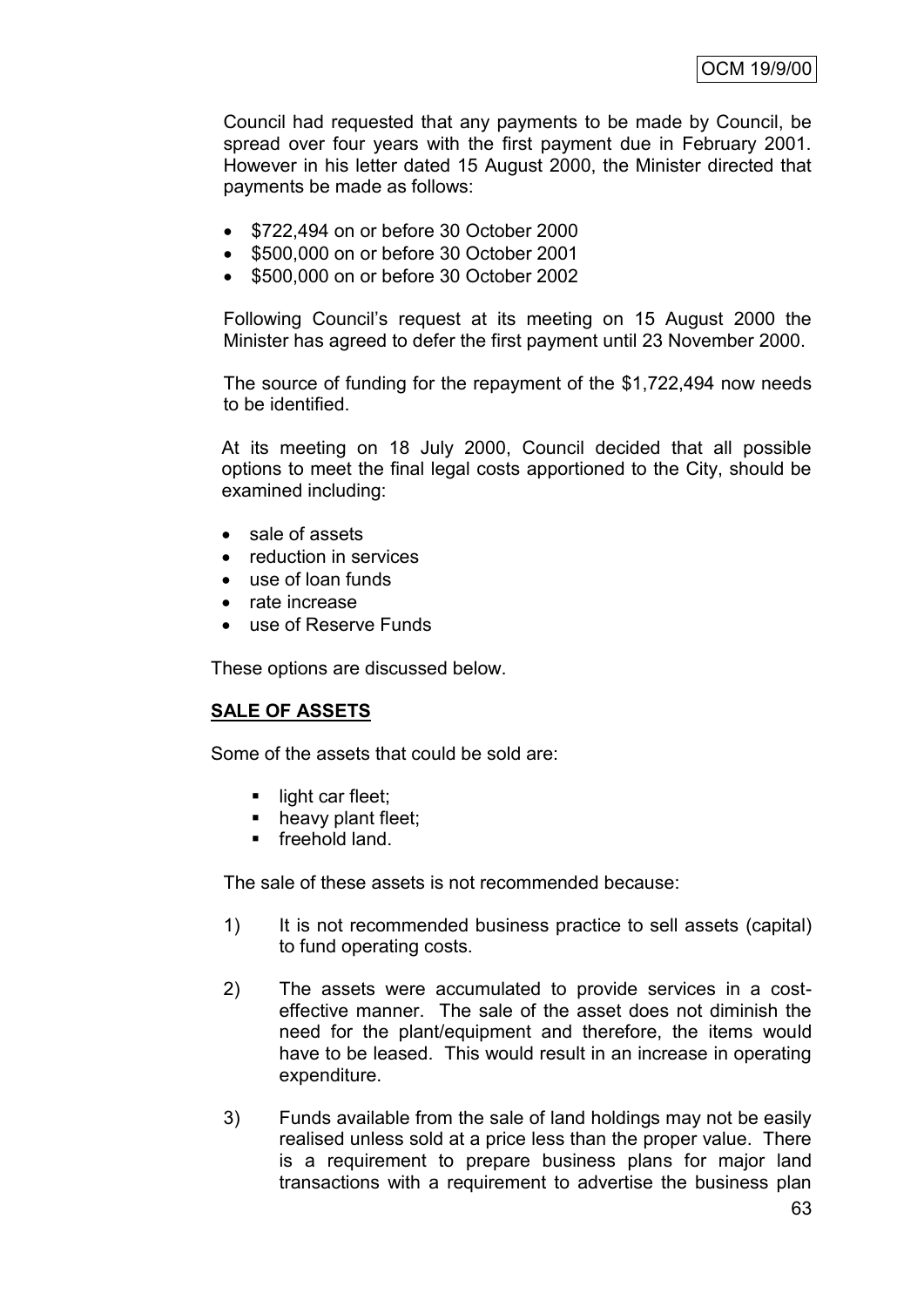Council had requested that any payments to be made by Council, be spread over four years with the first payment due in February 2001. However in his letter dated 15 August 2000, the Minister directed that payments be made as follows:

- \$722,494 on or before 30 October 2000
- \$500,000 on or before 30 October 2001
- \$500,000 on or before 30 October 2002

Following Council's request at its meeting on 15 August 2000 the Minister has agreed to defer the first payment until 23 November 2000.

The source of funding for the repayment of the \$1,722,494 now needs to be identified.

At its meeting on 18 July 2000, Council decided that all possible options to meet the final legal costs apportioned to the City, should be examined including:

- sale of assets
- reduction in services
- use of loan funds
- rate increase
- use of Reserve Funds

These options are discussed below.

**SALE OF ASSETS**

Some of the assets that could be sold are:

- light car fleet;
- heavy plant fleet;
- freehold land.

The sale of these assets is not recommended because:

1) It is not recommended business practice to sell assets (capital) to fund operating costs.

2) The assets were accumulated to provide services in a cost-effective manner. The sale of the asset does not diminish the need for the plant/equipment and therefore, the items would have to be leased. This would result in an increase in operating expenditure.

3) Funds available from the sale of land holdings may not be easily realised unless sold at a price less than the proper value. There is a requirement to prepare business plans for major land transactions with a requirement to advertise the business plan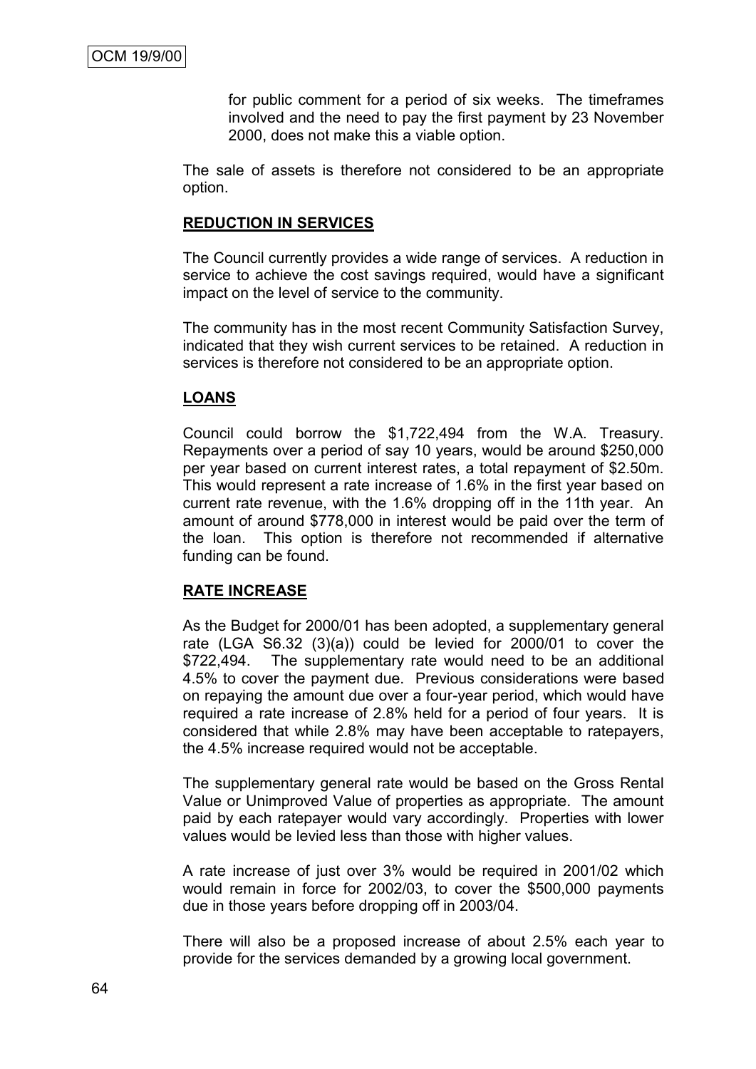for public comment for a period of six weeks. The timeframes involved and the need to pay the first payment by 23 November 2000, does not make this a viable option.

The sale of assets is therefore not considered to be an appropriate option.

**REDUCTION IN SERVICES**

The Council currently provides a wide range of services. A reduction in service to achieve the cost savings required, would have a significant impact on the level of service to the community.

The community has in the most recent Community Satisfaction Survey, indicated that they wish current services to be retained. A reduction in services is therefore not considered to be an appropriate option.

**LOANS**

Council could borrow the $1,722,494 from the W.A. Treasury. Repayments over a period of say 10 years, would be around $250,000 per year based on current interest rates, a total repayment of $2.50m. This would represent a rate increase of 1.6% in the first year based on current rate revenue, with the 1.6% dropping off in the 11th year. An amount of around $778,000 in interest would be paid over the term of the loan. This option is therefore not recommended if alternative funding can be found.

**RATE INCREASE**

As the Budget for 2000/01 has been adopted, a supplementary general rate (LGA S6.32 (3)(a)) could be levied for 2000/01 to cover the $722,494. The supplementary rate would need to be an additional 4.5% to cover the payment due. Previous considerations were based on repaying the amount due over a four-year period, which would have required a rate increase of 2.8% held for a period of four years. It is considered that while 2.8% may have been acceptable to ratepayers, the 4.5% increase required would not be acceptable.

The supplementary general rate would be based on the Gross Rental Value or Unimproved Value of properties as appropriate. The amount paid by each ratepayer would vary accordingly. Properties with lower values would be levied less than those with higher values.

A rate increase of just over 3% would be required in 2001/02 which would remain in force for 2002/03, to cover the $500,000 payments due in those years before dropping off in 2003/04.

There will also be a proposed increase of about 2.5% each year to provide for the services demanded by a growing local government.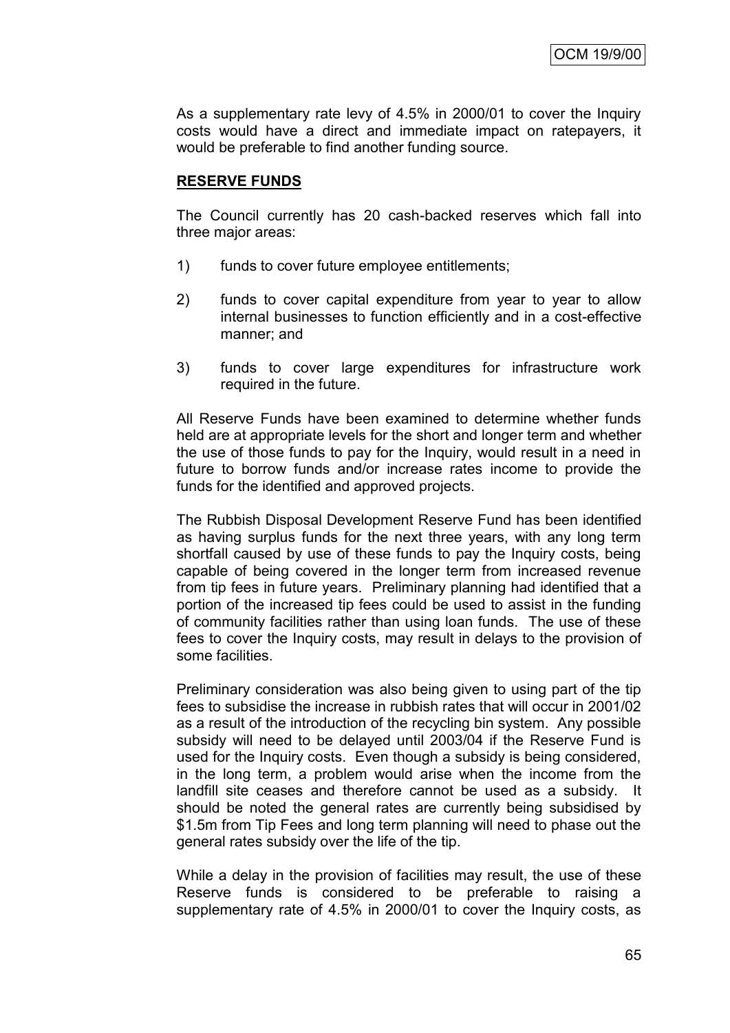As a supplementary rate levy of 4.5% in 2000/01 to cover the Inquiry costs would have a direct and immediate impact on ratepayers, it would be preferable to find another funding source.

**RESERVE FUNDS**

The Council currently has 20 cash-backed reserves which fall into three major areas:

1) funds to cover future employee entitlements;

2) funds to cover capital expenditure from year to year to allow internal businesses to function efficiently and in a cost-effective manner; and

3) funds to cover large expenditures for infrastructure work required in the future.

All Reserve Funds have been examined to determine whether funds held are at appropriate levels for the short and longer term and whether the use of those funds to pay for the Inquiry, would result in a need in future to borrow funds and/or increase rates income to provide the funds for the identified and approved projects.

The Rubbish Disposal Development Reserve Fund has been identified as having surplus funds for the next three years, with any long term shortfall caused by use of these funds to pay the Inquiry costs, being capable of being covered in the longer term from increased revenue from tip fees in future years. Preliminary planning had identified that a portion of the increased tip fees could be used to assist in the funding of community facilities rather than using loan funds. The use of these fees to cover the Inquiry costs, may result in delays to the provision of some facilities.

Preliminary consideration was also being given to using part of the tip fees to subsidise the increase in rubbish rates that will occur in 2001/02 as a result of the introduction of the recycling bin system. Any possible subsidy will need to be delayed until 2003/04 if the Reserve Fund is used for the Inquiry costs. Even though a subsidy is being considered, in the long term, a problem would arise when the income from the landfill site ceases and therefore cannot be used as a subsidy. It should be noted the general rates are currently being subsidised by \$1.5m from Tip Fees and long term planning will need to phase out the general rates subsidy over the life of the tip.

While a delay in the provision of facilities may result, the use of these Reserve funds is considered to be preferable to raising a supplementary rate of 4.5% in 2000/01 to cover the Inquiry costs, as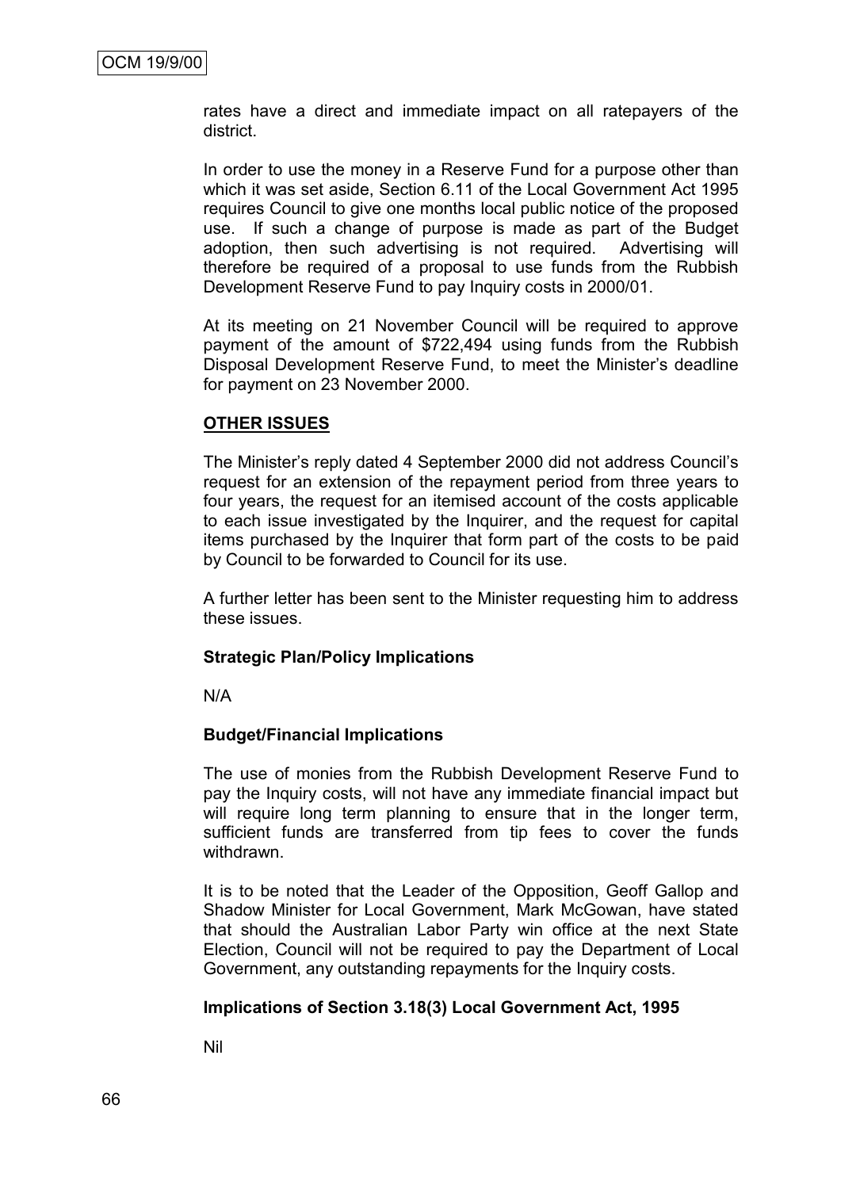rates have a direct and immediate impact on all ratepayers of the district.

In order to use the money in a Reserve Fund for a purpose other than which it was set aside, Section 6.11 of the Local Government Act 1995 requires Council to give one months local public notice of the proposed use. If such a change of purpose is made as part of the Budget adoption, then such advertising is not required. Advertising will therefore be required of a proposal to use funds from the Rubbish Development Reserve Fund to pay Inquiry costs in 2000/01.

At its meeting on 21 November Council will be required to approve payment of the amount of $722,494 using funds from the Rubbish Disposal Development Reserve Fund, to meet the Minister's deadline for payment on 23 November 2000.

**OTHER ISSUES**

The Minister's reply dated 4 September 2000 did not address Council's request for an extension of the repayment period from three years to four years, the request for an itemised account of the costs applicable to each issue investigated by the Inquirer, and the request for capital items purchased by the Inquirer that form part of the costs to be paid by Council to be forwarded to Council for its use.

A further letter has been sent to the Minister requesting him to address these issues.

**Strategic Plan/Policy Implications**

N/A

**Budget/Financial Implications**

The use of monies from the Rubbish Development Reserve Fund to pay the Inquiry costs, will not have any immediate financial impact but will require long term planning to ensure that in the longer term, sufficient funds are transferred from tip fees to cover the funds withdrawn.

It is to be noted that the Leader of the Opposition, Geoff Gallop and Shadow Minister for Local Government, Mark McGowan, have stated that should the Australian Labor Party win office at the next State Election, Council will not be required to pay the Department of Local Government, any outstanding repayments for the Inquiry costs.

**Implications of Section 3.18(3) Local Government Act, 1995**

Nil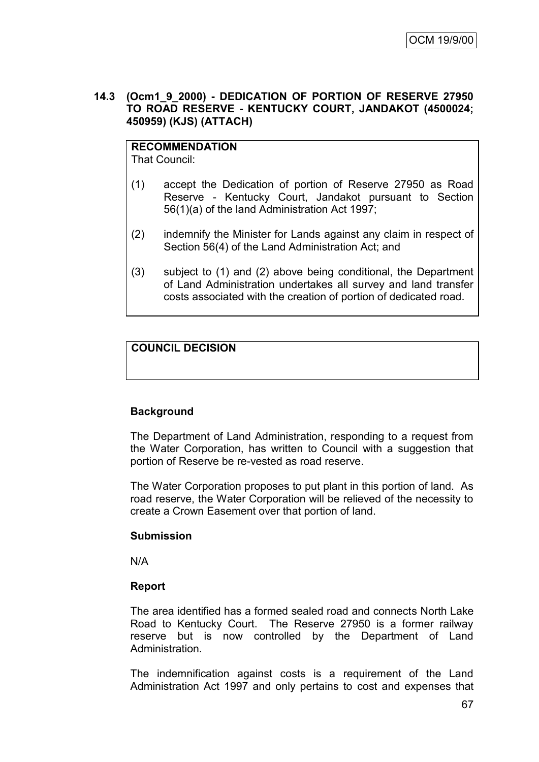**14.3 (Ocm1_9_2000) - DEDICATION OF PORTION OF RESERVE 27950 TO ROAD RESERVE - KENTUCKY COURT, JANDAKOT (4500024; 450959) (KJS) (ATTACH)**

| **RECOMMENDATION** |
|---|
| That Council:<br><br>(1) accept the Dedication of portion of Reserve 27950 as Road Reserve - Kentucky Court, Jandakot pursuant to Section 56(1)(a) of the land Administration Act 1997;<br><br>(2) indemnify the Minister for Lands against any claim in respect of Section 56(4) of the Land Administration Act; and<br><br>(3) subject to (1) and (2) above being conditional, the Department of Land Administration undertakes all survey and land transfer costs associated with the creation of portion of dedicated road. |

| **COUNCIL DECISION** |
|---|
| |

**Background**

The Department of Land Administration, responding to a request from the Water Corporation, has written to Council with a suggestion that portion of Reserve be re-vested as road reserve.

The Water Corporation proposes to put plant in this portion of land. As road reserve, the Water Corporation will be relieved of the necessity to create a Crown Easement over that portion of land.

**Submission**

N/A

**Report**

The area identified has a formed sealed road and connects North Lake Road to Kentucky Court. The Reserve 27950 is a former railway reserve but is now controlled by the Department of Land Administration.

The indemnification against costs is a requirement of the Land Administration Act 1997 and only pertains to cost and expenses that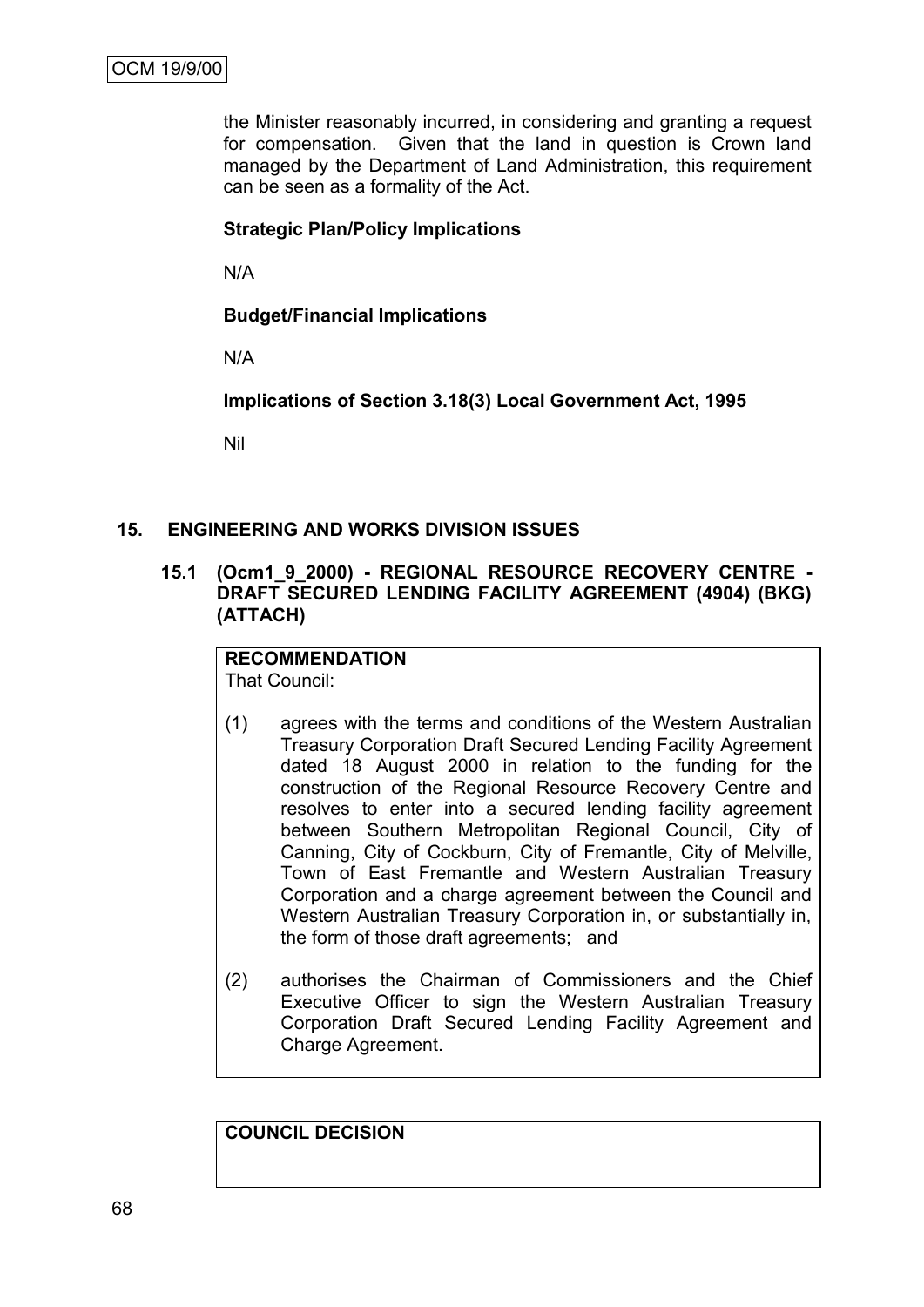the Minister reasonably incurred, in considering and granting a request for compensation. Given that the land in question is Crown land managed by the Department of Land Administration, this requirement can be seen as a formality of the Act.

**Strategic Plan/Policy Implications**

N/A

**Budget/Financial Implications**

N/A

**Implications of Section 3.18(3) Local Government Act, 1995**

Nil

## 15. ENGINEERING AND WORKS DIVISION ISSUES

### 15.1 (Ocm1_9_2000) - REGIONAL RESOURCE RECOVERY CENTRE - DRAFT SECURED LENDING FACILITY AGREEMENT (4904) (BKG) (ATTACH)

**RECOMMENDATION**
That Council:

(1) agrees with the terms and conditions of the Western Australian Treasury Corporation Draft Secured Lending Facility Agreement dated 18 August 2000 in relation to the funding for the construction of the Regional Resource Recovery Centre and resolves to enter into a secured lending facility agreement between Southern Metropolitan Regional Council, City of Canning, City of Cockburn, City of Fremantle, City of Melville, Town of East Fremantle and Western Australian Treasury Corporation and a charge agreement between the Council and Western Australian Treasury Corporation in, or substantially in, the form of those draft agreements; and

(2) authorises the Chairman of Commissioners and the Chief Executive Officer to sign the Western Australian Treasury Corporation Draft Secured Lending Facility Agreement and Charge Agreement.

**COUNCIL DECISION**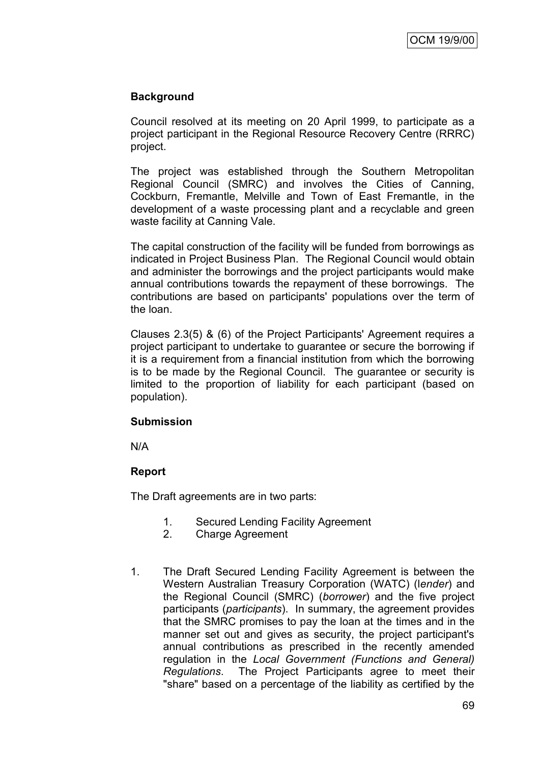**Background**

Council resolved at its meeting on 20 April 1999, to participate as a project participant in the Regional Resource Recovery Centre (RRRC) project.

The project was established through the Southern Metropolitan Regional Council (SMRC) and involves the Cities of Canning, Cockburn, Fremantle, Melville and Town of East Fremantle, in the development of a waste processing plant and a recyclable and green waste facility at Canning Vale.

The capital construction of the facility will be funded from borrowings as indicated in Project Business Plan. The Regional Council would obtain and administer the borrowings and the project participants would make annual contributions towards the repayment of these borrowings. The contributions are based on participants' populations over the term of the loan.

Clauses 2.3(5) & (6) of the Project Participants' Agreement requires a project participant to undertake to guarantee or secure the borrowing if it is a requirement from a financial institution from which the borrowing is to be made by the Regional Council. The guarantee or security is limited to the proportion of liability for each participant (based on population).

**Submission**

N/A

**Report**

The Draft agreements are in two parts:

1. Secured Lending Facility Agreement
2. Charge Agreement

1. The Draft Secured Lending Facility Agreement is between the Western Australian Treasury Corporation (WATC) (l*ender*) and the Regional Council (SMRC) (*borrower*) and the five project participants (*participants*). In summary, the agreement provides that the SMRC promises to pay the loan at the times and in the manner set out and gives as security, the project participant's annual contributions as prescribed in the recently amended regulation in the *Local Government (Functions and General) Regulations*. The Project Participants agree to meet their "share" based on a percentage of the liability as certified by the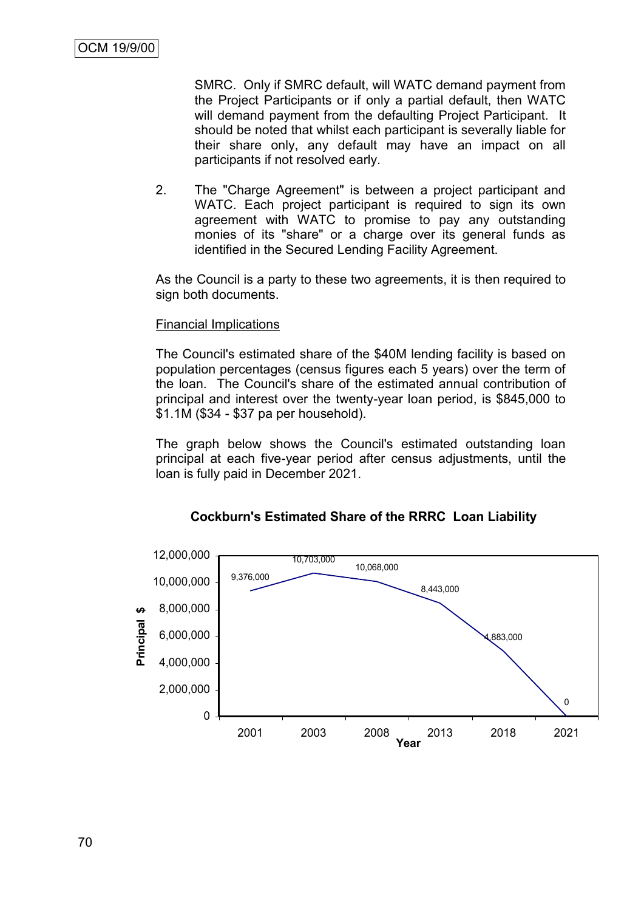SMRC. Only if SMRC default, will WATC demand payment from the Project Participants or if only a partial default, then WATC will demand payment from the defaulting Project Participant. It should be noted that whilst each participant is severally liable for their share only, any default may have an impact on all participants if not resolved early.

2. The "Charge Agreement" is between a project participant and WATC. Each project participant is required to sign its own agreement with WATC to promise to pay any outstanding monies of its "share" or a charge over its general funds as identified in the Secured Lending Facility Agreement.

As the Council is a party to these two agreements, it is then required to sign both documents.

Financial Implications

The Council's estimated share of the $40M lending facility is based on population percentages (census figures each 5 years) over the term of the loan. The Council's share of the estimated annual contribution of principal and interest over the twenty-year loan period, is $845,000 to $1.1M ($34 - $37 pa per household).

The graph below shows the Council's estimated outstanding loan principal at each five-year period after census adjustments, until the loan is fully paid in December 2021.

**Cockburn's Estimated Share of the RRRC Loan Liability**

| Year | Principal $ |
|---|---|
| 2001 | 9,376,000 |
| 2003 | 10,703,000 |
| 2008 | 10,068,000 |
| 2013 | 8,443,000 |
| 2018 | 4,883,000 |
| 2021 | 0 |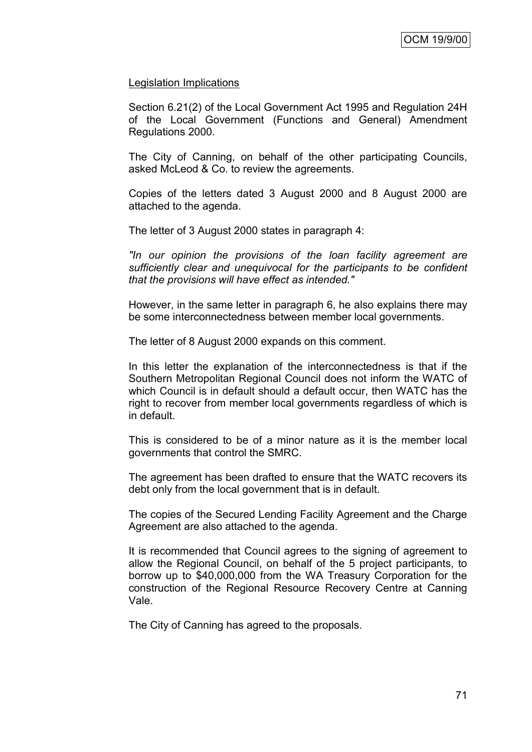Legislation Implications

Section 6.21(2) of the Local Government Act 1995 and Regulation 24H of the Local Government (Functions and General) Amendment Regulations 2000.

The City of Canning, on behalf of the other participating Councils, asked McLeod & Co. to review the agreements.

Copies of the letters dated 3 August 2000 and 8 August 2000 are attached to the agenda.

The letter of 3 August 2000 states in paragraph 4:

*"In our opinion the provisions of the loan facility agreement are sufficiently clear and unequivocal for the participants to be confident that the provisions will have effect as intended."*

However, in the same letter in paragraph 6, he also explains there may be some interconnectedness between member local governments.

The letter of 8 August 2000 expands on this comment.

In this letter the explanation of the interconnectedness is that if the Southern Metropolitan Regional Council does not inform the WATC of which Council is in default should a default occur, then WATC has the right to recover from member local governments regardless of which is in default.

This is considered to be of a minor nature as it is the member local governments that control the SMRC.

The agreement has been drafted to ensure that the WATC recovers its debt only from the local government that is in default.

The copies of the Secured Lending Facility Agreement and the Charge Agreement are also attached to the agenda.

It is recommended that Council agrees to the signing of agreement to allow the Regional Council, on behalf of the 5 project participants, to borrow up to $40,000,000 from the WA Treasury Corporation for the construction of the Regional Resource Recovery Centre at Canning Vale.

The City of Canning has agreed to the proposals.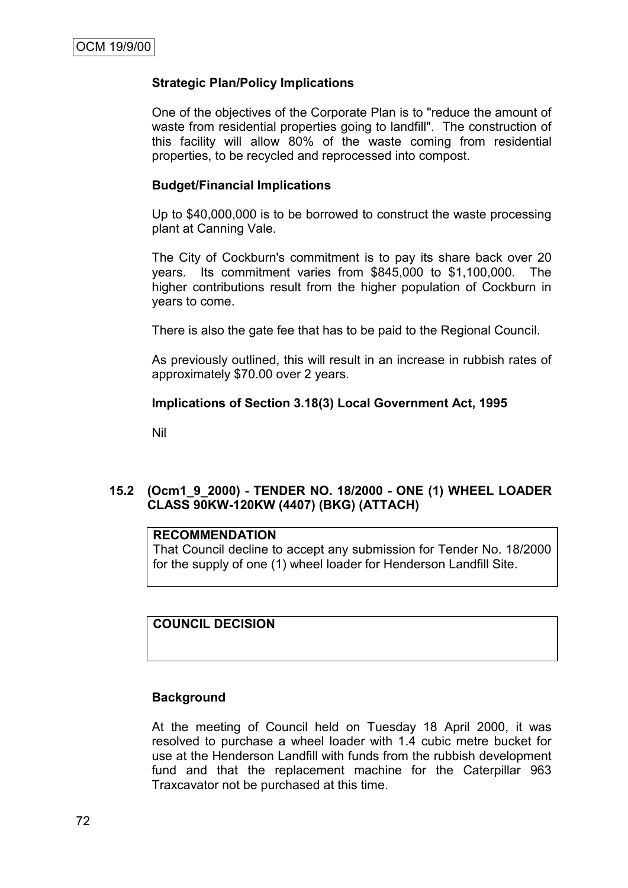**Strategic Plan/Policy Implications**

One of the objectives of the Corporate Plan is to "reduce the amount of waste from residential properties going to landfill". The construction of this facility will allow 80% of the waste coming from residential properties, to be recycled and reprocessed into compost.

**Budget/Financial Implications**

Up to $40,000,000 is to be borrowed to construct the waste processing plant at Canning Vale.

The City of Cockburn's commitment is to pay its share back over 20 years. Its commitment varies from $845,000 to $1,100,000. The higher contributions result from the higher population of Cockburn in years to come.

There is also the gate fee that has to be paid to the Regional Council.

As previously outlined, this will result in an increase in rubbish rates of approximately $70.00 over 2 years.

**Implications of Section 3.18(3) Local Government Act, 1995**

Nil

## 15.2 (Ocm1_9_2000) - TENDER NO. 18/2000 - ONE (1) WHEEL LOADER CLASS 90KW-120KW (4407) (BKG) (ATTACH)

**RECOMMENDATION**

That Council decline to accept any submission for Tender No. 18/2000 for the supply of one (1) wheel loader for Henderson Landfill Site.

**COUNCIL DECISION**

**Background**

At the meeting of Council held on Tuesday 18 April 2000, it was resolved to purchase a wheel loader with 1.4 cubic metre bucket for use at the Henderson Landfill with funds from the rubbish development fund and that the replacement machine for the Caterpillar 963 Traxcavator not be purchased at this time.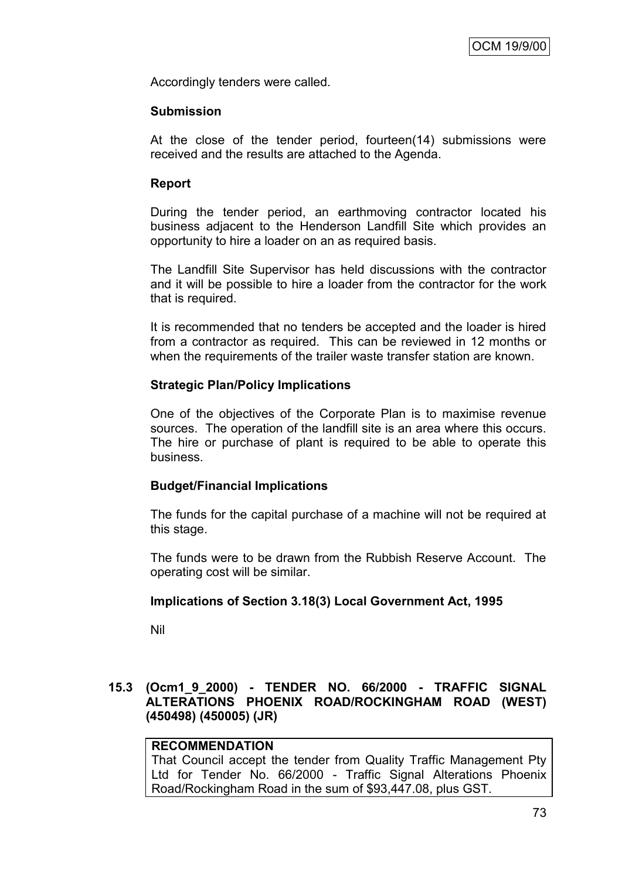Accordingly tenders were called.

**Submission**

At the close of the tender period, fourteen(14) submissions were received and the results are attached to the Agenda.

**Report**

During the tender period, an earthmoving contractor located his business adjacent to the Henderson Landfill Site which provides an opportunity to hire a loader on an as required basis.

The Landfill Site Supervisor has held discussions with the contractor and it will be possible to hire a loader from the contractor for the work that is required.

It is recommended that no tenders be accepted and the loader is hired from a contractor as required. This can be reviewed in 12 months or when the requirements of the trailer waste transfer station are known.

**Strategic Plan/Policy Implications**

One of the objectives of the Corporate Plan is to maximise revenue sources. The operation of the landfill site is an area where this occurs. The hire or purchase of plant is required to be able to operate this business.

**Budget/Financial Implications**

The funds for the capital purchase of a machine will not be required at this stage.

The funds were to be drawn from the Rubbish Reserve Account. The operating cost will be similar.

**Implications of Section 3.18(3) Local Government Act, 1995**

Nil

## 15.3 (Ocm1_9_2000) - TENDER NO. 66/2000 - TRAFFIC SIGNAL ALTERATIONS PHOENIX ROAD/ROCKINGHAM ROAD (WEST) (450498) (450005) (JR)

**RECOMMENDATION**
That Council accept the tender from Quality Traffic Management Pty Ltd for Tender No. 66/2000 - Traffic Signal Alterations Phoenix Road/Rockingham Road in the sum of $93,447.08, plus GST.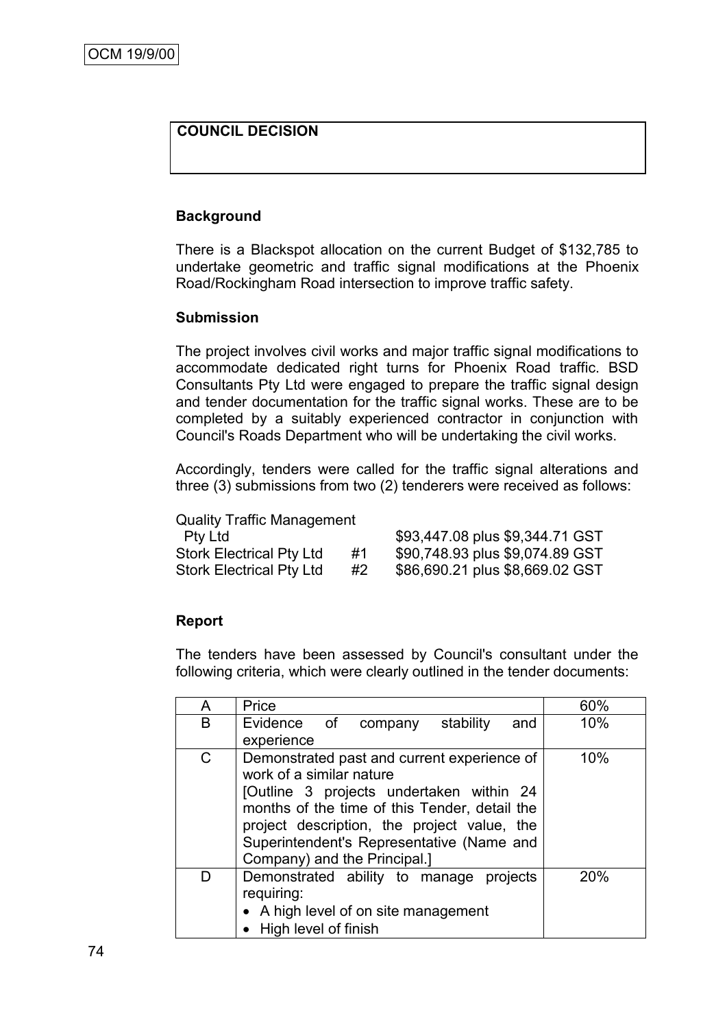**COUNCIL DECISION**

**Background**

There is a Blackspot allocation on the current Budget of $132,785 to undertake geometric and traffic signal modifications at the Phoenix Road/Rockingham Road intersection to improve traffic safety.

**Submission**

The project involves civil works and major traffic signal modifications to accommodate dedicated right turns for Phoenix Road traffic. BSD Consultants Pty Ltd were engaged to prepare the traffic signal design and tender documentation for the traffic signal works. These are to be completed by a suitably experienced contractor in conjunction with Council's Roads Department who will be undertaking the civil works.

Accordingly, tenders were called for the traffic signal alterations and three (3) submissions from two (2) tenderers were received as follows:

| | | |
|---|---|---|
| Quality Traffic Management Pty Ltd | | $93,447.08 plus $9,344.71 GST |
| Stork Electrical Pty Ltd | #1 | $90,748.93 plus $9,074.89 GST |
| Stork Electrical Pty Ltd | #2 | $86,690.21 plus $8,669.02 GST |

**Report**

The tenders have been assessed by Council's consultant under the following criteria, which were clearly outlined in the tender documents:

| | | |
|---|---|---|
| A | Price | 60% |
| B | Evidence of company stability and experience | 10% |
| C | Demonstrated past and current experience of work of a similar nature<br>[Outline 3 projects undertaken within 24 months of the time of this Tender, detail the project description, the project value, the Superintendent's Representative (Name and Company) and the Principal.] | 10% |
| D | Demonstrated ability to manage projects requiring:<br>• A high level of on site management<br>• High level of finish | 20% |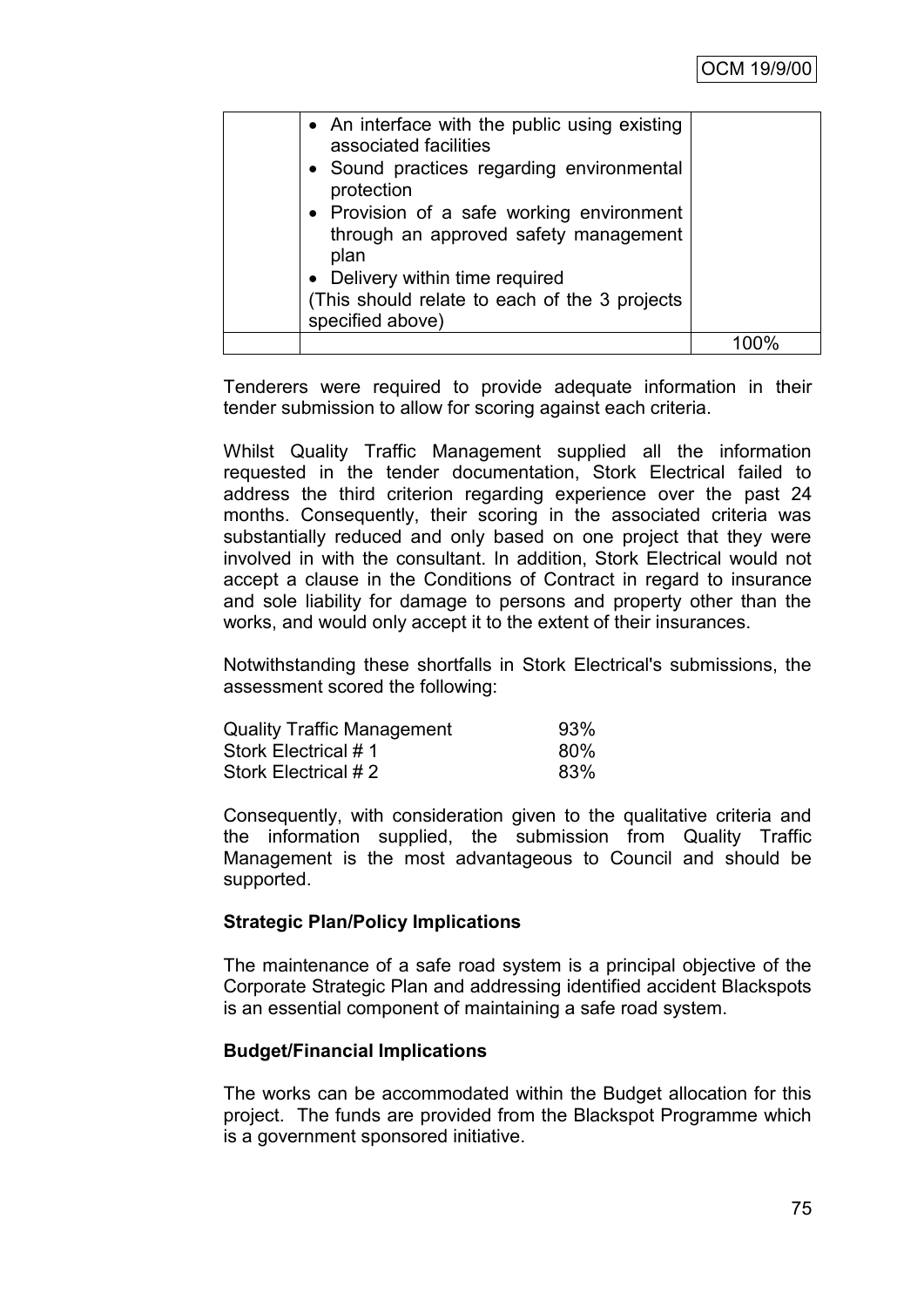|  | • An interface with the public using existing associated facilities<br>• Sound practices regarding environmental protection<br>• Provision of a safe working environment through an approved safety management plan<br>• Delivery within time required<br>(This should relate to each of the 3 projects specified above) |  |
|---|---|---|
|  |  | 100% |

Tenderers were required to provide adequate information in their tender submission to allow for scoring against each criteria.

Whilst Quality Traffic Management supplied all the information requested in the tender documentation, Stork Electrical failed to address the third criterion regarding experience over the past 24 months. Consequently, their scoring in the associated criteria was substantially reduced and only based on one project that they were involved in with the consultant. In addition, Stork Electrical would not accept a clause in the Conditions of Contract in regard to insurance and sole liability for damage to persons and property other than the works, and would only accept it to the extent of their insurances.

Notwithstanding these shortfalls in Stork Electrical's submissions, the assessment scored the following:

| | |
|---|---|
| Quality Traffic Management | 93% |
| Stork Electrical # 1 | 80% |
| Stork Electrical # 2 | 83% |

Consequently, with consideration given to the qualitative criteria and the information supplied, the submission from Quality Traffic Management is the most advantageous to Council and should be supported.

**Strategic Plan/Policy Implications**

The maintenance of a safe road system is a principal objective of the Corporate Strategic Plan and addressing identified accident Blackspots is an essential component of maintaining a safe road system.

**Budget/Financial Implications**

The works can be accommodated within the Budget allocation for this project. The funds are provided from the Blackspot Programme which is a government sponsored initiative.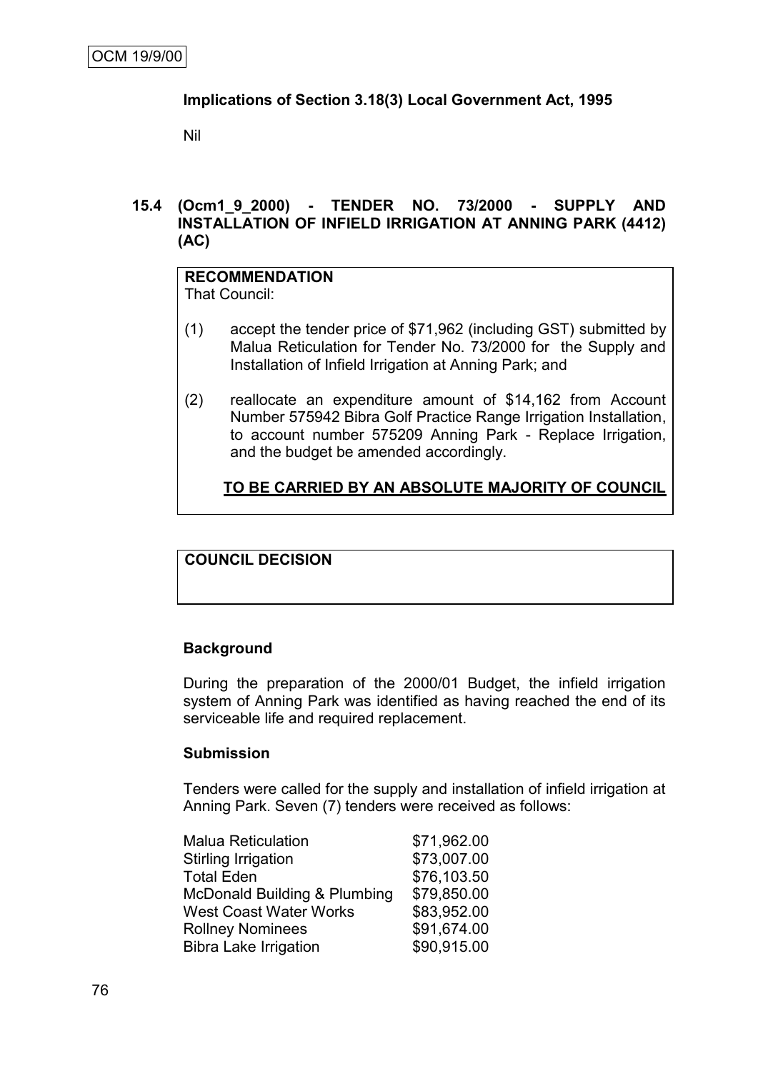### Implications of Section 3.18(3) Local Government Act, 1995

Nil

## 15.4 (Ocm1_9_2000) - TENDER NO. 73/2000 - SUPPLY AND INSTALLATION OF INFIELD IRRIGATION AT ANNING PARK (4412) (AC)

**RECOMMENDATION**
That Council:

(1) accept the tender price of $71,962 (including GST) submitted by Malua Reticulation for Tender No. 73/2000 for the Supply and Installation of Infield Irrigation at Anning Park; and

(2) reallocate an expenditure amount of $14,162 from Account Number 575942 Bibra Golf Practice Range Irrigation Installation, to account number 575209 Anning Park - Replace Irrigation, and the budget be amended accordingly.

**TO BE CARRIED BY AN ABSOLUTE MAJORITY OF COUNCIL**

**COUNCIL DECISION**

### Background

During the preparation of the 2000/01 Budget, the infield irrigation system of Anning Park was identified as having reached the end of its serviceable life and required replacement.

### Submission

Tenders were called for the supply and installation of infield irrigation at Anning Park. Seven (7) tenders were received as follows:

| | |
|---|---|
| Malua Reticulation | $71,962.00 |
| Stirling Irrigation | $73,007.00 |
| Total Eden | $76,103.50 |
| McDonald Building & Plumbing | $79,850.00 |
| West Coast Water Works | $83,952.00 |
| Rollney Nominees | $91,674.00 |
| Bibra Lake Irrigation | $90,915.00 |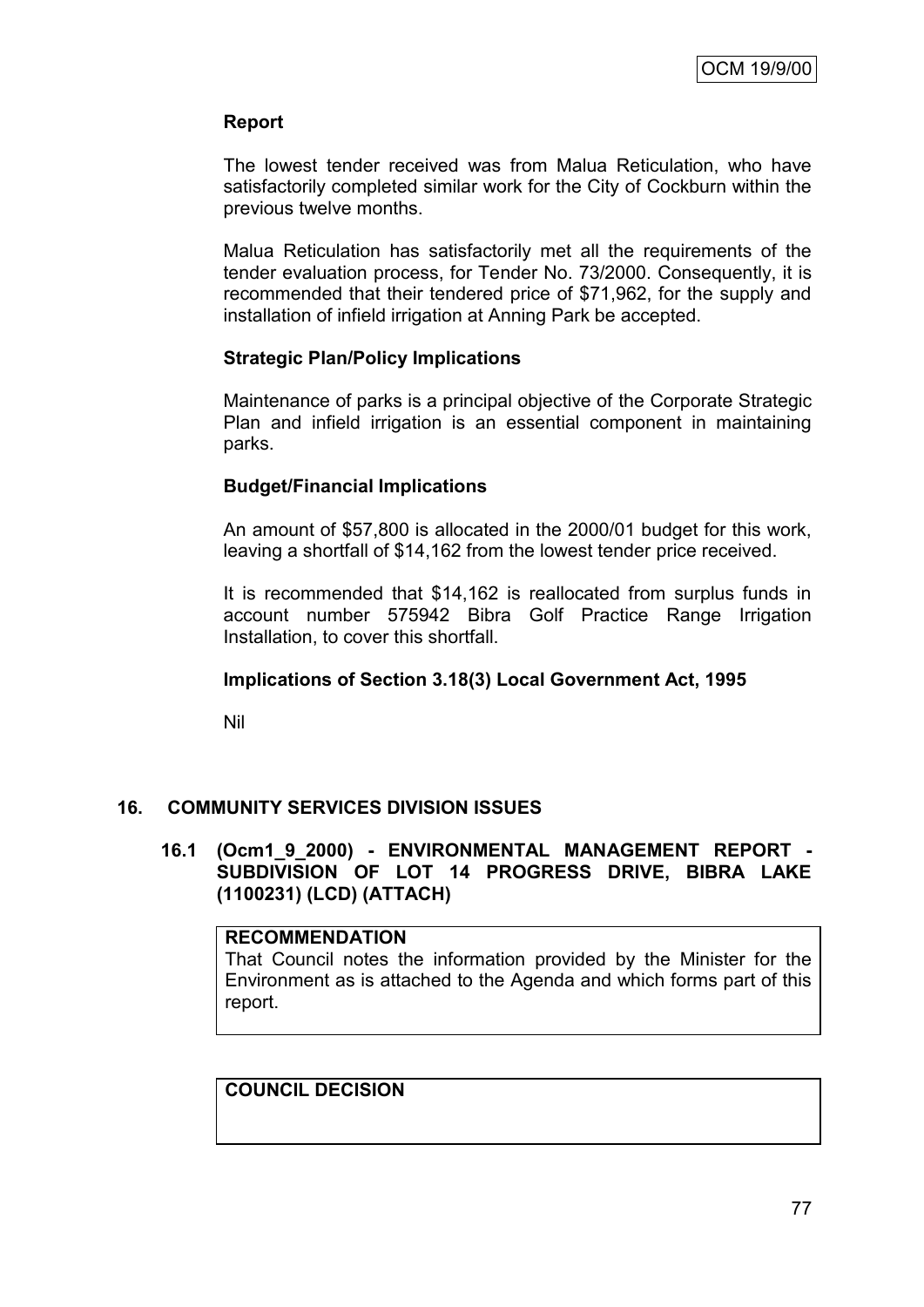**Report**

The lowest tender received was from Malua Reticulation, who have satisfactorily completed similar work for the City of Cockburn within the previous twelve months.

Malua Reticulation has satisfactorily met all the requirements of the tender evaluation process, for Tender No. 73/2000. Consequently, it is recommended that their tendered price of $71,962, for the supply and installation of infield irrigation at Anning Park be accepted.

**Strategic Plan/Policy Implications**

Maintenance of parks is a principal objective of the Corporate Strategic Plan and infield irrigation is an essential component in maintaining parks.

**Budget/Financial Implications**

An amount of $57,800 is allocated in the 2000/01 budget for this work, leaving a shortfall of $14,162 from the lowest tender price received.

It is recommended that $14,162 is reallocated from surplus funds in account number 575942 Bibra Golf Practice Range Irrigation Installation, to cover this shortfall.

**Implications of Section 3.18(3) Local Government Act, 1995**

Nil

## 16. COMMUNITY SERVICES DIVISION ISSUES

### 16.1 (Ocm1_9_2000) - ENVIRONMENTAL MANAGEMENT REPORT - SUBDIVISION OF LOT 14 PROGRESS DRIVE, BIBRA LAKE (1100231) (LCD) (ATTACH)

**RECOMMENDATION**

That Council notes the information provided by the Minister for the Environment as is attached to the Agenda and which forms part of this report.

**COUNCIL DECISION**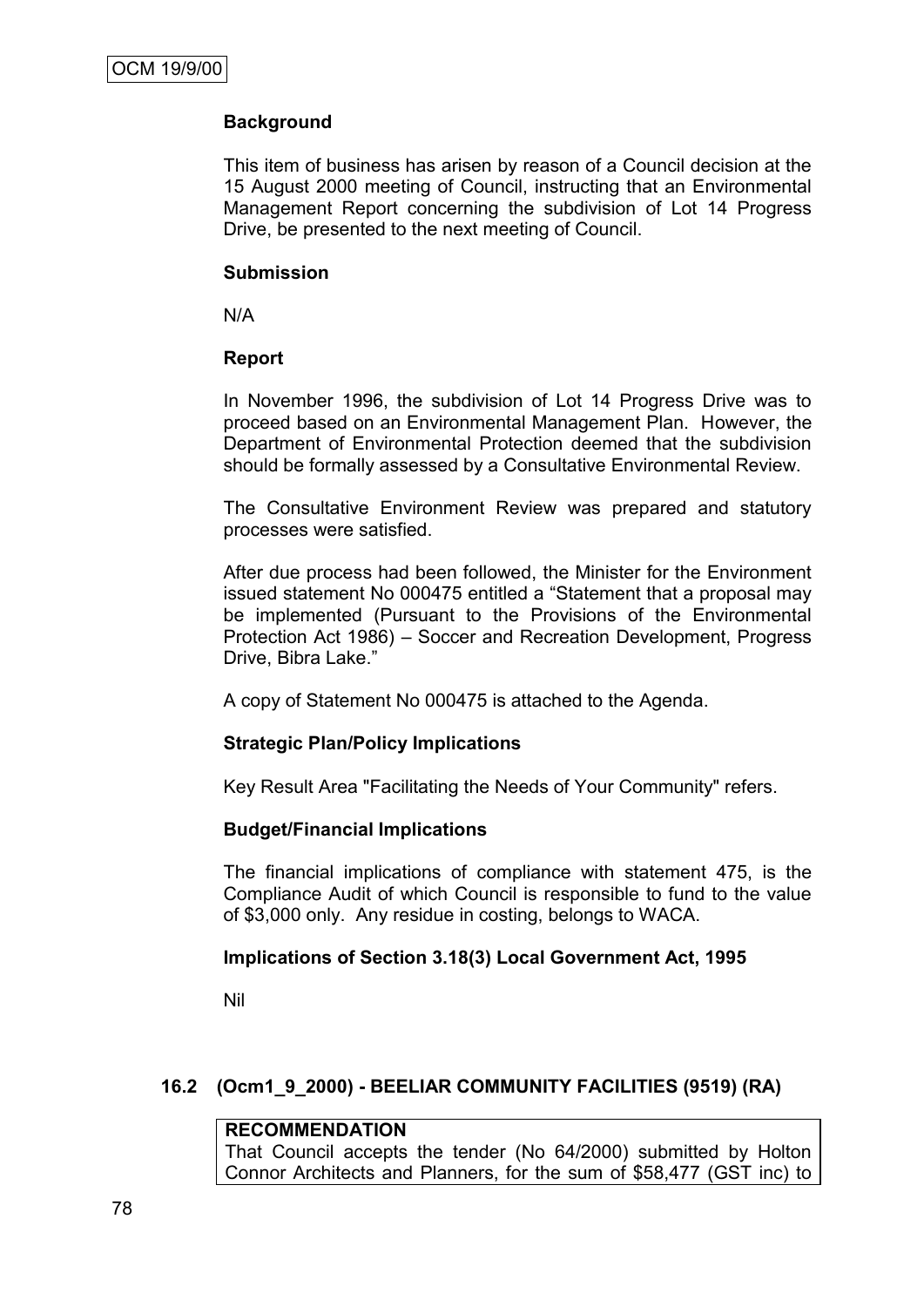**Background**

This item of business has arisen by reason of a Council decision at the 15 August 2000 meeting of Council, instructing that an Environmental Management Report concerning the subdivision of Lot 14 Progress Drive, be presented to the next meeting of Council.

**Submission**

N/A

**Report**

In November 1996, the subdivision of Lot 14 Progress Drive was to proceed based on an Environmental Management Plan. However, the Department of Environmental Protection deemed that the subdivision should be formally assessed by a Consultative Environmental Review.

The Consultative Environment Review was prepared and statutory processes were satisfied.

After due process had been followed, the Minister for the Environment issued statement No 000475 entitled a "Statement that a proposal may be implemented (Pursuant to the Provisions of the Environmental Protection Act 1986) – Soccer and Recreation Development, Progress Drive, Bibra Lake."

A copy of Statement No 000475 is attached to the Agenda.

**Strategic Plan/Policy Implications**

Key Result Area "Facilitating the Needs of Your Community" refers.

**Budget/Financial Implications**

The financial implications of compliance with statement 475, is the Compliance Audit of which Council is responsible to fund to the value of $3,000 only. Any residue in costing, belongs to WACA.

**Implications of Section 3.18(3) Local Government Act, 1995**

Nil

## 16.2 (Ocm1_9_2000) - BEELIAR COMMUNITY FACILITIES (9519) (RA)

**RECOMMENDATION**
That Council accepts the tender (No 64/2000) submitted by Holton Connor Architects and Planners, for the sum of $58,477 (GST inc) to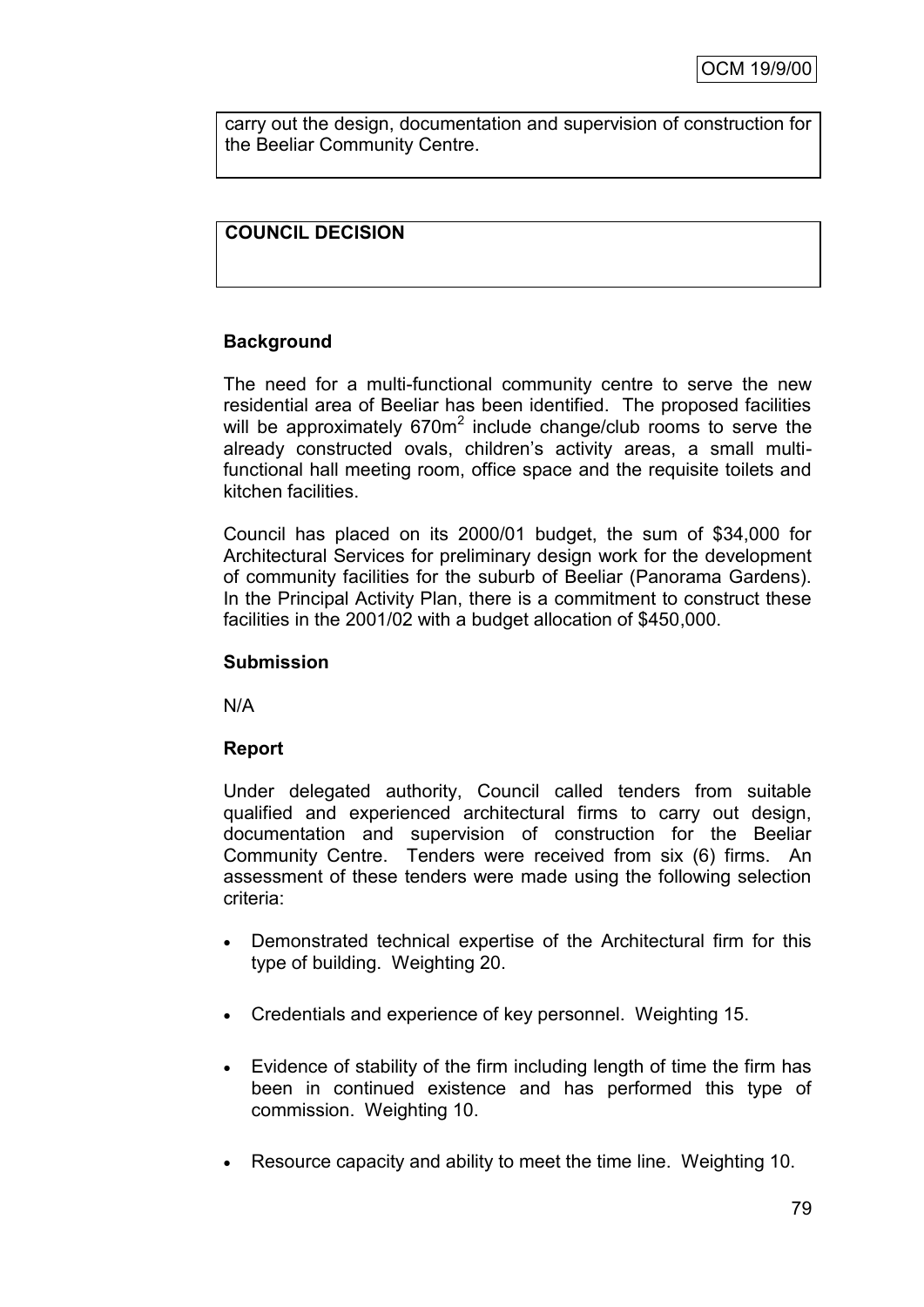carry out the design, documentation and supervision of construction for the Beeliar Community Centre.

**COUNCIL DECISION**

**Background**

The need for a multi-functional community centre to serve the new residential area of Beeliar has been identified. The proposed facilities will be approximately 670m$^2$ include change/club rooms to serve the already constructed ovals, children's activity areas, a small multi-functional hall meeting room, office space and the requisite toilets and kitchen facilities.

Council has placed on its 2000/01 budget, the sum of $34,000 for Architectural Services for preliminary design work for the development of community facilities for the suburb of Beeliar (Panorama Gardens). In the Principal Activity Plan, there is a commitment to construct these facilities in the 2001/02 with a budget allocation of $450,000.

**Submission**

N/A

**Report**

Under delegated authority, Council called tenders from suitable qualified and experienced architectural firms to carry out design, documentation and supervision of construction for the Beeliar Community Centre. Tenders were received from six (6) firms. An assessment of these tenders were made using the following selection criteria:

- Demonstrated technical expertise of the Architectural firm for this type of building. Weighting 20.
- Credentials and experience of key personnel. Weighting 15.
- Evidence of stability of the firm including length of time the firm has been in continued existence and has performed this type of commission. Weighting 10.
- Resource capacity and ability to meet the time line. Weighting 10.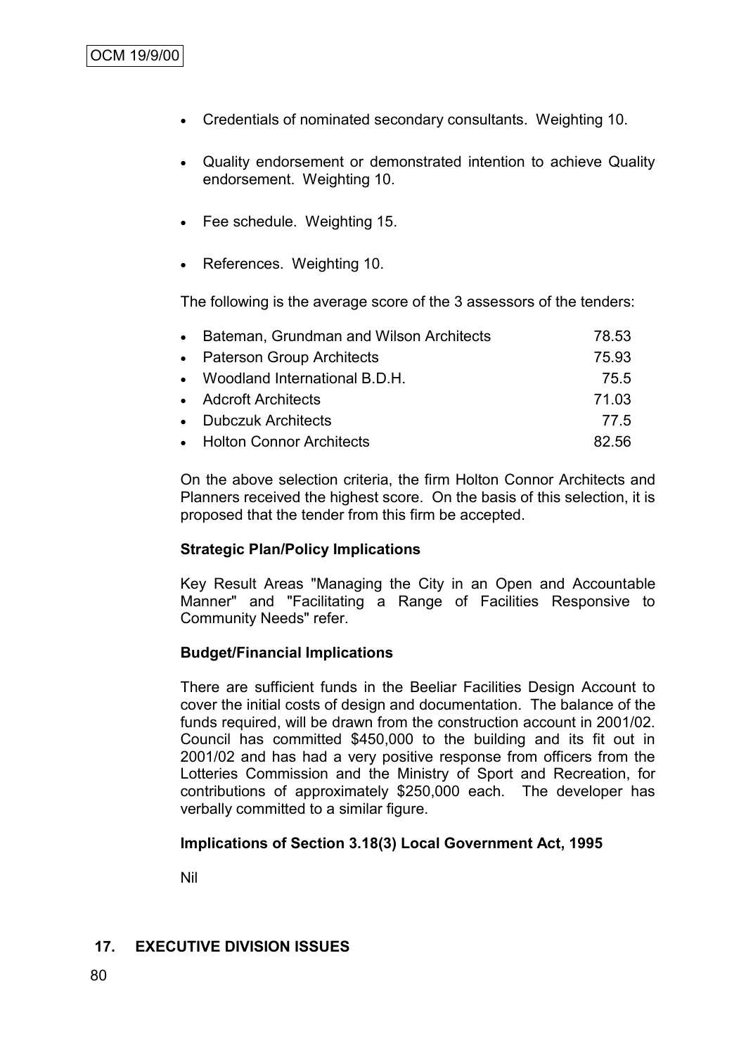- Credentials of nominated secondary consultants. Weighting 10.

- Quality endorsement or demonstrated intention to achieve Quality endorsement. Weighting 10.

- Fee schedule. Weighting 15.

- References. Weighting 10.

The following is the average score of the 3 assessors of the tenders:

| | |
|---|---|
| • Bateman, Grundman and Wilson Architects | 78.53 |
| • Paterson Group Architects | 75.93 |
| • Woodland International B.D.H. | 75.5 |
| • Adcroft Architects | 71.03 |
| • Dubczuk Architects | 77.5 |
| • Holton Connor Architects | 82.56 |

On the above selection criteria, the firm Holton Connor Architects and Planners received the highest score. On the basis of this selection, it is proposed that the tender from this firm be accepted.

**Strategic Plan/Policy Implications**

Key Result Areas "Managing the City in an Open and Accountable Manner" and "Facilitating a Range of Facilities Responsive to Community Needs" refer.

**Budget/Financial Implications**

There are sufficient funds in the Beeliar Facilities Design Account to cover the initial costs of design and documentation. The balance of the funds required, will be drawn from the construction account in 2001/02. Council has committed $450,000 to the building and its fit out in 2001/02 and has had a very positive response from officers from the Lotteries Commission and the Ministry of Sport and Recreation, for contributions of approximately $250,000 each. The developer has verbally committed to a similar figure.

**Implications of Section 3.18(3) Local Government Act, 1995**

Nil

## 17. EXECUTIVE DIVISION ISSUES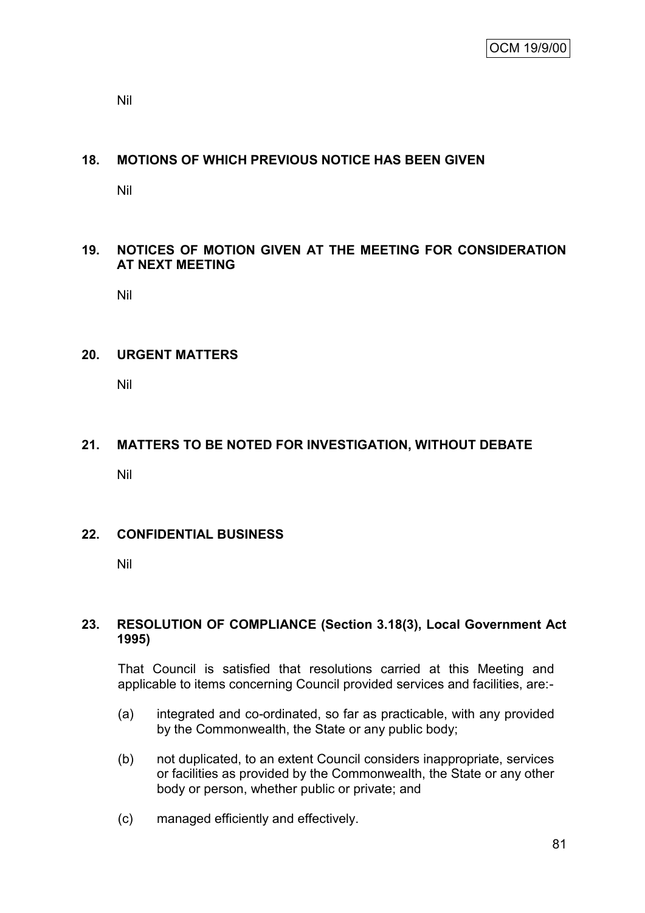Nil

## 18. MOTIONS OF WHICH PREVIOUS NOTICE HAS BEEN GIVEN

Nil

## 19. NOTICES OF MOTION GIVEN AT THE MEETING FOR CONSIDERATION AT NEXT MEETING

Nil

## 20. URGENT MATTERS

Nil

## 21. MATTERS TO BE NOTED FOR INVESTIGATION, WITHOUT DEBATE

Nil

## 22. CONFIDENTIAL BUSINESS

Nil

## 23. RESOLUTION OF COMPLIANCE (Section 3.18(3), Local Government Act 1995)

That Council is satisfied that resolutions carried at this Meeting and applicable to items concerning Council provided services and facilities, are:-

(a) integrated and co-ordinated, so far as practicable, with any provided by the Commonwealth, the State or any public body;

(b) not duplicated, to an extent Council considers inappropriate, services or facilities as provided by the Commonwealth, the State or any other body or person, whether public or private; and

(c) managed efficiently and effectively.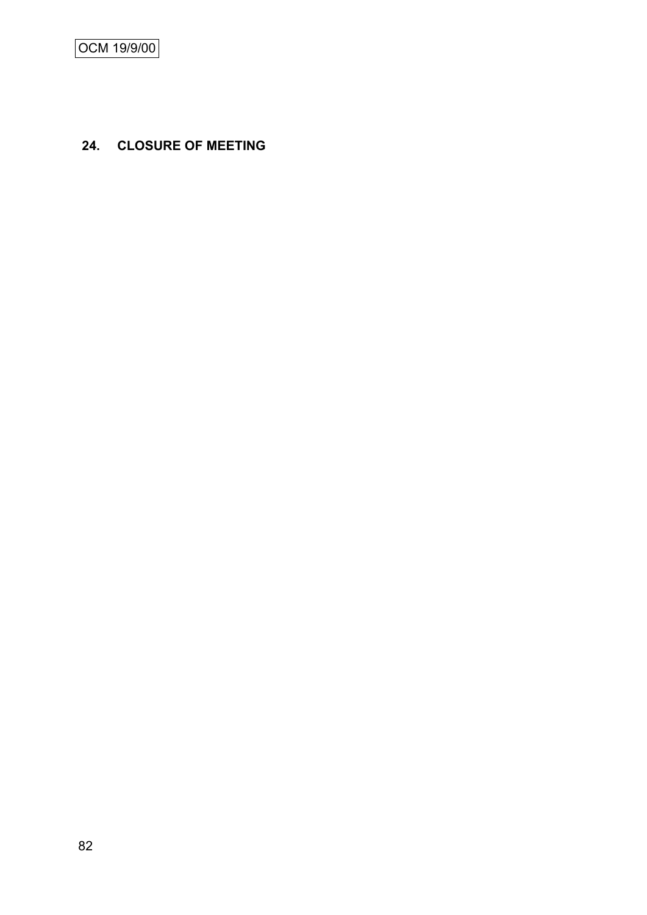## 24. CLOSURE OF MEETING